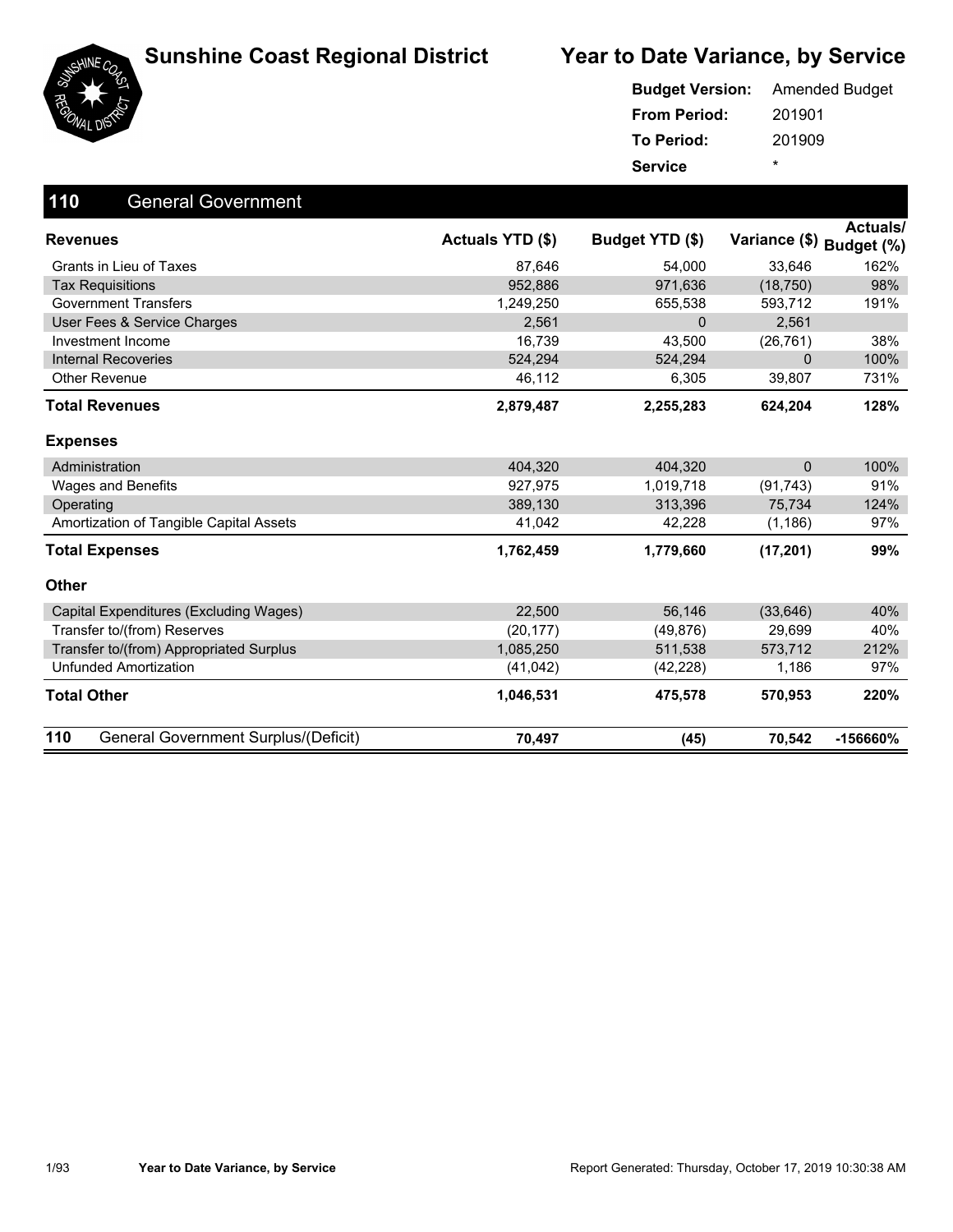# Sunshine Coast Regional District

## Year to Date Variance, by Service

**Budget Version:** Amended Budget
**From Period:** 201901
**To Period:** 201909
**Service** *

## 110 General Government

| Revenues | Actuals YTD ($) | Budget YTD ($) | Variance ($) | Actuals/ Budget (%) |
|---|---|---|---|---|
| Grants in Lieu of Taxes | 87,646 | 54,000 | 33,646 | 162% |
| Tax Requisitions | 952,886 | 971,636 | (18,750) | 98% |
| Government Transfers | 1,249,250 | 655,538 | 593,712 | 191% |
| User Fees & Service Charges | 2,561 | 0 | 2,561 | |
| Investment Income | 16,739 | 43,500 | (26,761) | 38% |
| Internal Recoveries | 524,294 | 524,294 | 0 | 100% |
| Other Revenue | 46,112 | 6,305 | 39,807 | 731% |
| **Total Revenues** | **2,879,487** | **2,255,283** | **624,204** | **128%** |
| **Expenses** | | | | |
| Administration | 404,320 | 404,320 | 0 | 100% |
| Wages and Benefits | 927,975 | 1,019,718 | (91,743) | 91% |
| Operating | 389,130 | 313,396 | 75,734 | 124% |
| Amortization of Tangible Capital Assets | 41,042 | 42,228 | (1,186) | 97% |
| **Total Expenses** | **1,762,459** | **1,779,660** | **(17,201)** | **99%** |
| **Other** | | | | |
| Capital Expenditures (Excluding Wages) | 22,500 | 56,146 | (33,646) | 40% |
| Transfer to/(from) Reserves | (20,177) | (49,876) | 29,699 | 40% |
| Transfer to/(from) Appropriated Surplus | 1,085,250 | 511,538 | 573,712 | 212% |
| Unfunded Amortization | (41,042) | (42,228) | 1,186 | 97% |
| **Total Other** | **1,046,531** | **475,578** | **570,953** | **220%** |
| **110** General Government Surplus/(Deficit) | **70,497** | **(45)** | **70,542** | **-156660%** |

**Year to Date Variance, by Service** Report Generated: Thursday, October 17, 2019 10:30:38 AM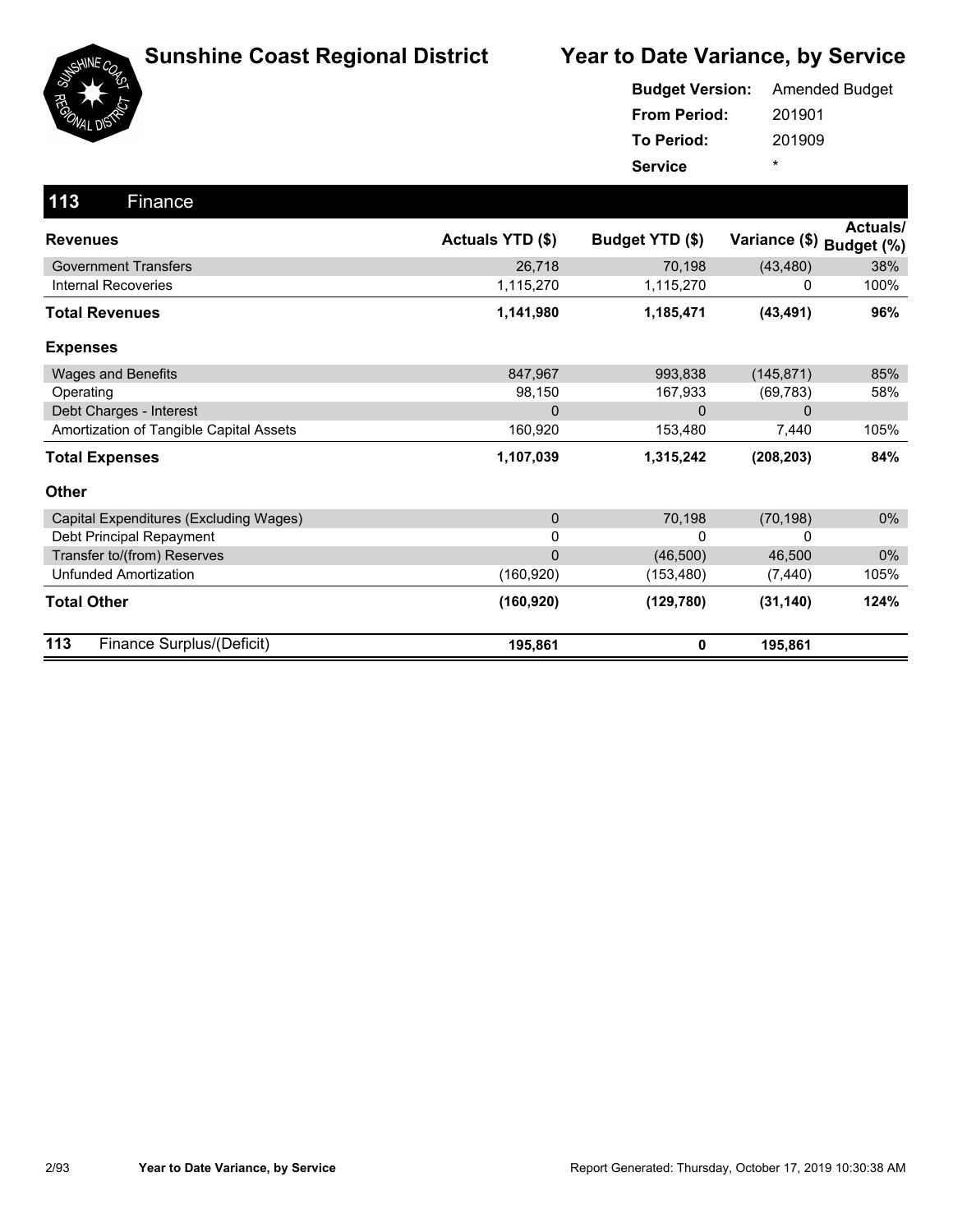# Sunshine Coast Regional District

## Year to Date Variance, by Service

**Budget Version:** Amended Budget
**From Period:** 201901
**To Period:** 201909
**Service** *

### 113 Finance

| Revenues | Actuals YTD ($) | Budget YTD ($) | Variance ($) | Actuals/ Budget (%) |
|---|---|---|---|---|
| Government Transfers | 26,718 | 70,198 | (43,480) | 38% |
| Internal Recoveries | 1,115,270 | 1,115,270 | 0 | 100% |
| **Total Revenues** | **1,141,980** | **1,185,471** | **(43,491)** | **96%** |
| **Expenses** | | | | |
| Wages and Benefits | 847,967 | 993,838 | (145,871) | 85% |
| Operating | 98,150 | 167,933 | (69,783) | 58% |
| Debt Charges - Interest | 0 | 0 | 0 | |
| Amortization of Tangible Capital Assets | 160,920 | 153,480 | 7,440 | 105% |
| **Total Expenses** | **1,107,039** | **1,315,242** | **(208,203)** | **84%** |
| **Other** | | | | |
| Capital Expenditures (Excluding Wages) | 0 | 70,198 | (70,198) | 0% |
| Debt Principal Repayment | 0 | 0 | 0 | |
| Transfer to/(from) Reserves | 0 | (46,500) | 46,500 | 0% |
| Unfunded Amortization | (160,920) | (153,480) | (7,440) | 105% |
| **Total Other** | **(160,920)** | **(129,780)** | **(31,140)** | **124%** |
| **113 Finance Surplus/(Deficit)** | **195,861** | **0** | **195,861** | |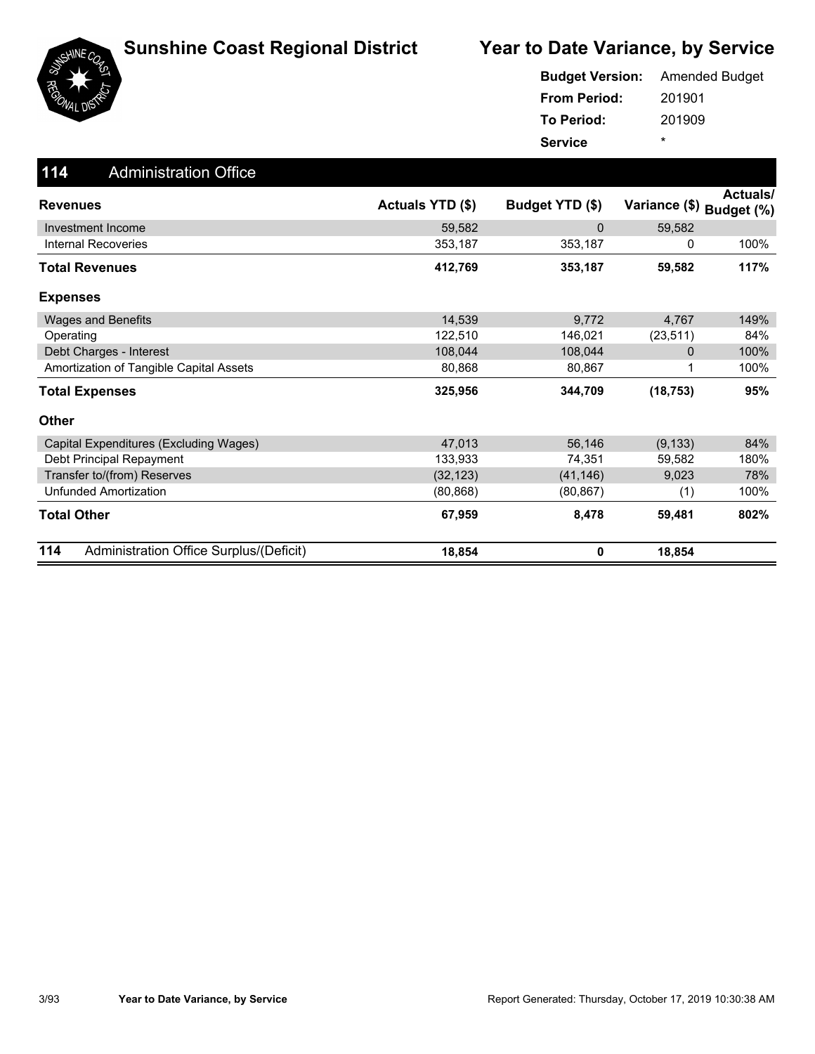# Sunshine Coast Regional District

# Year to Date Variance, by Service

**Budget Version:** Amended Budget
**From Period:** 201901
**To Period:** 201909
**Service** *

## 114 Administration Office

| Revenues | Actuals YTD ($) | Budget YTD ($) | Variance ($) | Actuals/ Budget (%) |
|---|---|---|---|---|
| Investment Income | 59,582 | 0 | 59,582 | |
| Internal Recoveries | 353,187 | 353,187 | 0 | 100% |
| **Total Revenues** | **412,769** | **353,187** | **59,582** | **117%** |
| **Expenses** | | | | |
| Wages and Benefits | 14,539 | 9,772 | 4,767 | 149% |
| Operating | 122,510 | 146,021 | (23,511) | 84% |
| Debt Charges - Interest | 108,044 | 108,044 | 0 | 100% |
| Amortization of Tangible Capital Assets | 80,868 | 80,867 | 1 | 100% |
| **Total Expenses** | **325,956** | **344,709** | **(18,753)** | **95%** |
| **Other** | | | | |
| Capital Expenditures (Excluding Wages) | 47,013 | 56,146 | (9,133) | 84% |
| Debt Principal Repayment | 133,933 | 74,351 | 59,582 | 180% |
| Transfer to/(from) Reserves | (32,123) | (41,146) | 9,023 | 78% |
| Unfunded Amortization | (80,868) | (80,867) | (1) | 100% |
| **Total Other** | **67,959** | **8,478** | **59,481** | **802%** |
| **114 Administration Office Surplus/(Deficit)** | **18,854** | **0** | **18,854** | |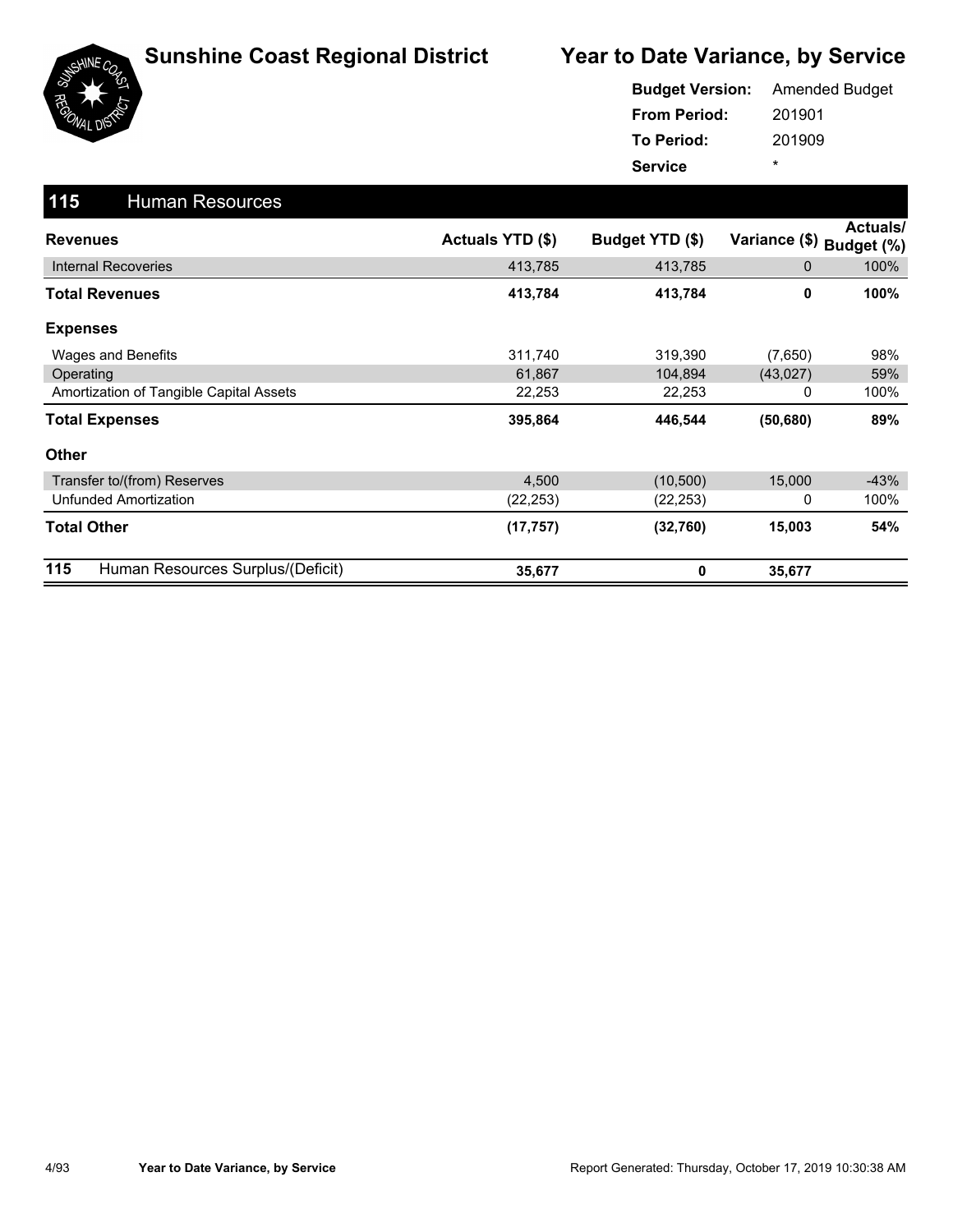# Sunshine Coast Regional District

## Year to Date Variance, by Service

**Budget Version:** Amended Budget
**From Period:** 201901
**To Period:** 201909
**Service** *

## 115 Human Resources

| Revenues | Actuals YTD ($) | Budget YTD ($) | Variance ($) | Actuals/ Budget (%) |
|---|---|---|---|---|
| Internal Recoveries | 413,785 | 413,785 | 0 | 100% |
| **Total Revenues** | **413,784** | **413,784** | **0** | **100%** |
| **Expenses** | | | | |
| Wages and Benefits | 311,740 | 319,390 | (7,650) | 98% |
| Operating | 61,867 | 104,894 | (43,027) | 59% |
| Amortization of Tangible Capital Assets | 22,253 | 22,253 | 0 | 100% |
| **Total Expenses** | **395,864** | **446,544** | **(50,680)** | **89%** |
| **Other** | | | | |
| Transfer to/(from) Reserves | 4,500 | (10,500) | 15,000 | -43% |
| Unfunded Amortization | (22,253) | (22,253) | 0 | 100% |
| **Total Other** | **(17,757)** | **(32,760)** | **15,003** | **54%** |
| **115 Human Resources Surplus/(Deficit)** | **35,677** | **0** | **35,677** | |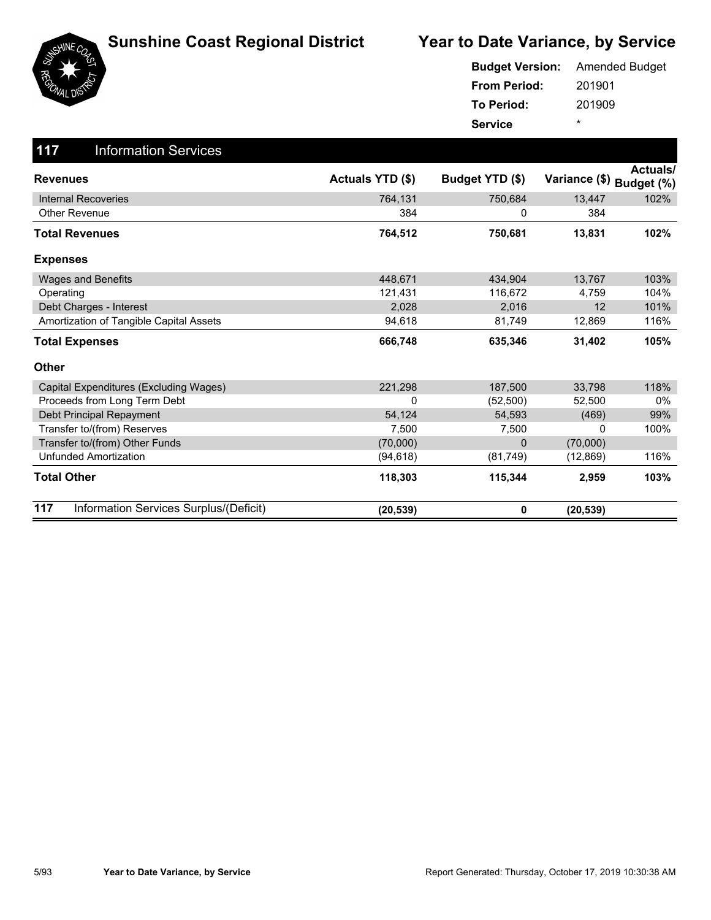# Sunshine Coast Regional District

## Year to Date Variance, by Service

**Budget Version:** Amended Budget
**From Period:** 201901
**To Period:** 201909
**Service** *

### 117 Information Services

| Revenues | Actuals YTD ($) | Budget YTD ($) | Variance ($) | Actuals/ Budget (%) |
|---|---|---|---|---|
| Internal Recoveries | 764,131 | 750,684 | 13,447 | 102% |
| Other Revenue | 384 | 0 | 384 | |
| **Total Revenues** | **764,512** | **750,681** | **13,831** | **102%** |
| **Expenses** | | | | |
| Wages and Benefits | 448,671 | 434,904 | 13,767 | 103% |
| Operating | 121,431 | 116,672 | 4,759 | 104% |
| Debt Charges - Interest | 2,028 | 2,016 | 12 | 101% |
| Amortization of Tangible Capital Assets | 94,618 | 81,749 | 12,869 | 116% |
| **Total Expenses** | **666,748** | **635,346** | **31,402** | **105%** |
| **Other** | | | | |
| Capital Expenditures (Excluding Wages) | 221,298 | 187,500 | 33,798 | 118% |
| Proceeds from Long Term Debt | 0 | (52,500) | 52,500 | 0% |
| Debt Principal Repayment | 54,124 | 54,593 | (469) | 99% |
| Transfer to/(from) Reserves | 7,500 | 7,500 | 0 | 100% |
| Transfer to/(from) Other Funds | (70,000) | 0 | (70,000) | |
| Unfunded Amortization | (94,618) | (81,749) | (12,869) | 116% |
| **Total Other** | **118,303** | **115,344** | **2,959** | **103%** |
| **117 Information Services Surplus/(Deficit)** | **(20,539)** | **0** | **(20,539)** | |

Report Generated: Thursday, October 17, 2019 10:30:38 AM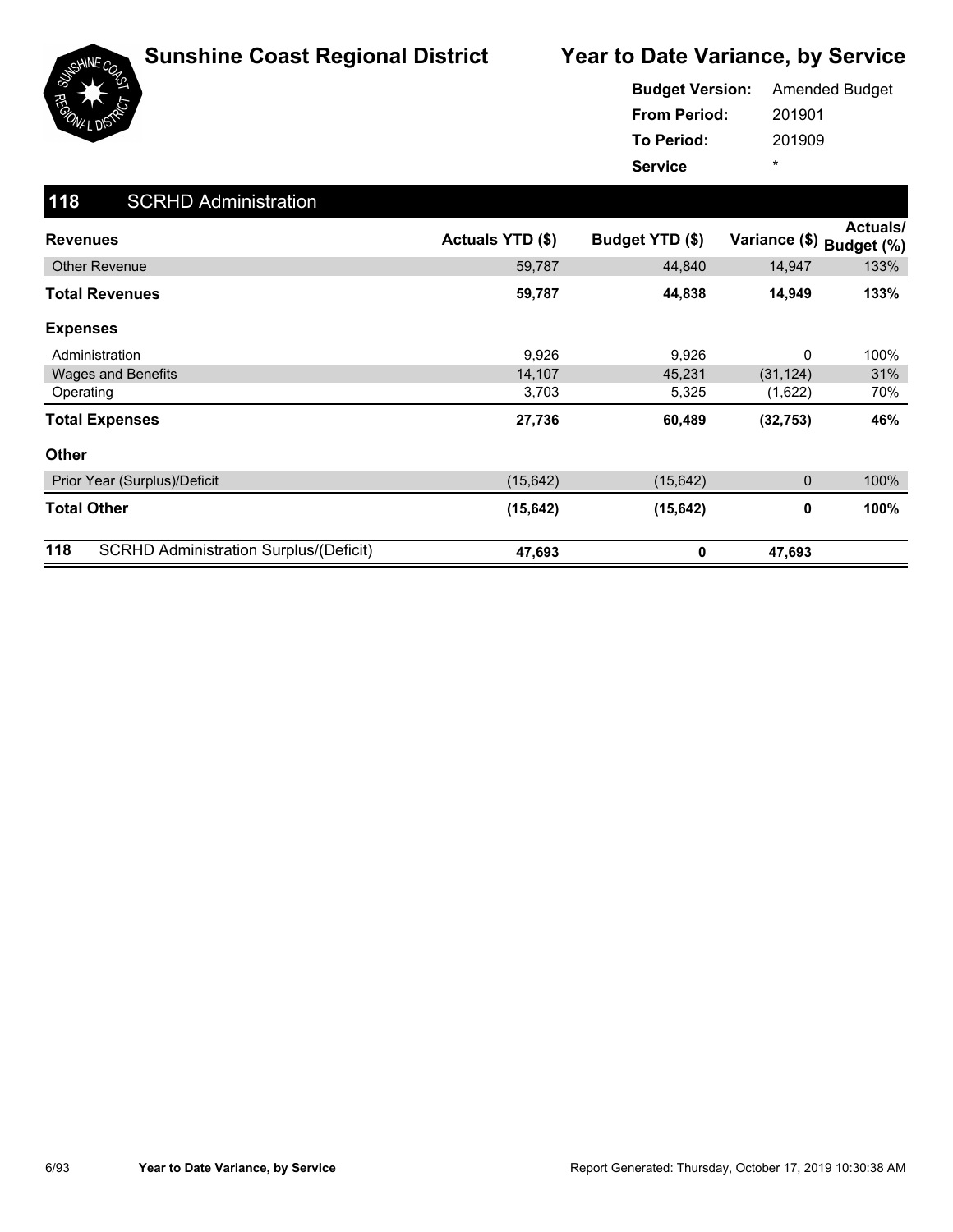# Sunshine Coast Regional District

## Year to Date Variance, by Service

**Budget Version:** Amended Budget
**From Period:** 201901
**To Period:** 201909
**Service** *

### 118 SCRHD Administration

| Revenues | Actuals YTD ($) | Budget YTD ($) | Variance ($) | Actuals/ Budget (%) |
|---|---|---|---|---|
| Other Revenue | 59,787 | 44,840 | 14,947 | 133% |
| **Total Revenues** | **59,787** | **44,838** | **14,949** | **133%** |
| **Expenses** | | | | |
| Administration | 9,926 | 9,926 | 0 | 100% |
| Wages and Benefits | 14,107 | 45,231 | (31,124) | 31% |
| Operating | 3,703 | 5,325 | (1,622) | 70% |
| **Total Expenses** | **27,736** | **60,489** | **(32,753)** | **46%** |
| **Other** | | | | |
| Prior Year (Surplus)/Deficit | (15,642) | (15,642) | 0 | 100% |
| **Total Other** | **(15,642)** | **(15,642)** | **0** | **100%** |
| **118 SCRHD Administration Surplus/(Deficit)** | **47,693** | **0** | **47,693** | |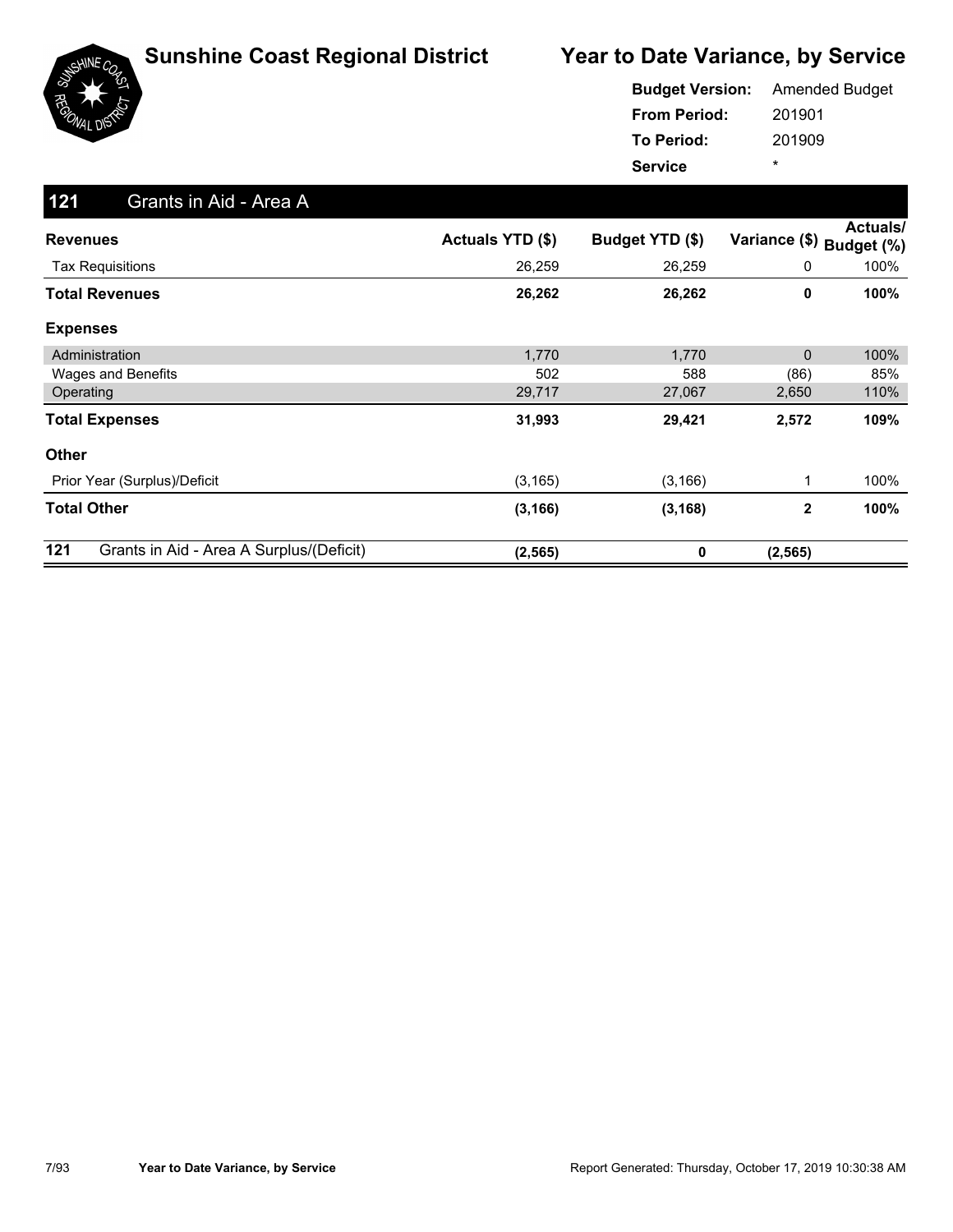# Sunshine Coast Regional District

## Year to Date Variance, by Service

**Budget Version:** Amended Budget
**From Period:** 201901
**To Period:** 201909
**Service** *

### 121 Grants in Aid - Area A

| Revenues | Actuals YTD ($) | Budget YTD ($) | Variance ($) | Actuals/ Budget (%) |
|---|---|---|---|---|
| Tax Requisitions | 26,259 | 26,259 | 0 | 100% |
| **Total Revenues** | **26,262** | **26,262** | **0** | **100%** |
| **Expenses** | | | | |
| Administration | 1,770 | 1,770 | 0 | 100% |
| Wages and Benefits | 502 | 588 | (86) | 85% |
| Operating | 29,717 | 27,067 | 2,650 | 110% |
| **Total Expenses** | **31,993** | **29,421** | **2,572** | **109%** |
| **Other** | | | | |
| Prior Year (Surplus)/Deficit | (3,165) | (3,166) | 1 | 100% |
| **Total Other** | **(3,166)** | **(3,168)** | **2** | **100%** |
| **121 Grants in Aid - Area A Surplus/(Deficit)** | **(2,565)** | **0** | **(2,565)** | |

Report Generated: Thursday, October 17, 2019 10:30:38 AM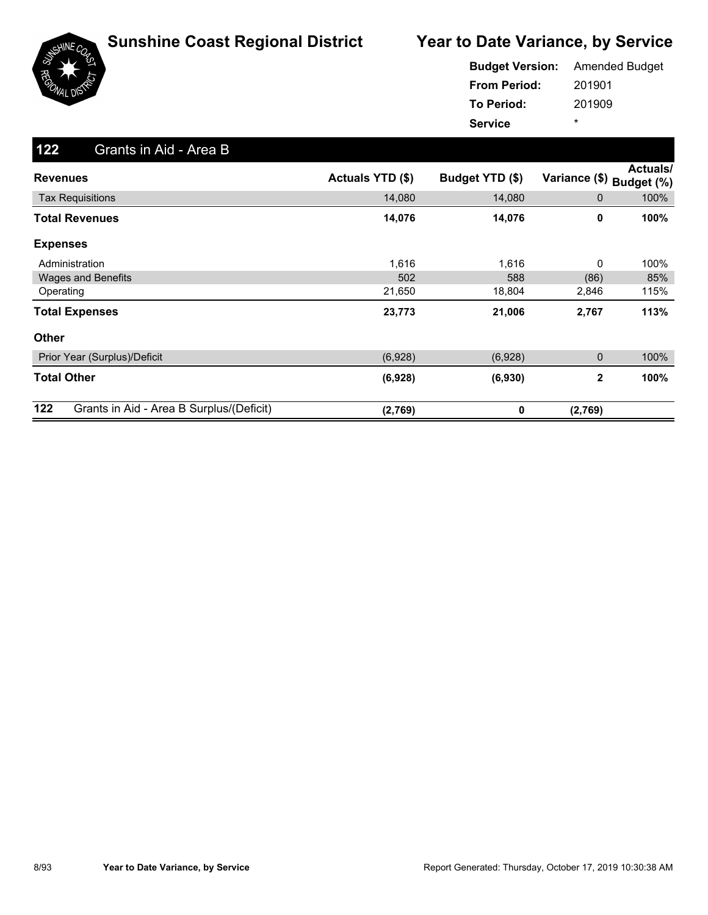# Sunshine Coast Regional District

## Year to Date Variance, by Service

**Budget Version:** Amended Budget
**From Period:** 201901
**To Period:** 201909
**Service** *

## 122 Grants in Aid - Area B

| Revenues | Actuals YTD ($) | Budget YTD ($) | Variance ($) | Actuals/ Budget (%) |
|---|---|---|---|---|
| Tax Requisitions | 14,080 | 14,080 | 0 | 100% |
| **Total Revenues** | **14,076** | **14,076** | **0** | **100%** |
| **Expenses** | | | | |
| Administration | 1,616 | 1,616 | 0 | 100% |
| Wages and Benefits | 502 | 588 | (86) | 85% |
| Operating | 21,650 | 18,804 | 2,846 | 115% |
| **Total Expenses** | **23,773** | **21,006** | **2,767** | **113%** |
| **Other** | | | | |
| Prior Year (Surplus)/Deficit | (6,928) | (6,928) | 0 | 100% |
| **Total Other** | **(6,928)** | **(6,930)** | **2** | **100%** |
| **122 Grants in Aid - Area B Surplus/(Deficit)** | **(2,769)** | **0** | **(2,769)** | |

Report Generated: Thursday, October 17, 2019 10:30:38 AM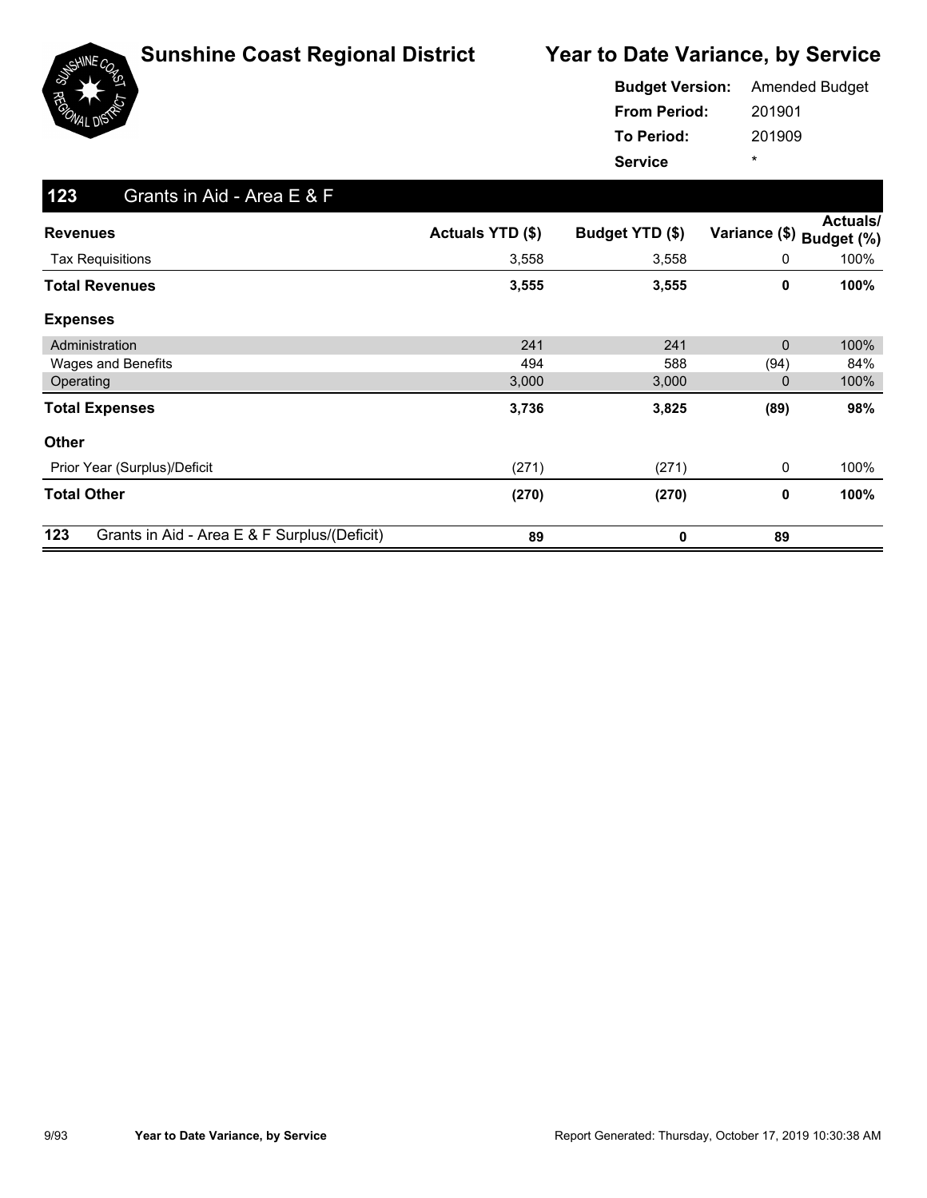# Sunshine Coast Regional District

# Year to Date Variance, by Service

**Budget Version:** Amended Budget
**From Period:** 201901
**To Period:** 201909
**Service** *

## 123 Grants in Aid - Area E & F

| Revenues | Actuals YTD ($) | Budget YTD ($) | Variance ($) | Actuals/ Budget (%) |
|---|---|---|---|---|
| Tax Requisitions | 3,558 | 3,558 | 0 | 100% |
| **Total Revenues** | **3,555** | **3,555** | **0** | **100%** |
| **Expenses** | | | | |
| Administration | 241 | 241 | 0 | 100% |
| Wages and Benefits | 494 | 588 | (94) | 84% |
| Operating | 3,000 | 3,000 | 0 | 100% |
| **Total Expenses** | **3,736** | **3,825** | **(89)** | **98%** |
| **Other** | | | | |
| Prior Year (Surplus)/Deficit | (271) | (271) | 0 | 100% |
| **Total Other** | **(270)** | **(270)** | **0** | **100%** |
| **123 Grants in Aid - Area E & F Surplus/(Deficit)** | **89** | **0** | **89** | |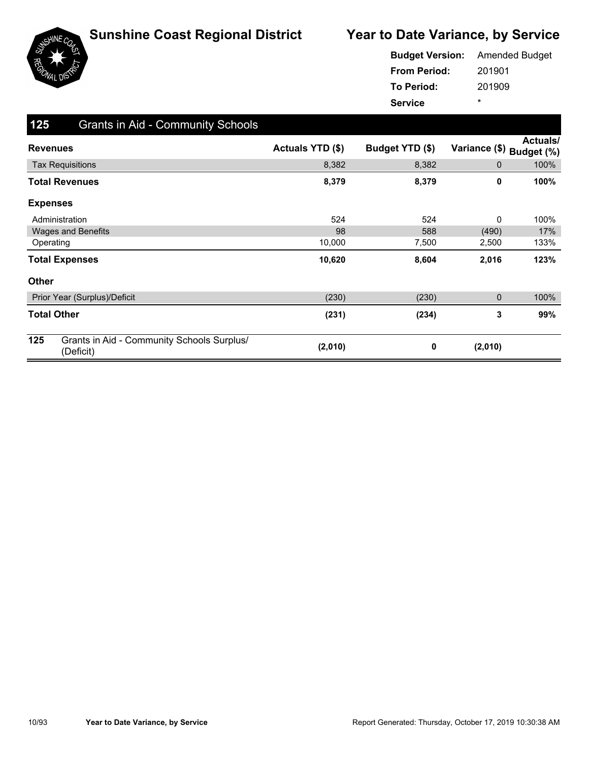# Sunshine Coast Regional District

## Year to Date Variance, by Service

**Budget Version:** Amended Budget
**From Period:** 201901
**To Period:** 201909
**Service** *

### 125 Grants in Aid - Community Schools

| Revenues | Actuals YTD ($) | Budget YTD ($) | Variance ($) | Actuals/ Budget (%) |
|---|---|---|---|---|
| Tax Requisitions | 8,382 | 8,382 | 0 | 100% |
| **Total Revenues** | **8,379** | **8,379** | **0** | **100%** |
| **Expenses** | | | | |
| Administration | 524 | 524 | 0 | 100% |
| Wages and Benefits | 98 | 588 | (490) | 17% |
| Operating | 10,000 | 7,500 | 2,500 | 133% |
| **Total Expenses** | **10,620** | **8,604** | **2,016** | **123%** |
| **Other** | | | | |
| Prior Year (Surplus)/Deficit | (230) | (230) | 0 | 100% |
| **Total Other** | **(231)** | **(234)** | **3** | **99%** |
| **125 Grants in Aid - Community Schools Surplus/ (Deficit)** | **(2,010)** | **0** | **(2,010)** | |

Report Generated: Thursday, October 17, 2019 10:30:38 AM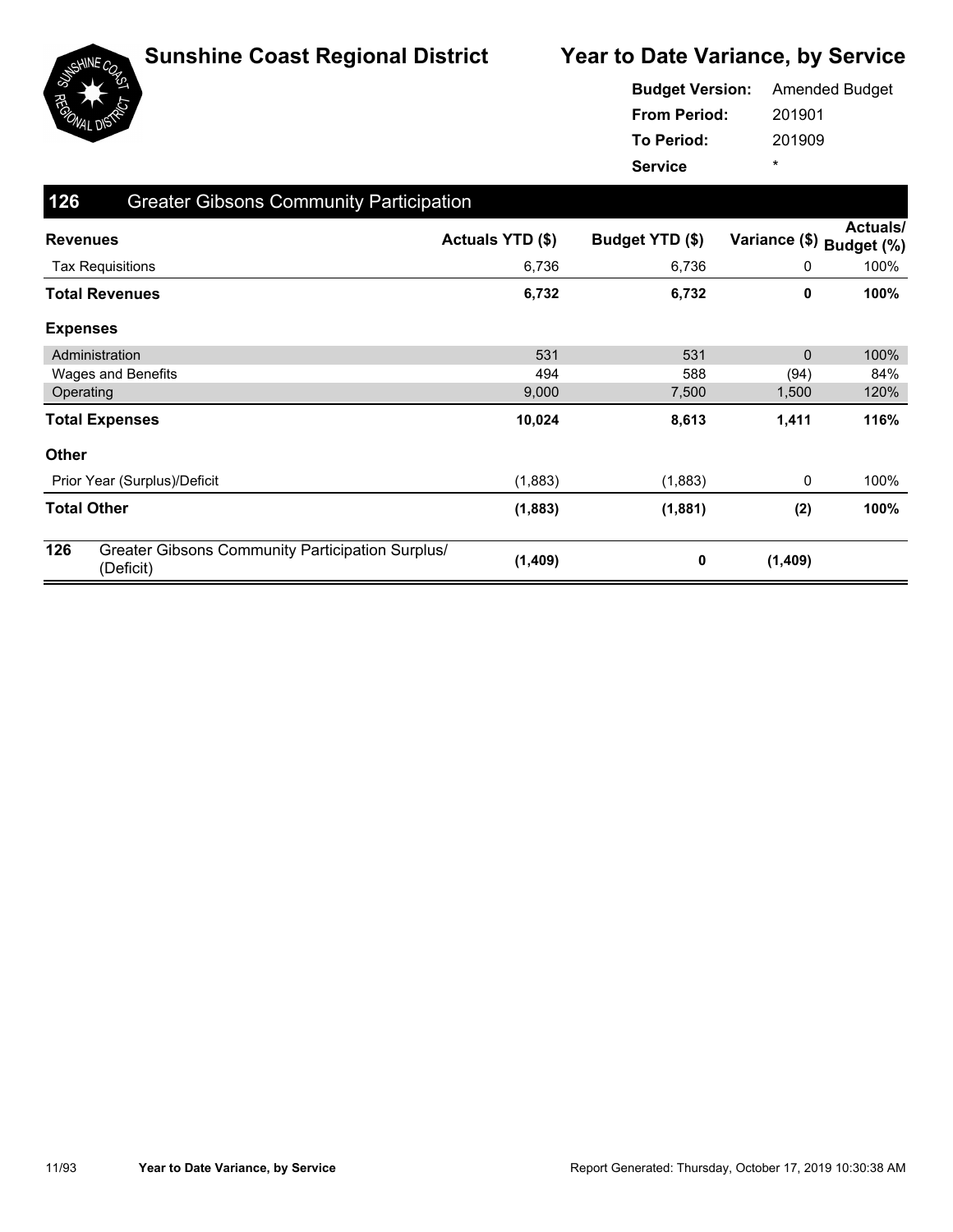# Sunshine Coast Regional District

## Year to Date Variance, by Service

**Budget Version:** Amended Budget
**From Period:** 201901
**To Period:** 201909
**Service** *

### 126 Greater Gibsons Community Participation

| Revenues | Actuals YTD ($) | Budget YTD ($) | Variance ($) | Actuals/ Budget (%) |
|---|---|---|---|---|
| Tax Requisitions | 6,736 | 6,736 | 0 | 100% |
| **Total Revenues** | **6,732** | **6,732** | **0** | **100%** |
| **Expenses** | | | | |
| Administration | 531 | 531 | 0 | 100% |
| Wages and Benefits | 494 | 588 | (94) | 84% |
| Operating | 9,000 | 7,500 | 1,500 | 120% |
| **Total Expenses** | **10,024** | **8,613** | **1,411** | **116%** |
| **Other** | | | | |
| Prior Year (Surplus)/Deficit | (1,883) | (1,883) | 0 | 100% |
| **Total Other** | **(1,883)** | **(1,881)** | **(2)** | **100%** |
| **126** Greater Gibsons Community Participation Surplus/ (Deficit) | **(1,409)** | **0** | **(1,409)** | |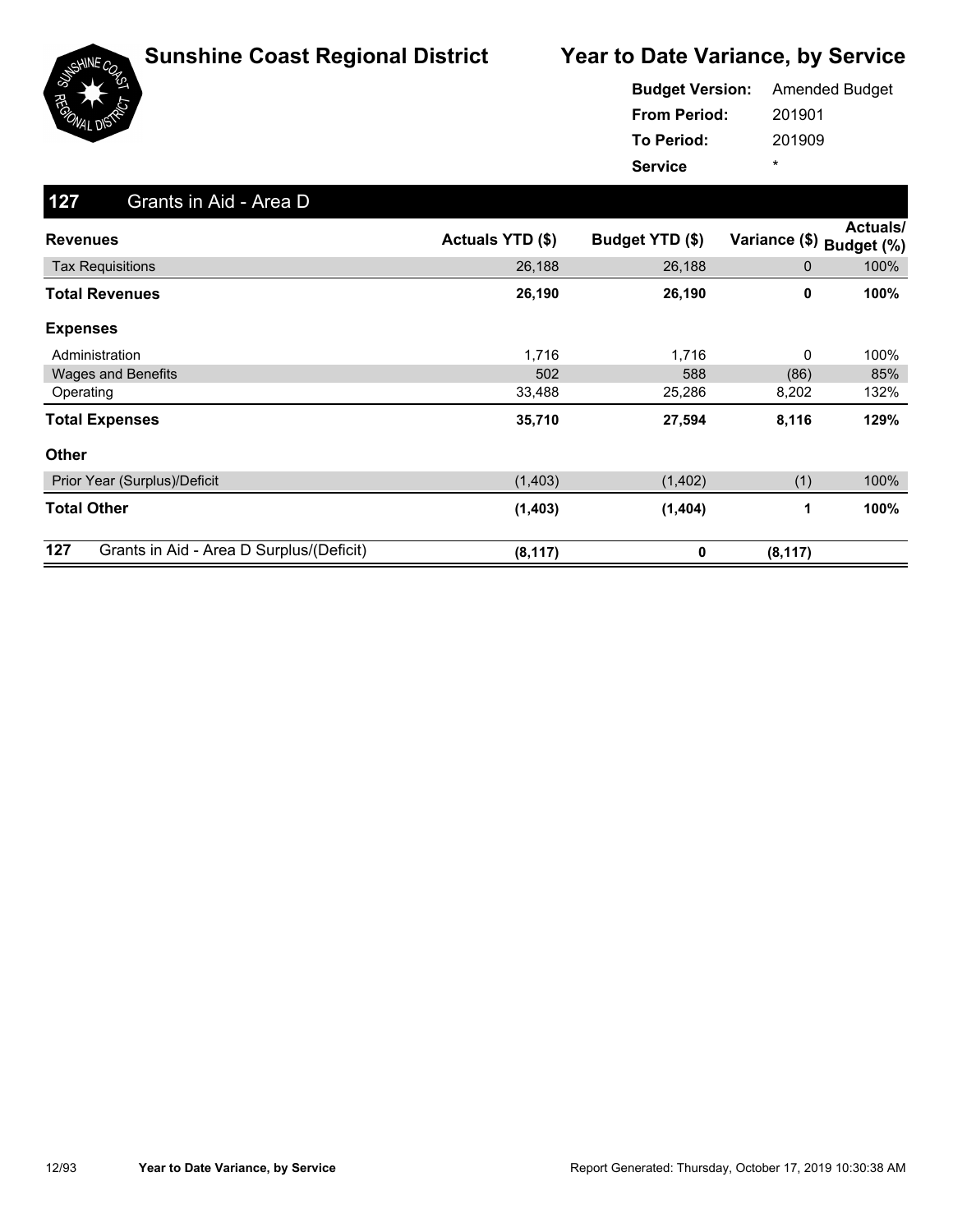# Sunshine Coast Regional District

## Year to Date Variance, by Service

**Budget Version:** Amended Budget
**From Period:** 201901
**To Period:** 201909
**Service** *

### 127 Grants in Aid - Area D

| Revenues | Actuals YTD ($) | Budget YTD ($) | Variance ($) | Actuals/ Budget (%) |
|---|---|---|---|---|
| Tax Requisitions | 26,188 | 26,188 | 0 | 100% |
| **Total Revenues** | **26,190** | **26,190** | **0** | **100%** |
| **Expenses** | | | | |
| Administration | 1,716 | 1,716 | 0 | 100% |
| Wages and Benefits | 502 | 588 | (86) | 85% |
| Operating | 33,488 | 25,286 | 8,202 | 132% |
| **Total Expenses** | **35,710** | **27,594** | **8,116** | **129%** |
| **Other** | | | | |
| Prior Year (Surplus)/Deficit | (1,403) | (1,402) | (1) | 100% |
| **Total Other** | **(1,403)** | **(1,404)** | **1** | **100%** |
| **127 Grants in Aid - Area D Surplus/(Deficit)** | **(8,117)** | **0** | **(8,117)** | |

Report Generated: Thursday, October 17, 2019 10:30:38 AM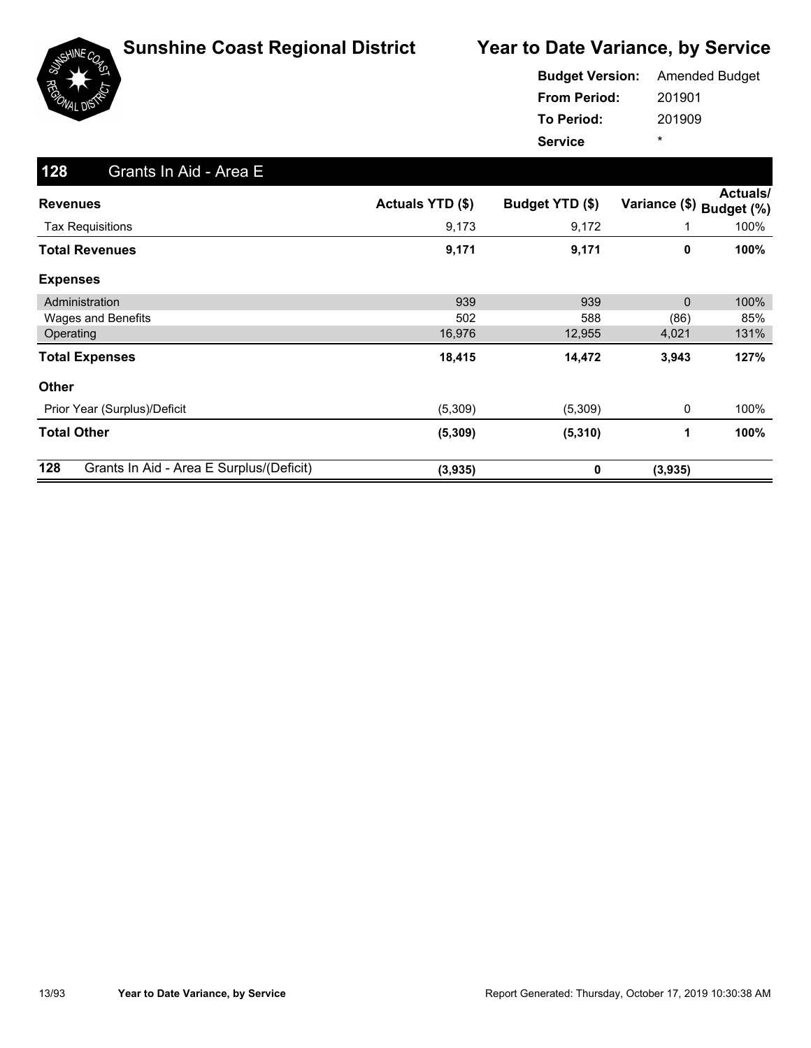# Sunshine Coast Regional District

## Year to Date Variance, by Service

**Budget Version:** Amended Budget
**From Period:** 201901
**To Period:** 201909
**Service** *

### 128 Grants In Aid - Area E

| Revenues | Actuals YTD ($) | Budget YTD ($) | Variance ($) | Actuals/ Budget (%) |
|---|---|---|---|---|
| Tax Requisitions | 9,173 | 9,172 | 1 | 100% |
| **Total Revenues** | **9,171** | **9,171** | **0** | **100%** |
| **Expenses** | | | | |
| Administration | 939 | 939 | 0 | 100% |
| Wages and Benefits | 502 | 588 | (86) | 85% |
| Operating | 16,976 | 12,955 | 4,021 | 131% |
| **Total Expenses** | **18,415** | **14,472** | **3,943** | **127%** |
| **Other** | | | | |
| Prior Year (Surplus)/Deficit | (5,309) | (5,309) | 0 | 100% |
| **Total Other** | **(5,309)** | **(5,310)** | **1** | **100%** |
| **128 Grants In Aid - Area E Surplus/(Deficit)** | **(3,935)** | **0** | **(3,935)** | |

Year to Date Variance, by Service

Report Generated: Thursday, October 17, 2019 10:30:38 AM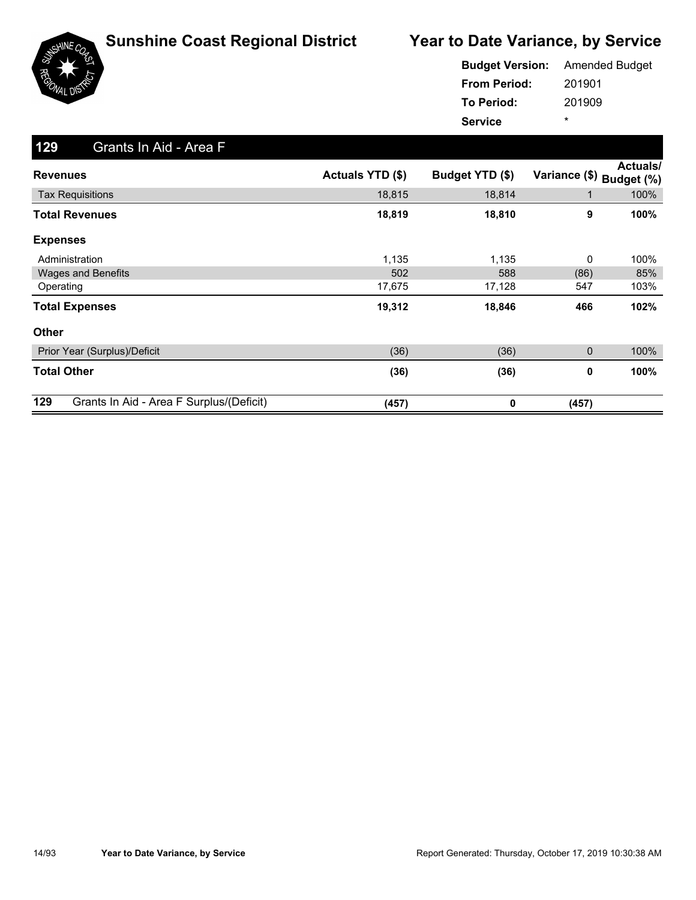# Sunshine Coast Regional District

# Year to Date Variance, by Service

**Budget Version:** Amended Budget
**From Period:** 201901
**To Period:** 201909
**Service** *

## 129 Grants In Aid - Area F

| Revenues | Actuals YTD ($) | Budget YTD ($) | Variance ($) | Actuals/ Budget (%) |
|---|---|---|---|---|
| Tax Requisitions | 18,815 | 18,814 | 1 | 100% |
| **Total Revenues** | **18,819** | **18,810** | **9** | **100%** |
| **Expenses** | | | | |
| Administration | 1,135 | 1,135 | 0 | 100% |
| Wages and Benefits | 502 | 588 | (86) | 85% |
| Operating | 17,675 | 17,128 | 547 | 103% |
| **Total Expenses** | **19,312** | **18,846** | **466** | **102%** |
| **Other** | | | | |
| Prior Year (Surplus)/Deficit | (36) | (36) | 0 | 100% |
| **Total Other** | **(36)** | **(36)** | **0** | **100%** |
| **129** Grants In Aid - Area F Surplus/(Deficit) | **(457)** | **0** | **(457)** | |

Year to Date Variance, by Service

Report Generated: Thursday, October 17, 2019 10:30:38 AM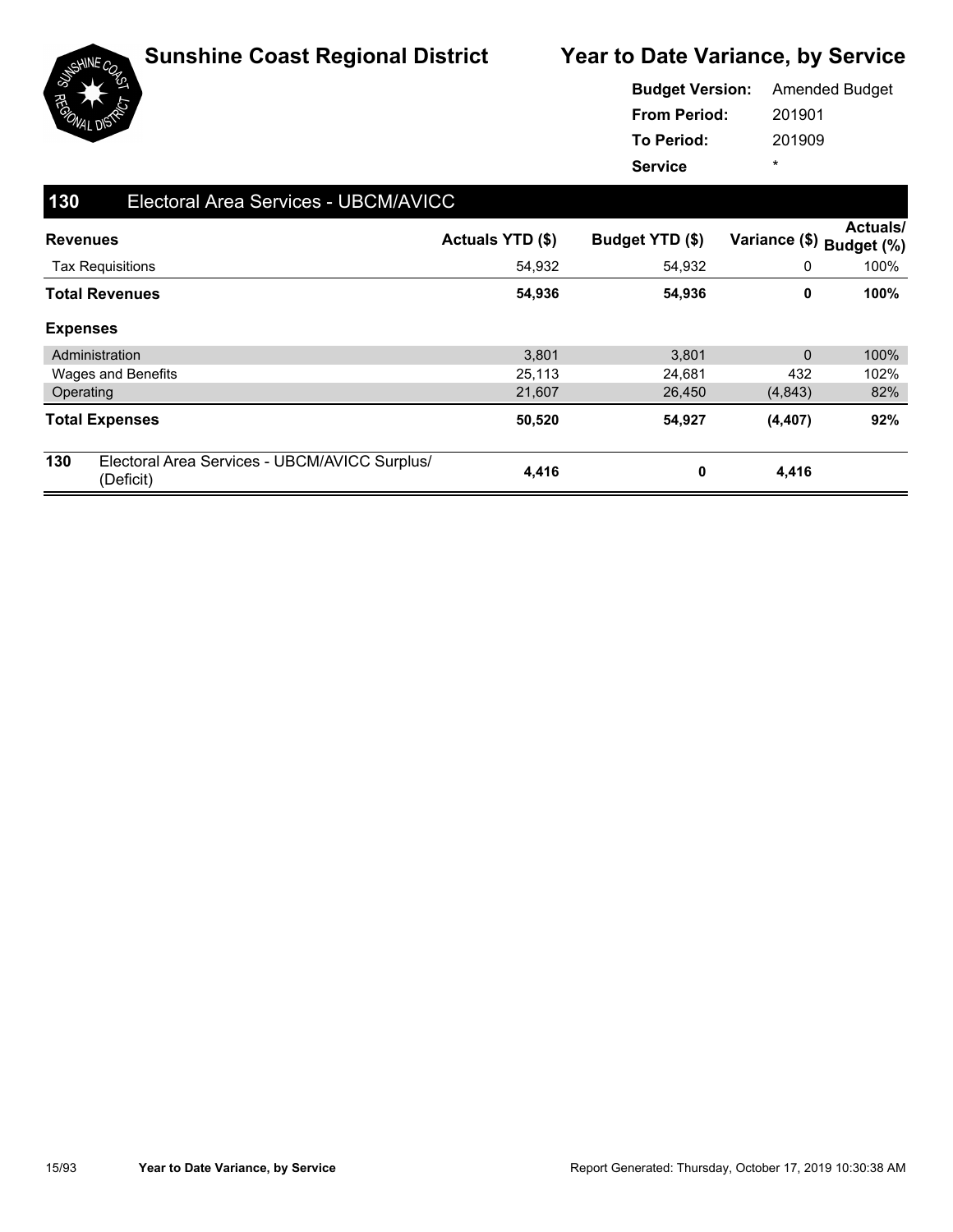# Sunshine Coast Regional District

## Year to Date Variance, by Service

**Budget Version:** Amended Budget
**From Period:** 201901
**To Period:** 201909
**Service** *

### 130 Electoral Area Services - UBCM/AVICC

| Revenues | Actuals YTD ($) | Budget YTD ($) | Variance ($) | Actuals/ Budget (%) |
|---|---|---|---|---|
| Tax Requisitions | 54,932 | 54,932 | 0 | 100% |
| **Total Revenues** | **54,936** | **54,936** | **0** | **100%** |
| **Expenses** | | | | |
| Administration | 3,801 | 3,801 | 0 | 100% |
| Wages and Benefits | 25,113 | 24,681 | 432 | 102% |
| Operating | 21,607 | 26,450 | (4,843) | 82% |
| **Total Expenses** | **50,520** | **54,927** | **(4,407)** | **92%** |
| **130** Electoral Area Services - UBCM/AVICC Surplus/ (Deficit) | **4,416** | **0** | **4,416** | |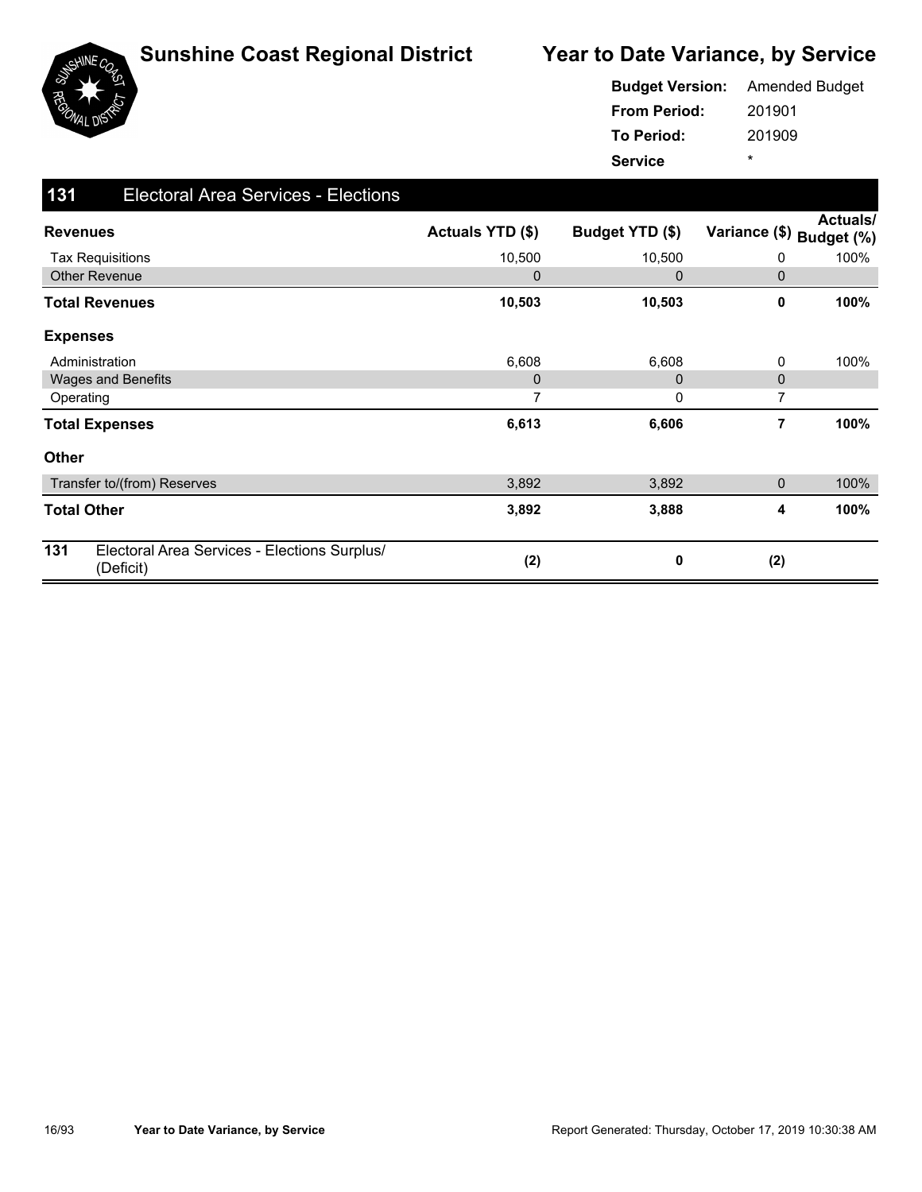# Sunshine Coast Regional District

## Year to Date Variance, by Service

**Budget Version:** Amended Budget
**From Period:** 201901
**To Period:** 201909
**Service** *

### 131 Electoral Area Services - Elections

| Revenues | Actuals YTD ($) | Budget YTD ($) | Variance ($) | Actuals/ Budget (%) |
|---|---|---|---|---|
| Tax Requisitions | 10,500 | 10,500 | 0 | 100% |
| Other Revenue | 0 | 0 | 0 | |
| **Total Revenues** | **10,503** | **10,503** | **0** | **100%** |
| **Expenses** | | | | |
| Administration | 6,608 | 6,608 | 0 | 100% |
| Wages and Benefits | 0 | 0 | 0 | |
| Operating | 7 | 0 | 7 | |
| **Total Expenses** | **6,613** | **6,606** | **7** | **100%** |
| **Other** | | | | |
| Transfer to/(from) Reserves | 3,892 | 3,892 | 0 | 100% |
| **Total Other** | **3,892** | **3,888** | **4** | **100%** |
| **131** Electoral Area Services - Elections Surplus/ (Deficit) | **(2)** | **0** | **(2)** | |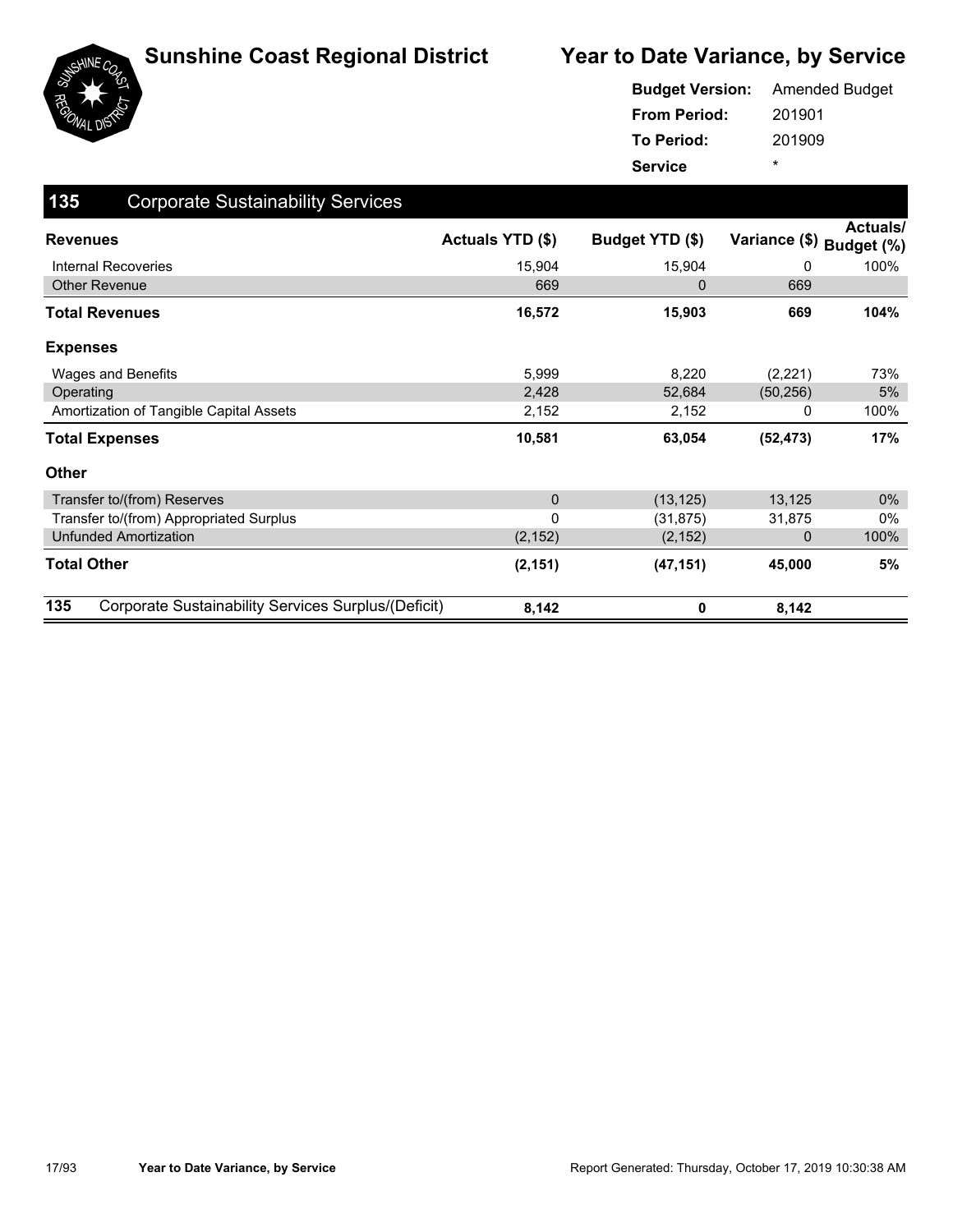# Sunshine Coast Regional District

# Year to Date Variance, by Service

**Budget Version:** Amended Budget
**From Period:** 201901
**To Period:** 201909
**Service** *

## 135 Corporate Sustainability Services

| Revenues | Actuals YTD ($) | Budget YTD ($) | Variance ($) | Actuals/ Budget (%) |
|---|---|---|---|---|
| Internal Recoveries | 15,904 | 15,904 | 0 | 100% |
| Other Revenue | 669 | 0 | 669 | |
| **Total Revenues** | **16,572** | **15,903** | **669** | **104%** |
| **Expenses** | | | | |
| Wages and Benefits | 5,999 | 8,220 | (2,221) | 73% |
| Operating | 2,428 | 52,684 | (50,256) | 5% |
| Amortization of Tangible Capital Assets | 2,152 | 2,152 | 0 | 100% |
| **Total Expenses** | **10,581** | **63,054** | **(52,473)** | **17%** |
| **Other** | | | | |
| Transfer to/(from) Reserves | 0 | (13,125) | 13,125 | 0% |
| Transfer to/(from) Appropriated Surplus | 0 | (31,875) | 31,875 | 0% |
| Unfunded Amortization | (2,152) | (2,152) | 0 | 100% |
| **Total Other** | **(2,151)** | **(47,151)** | **45,000** | **5%** |
| **135 Corporate Sustainability Services Surplus/(Deficit)** | **8,142** | **0** | **8,142** | |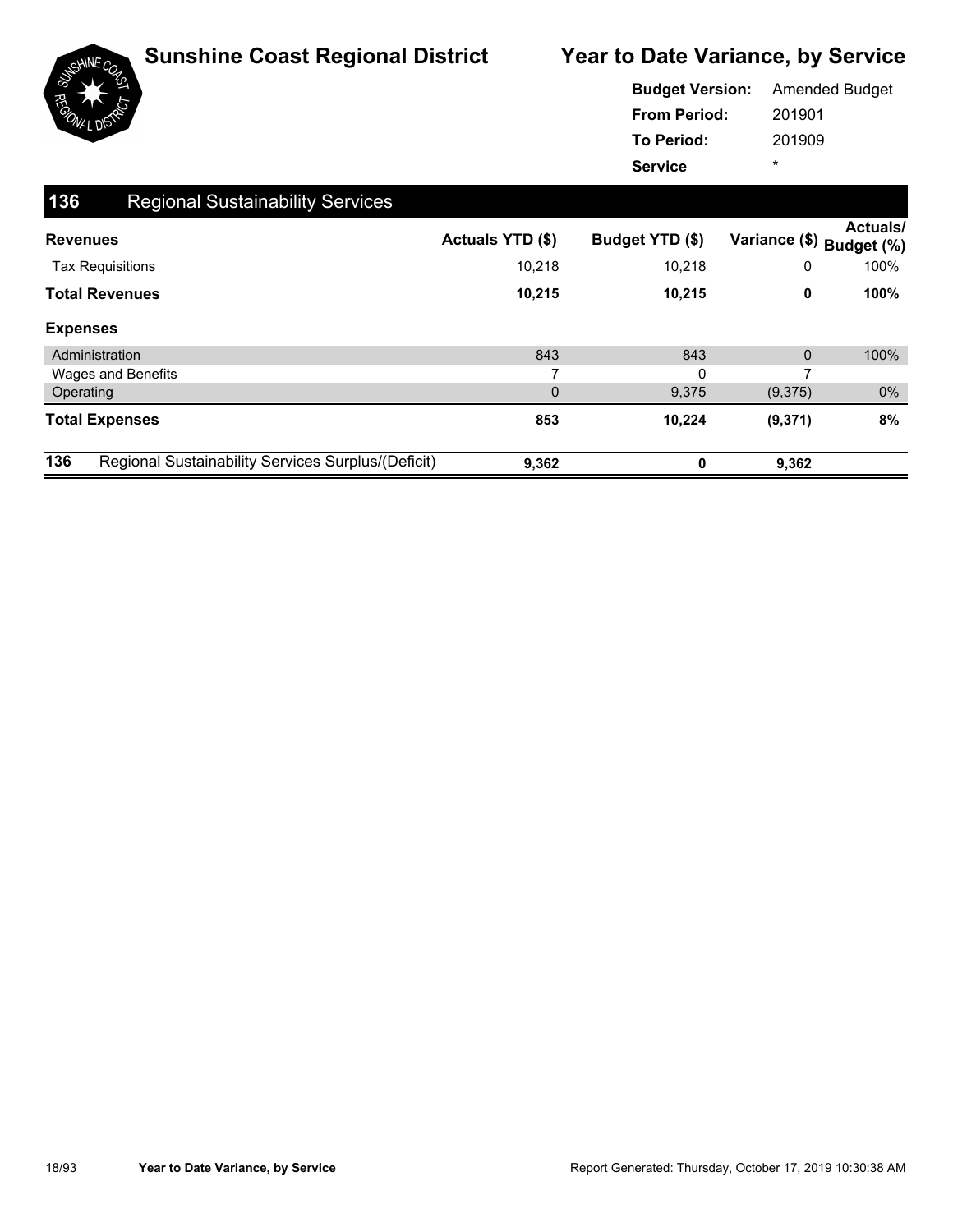# Sunshine Coast Regional District

## Year to Date Variance, by Service

**Budget Version:** Amended Budget
**From Period:** 201901
**To Period:** 201909
**Service** *

### 136 Regional Sustainability Services

| Revenues | Actuals YTD ($) | Budget YTD ($) | Variance ($) | Actuals/ Budget (%) |
|---|---|---|---|---|
| Tax Requisitions | 10,218 | 10,218 | 0 | 100% |
| **Total Revenues** | **10,215** | **10,215** | **0** | **100%** |
| **Expenses** | | | | |
| Administration | 843 | 843 | 0 | 100% |
| Wages and Benefits | 7 | 0 | 7 | |
| Operating | 0 | 9,375 | (9,375) | 0% |
| **Total Expenses** | **853** | **10,224** | **(9,371)** | **8%** |
| **136** Regional Sustainability Services Surplus/(Deficit) | **9,362** | **0** | **9,362** | |

Year to Date Variance, by Service

Report Generated: Thursday, October 17, 2019 10:30:38 AM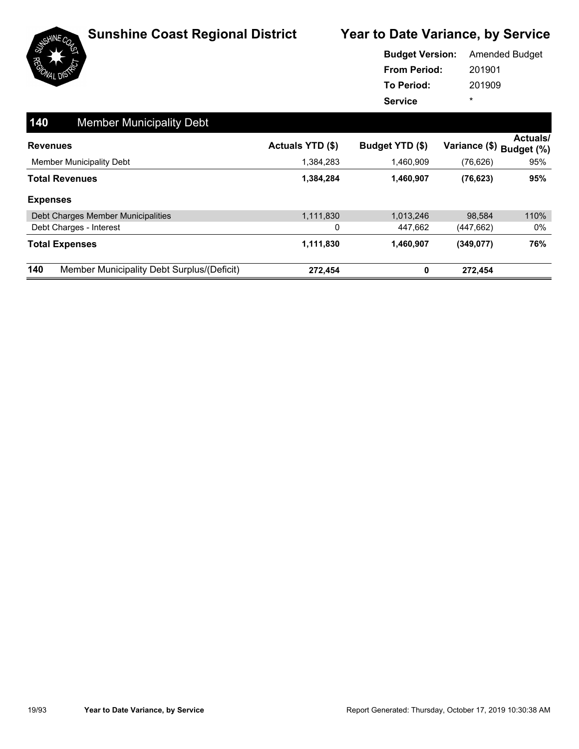# Sunshine Coast Regional District

## Year to Date Variance, by Service

**Budget Version:** Amended Budget
**From Period:** 201901
**To Period:** 201909
**Service** *

### 140 Member Municipality Debt

| Revenues | Actuals YTD ($) | Budget YTD ($) | Variance ($) | Actuals/ Budget (%) |
|---|---|---|---|---|
| Member Municipality Debt | 1,384,283 | 1,460,909 | (76,626) | 95% |
| **Total Revenues** | **1,384,284** | **1,460,907** | **(76,623)** | **95%** |
| **Expenses** | | | | |
| Debt Charges Member Municipalities | 1,111,830 | 1,013,246 | 98,584 | 110% |
| Debt Charges - Interest | 0 | 447,662 | (447,662) | 0% |
| **Total Expenses** | **1,111,830** | **1,460,907** | **(349,077)** | **76%** |
| **140 Member Municipality Debt Surplus/(Deficit)** | **272,454** | **0** | **272,454** | |

Report Generated: Thursday, October 17, 2019 10:30:38 AM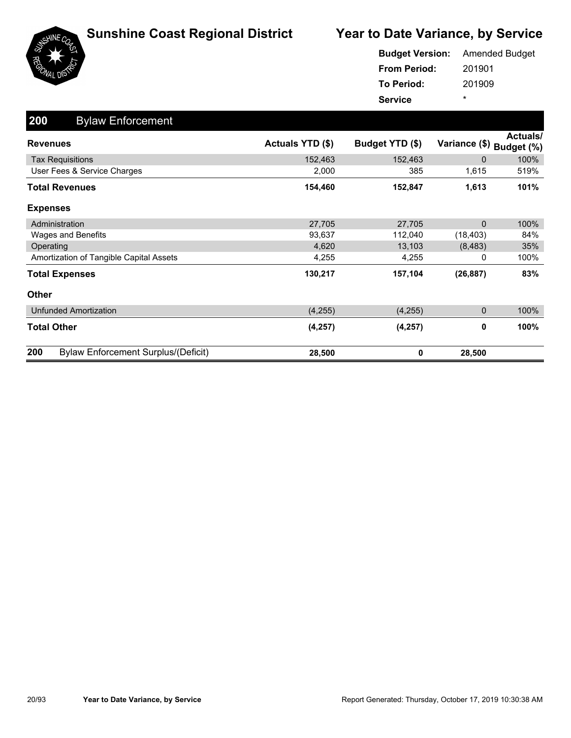# Sunshine Coast Regional District

## Year to Date Variance, by Service

**Budget Version:** Amended Budget
**From Period:** 201901
**To Period:** 201909
**Service** *

### 200 Bylaw Enforcement

| Revenues | Actuals YTD ($) | Budget YTD ($) | Variance ($) | Actuals/ Budget (%) |
|---|---|---|---|---|
| Tax Requisitions | 152,463 | 152,463 | 0 | 100% |
| User Fees & Service Charges | 2,000 | 385 | 1,615 | 519% |
| **Total Revenues** | **154,460** | **152,847** | **1,613** | **101%** |
| **Expenses** | | | | |
| Administration | 27,705 | 27,705 | 0 | 100% |
| Wages and Benefits | 93,637 | 112,040 | (18,403) | 84% |
| Operating | 4,620 | 13,103 | (8,483) | 35% |
| Amortization of Tangible Capital Assets | 4,255 | 4,255 | 0 | 100% |
| **Total Expenses** | **130,217** | **157,104** | **(26,887)** | **83%** |
| **Other** | | | | |
| Unfunded Amortization | (4,255) | (4,255) | 0 | 100% |
| **Total Other** | **(4,257)** | **(4,257)** | **0** | **100%** |
| **200 Bylaw Enforcement Surplus/(Deficit)** | **28,500** | **0** | **28,500** | |

Year to Date Variance, by Service

Report Generated: Thursday, October 17, 2019 10:30:38 AM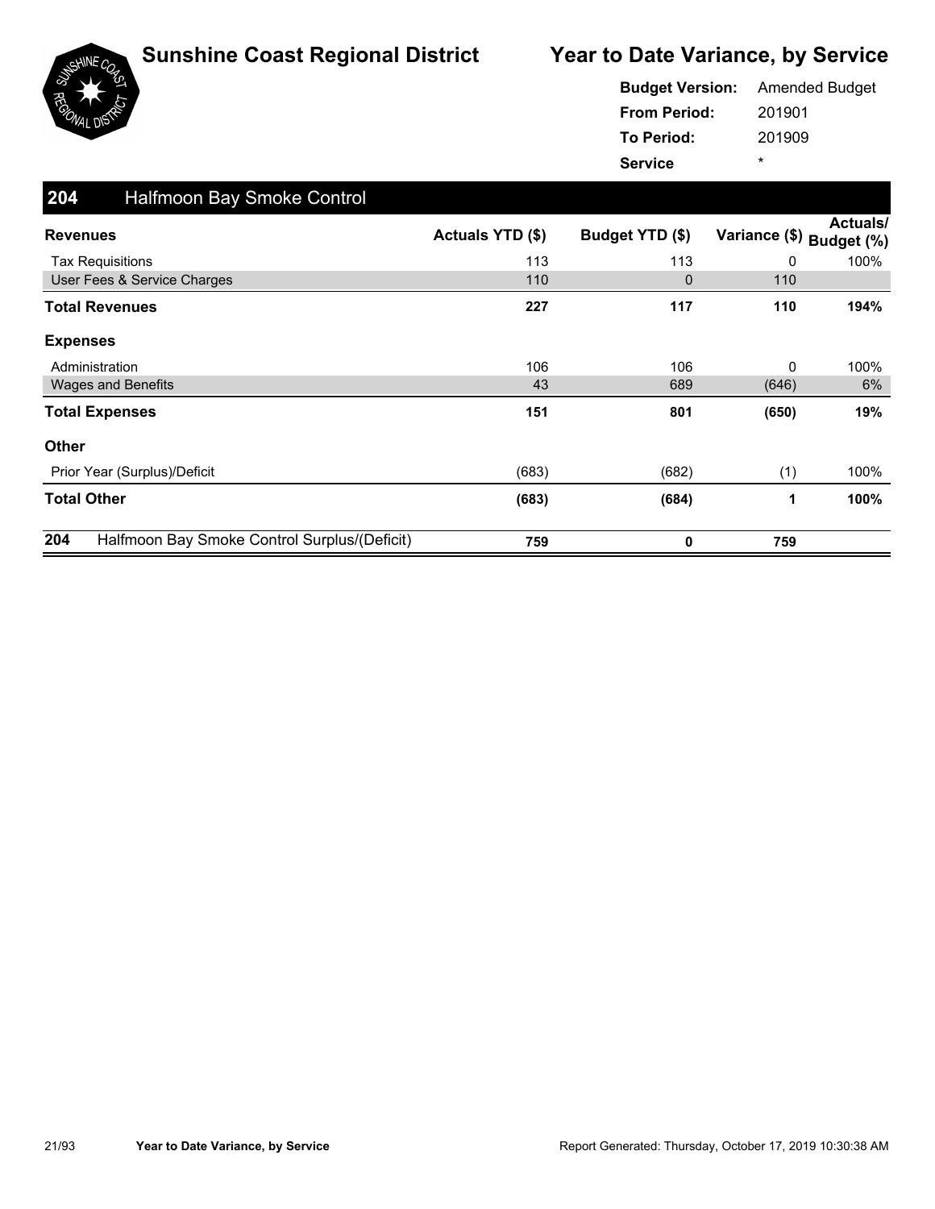# Sunshine Coast Regional District

## Year to Date Variance, by Service

**Budget Version:** Amended Budget
**From Period:** 201901
**To Period:** 201909
**Service** *

### 204 Halfmoon Bay Smoke Control

| Revenues | Actuals YTD ($) | Budget YTD ($) | Variance ($) | Actuals/ Budget (%) |
|---|---|---|---|---|
| Tax Requisitions | 113 | 113 | 0 | 100% |
| User Fees & Service Charges | 110 | 0 | 110 | |
| **Total Revenues** | **227** | **117** | **110** | **194%** |
| **Expenses** | | | | |
| Administration | 106 | 106 | 0 | 100% |
| Wages and Benefits | 43 | 689 | (646) | 6% |
| **Total Expenses** | **151** | **801** | **(650)** | **19%** |
| **Other** | | | | |
| Prior Year (Surplus)/Deficit | (683) | (682) | (1) | 100% |
| **Total Other** | **(683)** | **(684)** | **1** | **100%** |
| **204 Halfmoon Bay Smoke Control Surplus/(Deficit)** | **759** | **0** | **759** | |

Report Generated: Thursday, October 17, 2019 10:30:38 AM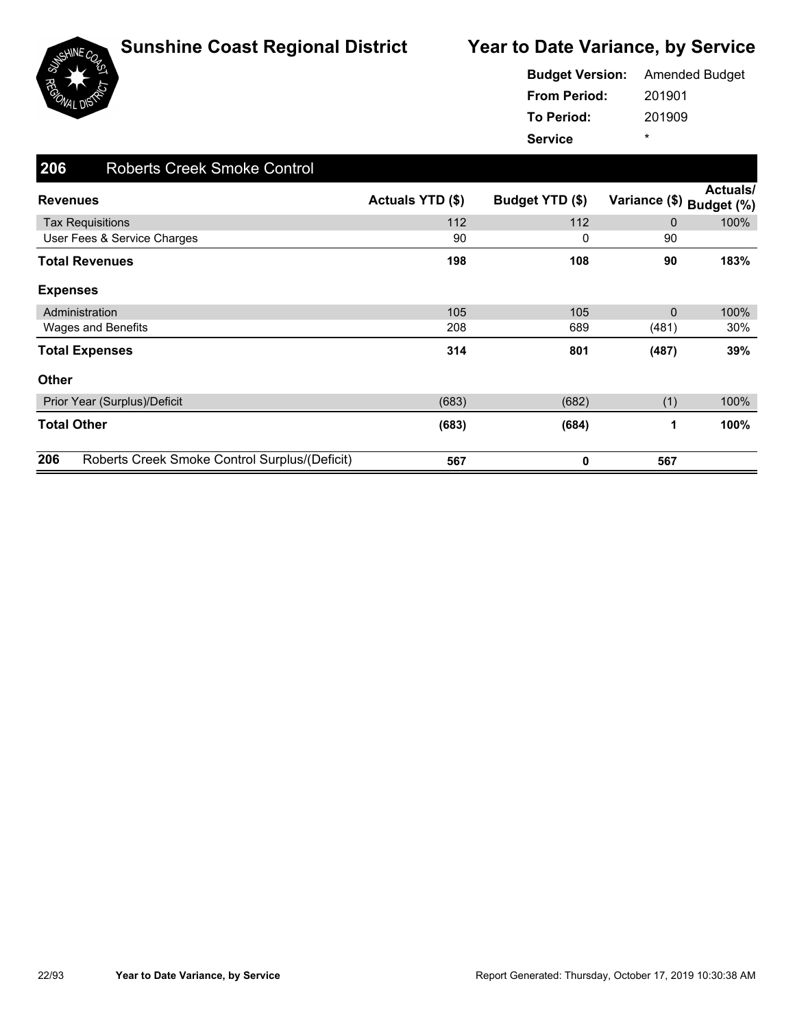# Sunshine Coast Regional District

## Year to Date Variance, by Service

**Budget Version:** Amended Budget
**From Period:** 201901
**To Period:** 201909
**Service** *

### 206 Roberts Creek Smoke Control

| Revenues | Actuals YTD ($) | Budget YTD ($) | Variance ($) | Actuals/ Budget (%) |
|---|---|---|---|---|
| Tax Requisitions | 112 | 112 | 0 | 100% |
| User Fees & Service Charges | 90 | 0 | 90 | |
| **Total Revenues** | **198** | **108** | **90** | **183%** |
| **Expenses** | | | | |
| Administration | 105 | 105 | 0 | 100% |
| Wages and Benefits | 208 | 689 | (481) | 30% |
| **Total Expenses** | **314** | **801** | **(487)** | **39%** |
| **Other** | | | | |
| Prior Year (Surplus)/Deficit | (683) | (682) | (1) | 100% |
| **Total Other** | **(683)** | **(684)** | **1** | **100%** |
| **206 Roberts Creek Smoke Control Surplus/(Deficit)** | **567** | **0** | **567** | |

Report Generated: Thursday, October 17, 2019 10:30:38 AM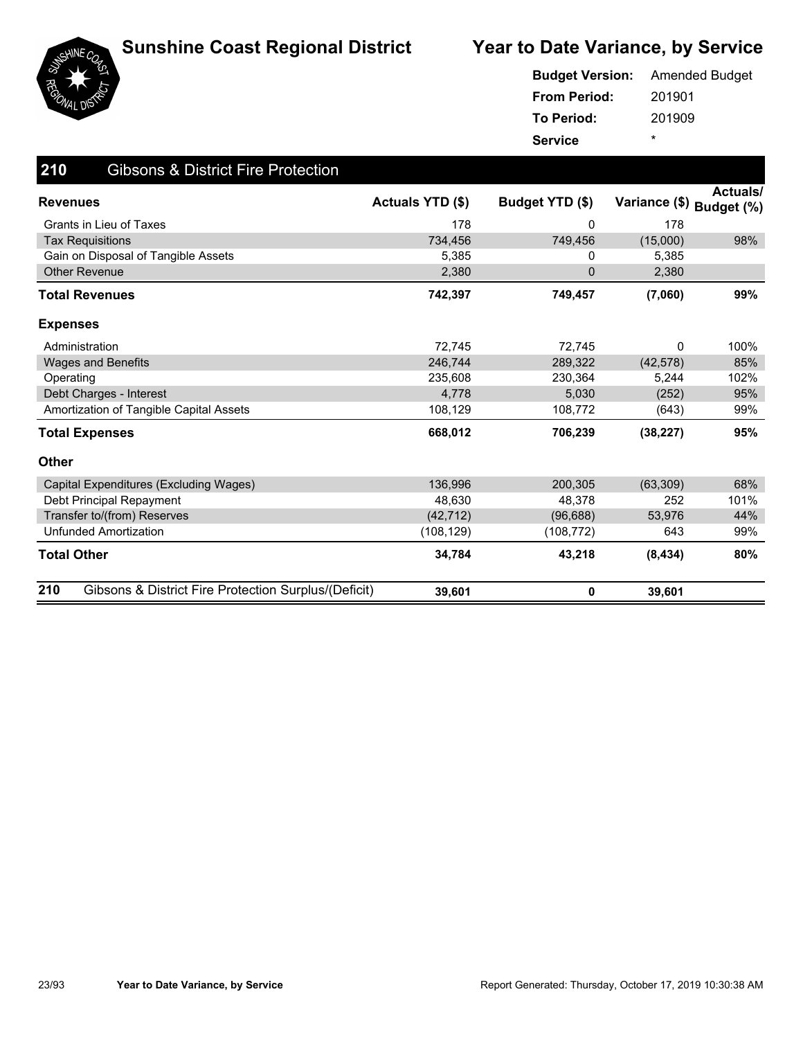# Sunshine Coast Regional District

## Year to Date Variance, by Service

**Budget Version:** Amended Budget
**From Period:** 201901
**To Period:** 201909
**Service** *

### 210 Gibsons & District Fire Protection

| Revenues | Actuals YTD ($) | Budget YTD ($) | Variance ($) | Actuals/ Budget (%) |
|---|---|---|---|---|
| Grants in Lieu of Taxes | 178 | 0 | 178 | |
| Tax Requisitions | 734,456 | 749,456 | (15,000) | 98% |
| Gain on Disposal of Tangible Assets | 5,385 | 0 | 5,385 | |
| Other Revenue | 2,380 | 0 | 2,380 | |
| **Total Revenues** | **742,397** | **749,457** | **(7,060)** | **99%** |
| **Expenses** | | | | |
| Administration | 72,745 | 72,745 | 0 | 100% |
| Wages and Benefits | 246,744 | 289,322 | (42,578) | 85% |
| Operating | 235,608 | 230,364 | 5,244 | 102% |
| Debt Charges - Interest | 4,778 | 5,030 | (252) | 95% |
| Amortization of Tangible Capital Assets | 108,129 | 108,772 | (643) | 99% |
| **Total Expenses** | **668,012** | **706,239** | **(38,227)** | **95%** |
| **Other** | | | | |
| Capital Expenditures (Excluding Wages) | 136,996 | 200,305 | (63,309) | 68% |
| Debt Principal Repayment | 48,630 | 48,378 | 252 | 101% |
| Transfer to/(from) Reserves | (42,712) | (96,688) | 53,976 | 44% |
| Unfunded Amortization | (108,129) | (108,772) | 643 | 99% |
| **Total Other** | **34,784** | **43,218** | **(8,434)** | **80%** |
| **210 Gibsons & District Fire Protection Surplus/(Deficit)** | **39,601** | **0** | **39,601** | |

Year to Date Variance, by Service

Report Generated: Thursday, October 17, 2019 10:30:38 AM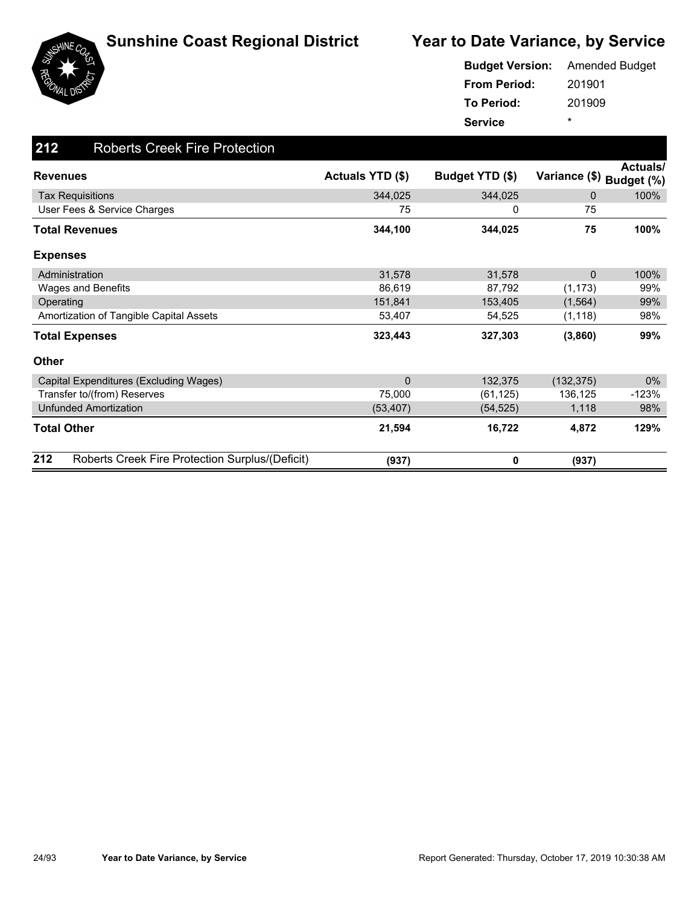# Sunshine Coast Regional District

## Year to Date Variance, by Service

**Budget Version:** Amended Budget
**From Period:** 201901
**To Period:** 201909
**Service** *

### 212 Roberts Creek Fire Protection

| Revenues | Actuals YTD ($) | Budget YTD ($) | Variance ($) | Actuals/ Budget (%) |
|---|---|---|---|---|
| Tax Requisitions | 344,025 | 344,025 | 0 | 100% |
| User Fees & Service Charges | 75 | 0 | 75 | |
| **Total Revenues** | **344,100** | **344,025** | **75** | **100%** |
| **Expenses** | | | | |
| Administration | 31,578 | 31,578 | 0 | 100% |
| Wages and Benefits | 86,619 | 87,792 | (1,173) | 99% |
| Operating | 151,841 | 153,405 | (1,564) | 99% |
| Amortization of Tangible Capital Assets | 53,407 | 54,525 | (1,118) | 98% |
| **Total Expenses** | **323,443** | **327,303** | **(3,860)** | **99%** |
| **Other** | | | | |
| Capital Expenditures (Excluding Wages) | 0 | 132,375 | (132,375) | 0% |
| Transfer to/(from) Reserves | 75,000 | (61,125) | 136,125 | -123% |
| Unfunded Amortization | (53,407) | (54,525) | 1,118 | 98% |
| **Total Other** | **21,594** | **16,722** | **4,872** | **129%** |
| **212 Roberts Creek Fire Protection Surplus/(Deficit)** | **(937)** | **0** | **(937)** | |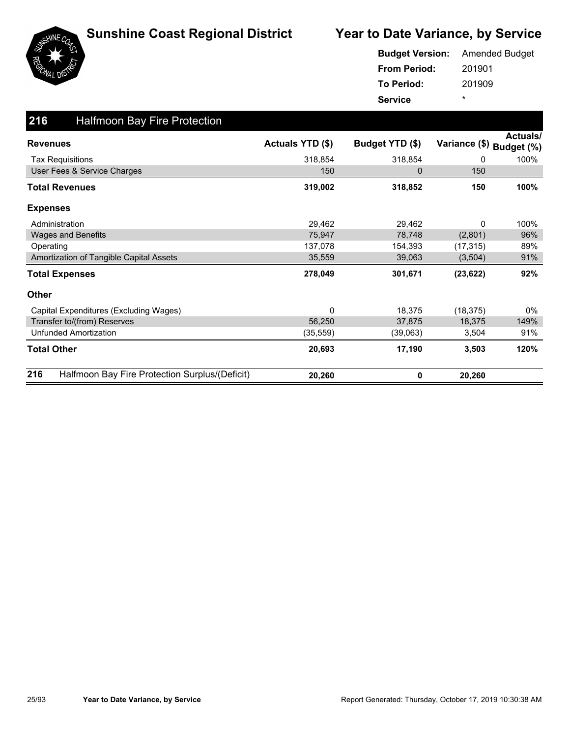# Sunshine Coast Regional District

# Year to Date Variance, by Service

**Budget Version:** Amended Budget
**From Period:** 201901
**To Period:** 201909
**Service** *

## 216 Halfmoon Bay Fire Protection

| Revenues | Actuals YTD ($) | Budget YTD ($) | Variance ($) | Actuals/ Budget (%) |
|---|---|---|---|---|
| Tax Requisitions | 318,854 | 318,854 | 0 | 100% |
| User Fees & Service Charges | 150 | 0 | 150 | |
| **Total Revenues** | **319,002** | **318,852** | **150** | **100%** |
| **Expenses** | | | | |
| Administration | 29,462 | 29,462 | 0 | 100% |
| Wages and Benefits | 75,947 | 78,748 | (2,801) | 96% |
| Operating | 137,078 | 154,393 | (17,315) | 89% |
| Amortization of Tangible Capital Assets | 35,559 | 39,063 | (3,504) | 91% |
| **Total Expenses** | **278,049** | **301,671** | **(23,622)** | **92%** |
| **Other** | | | | |
| Capital Expenditures (Excluding Wages) | 0 | 18,375 | (18,375) | 0% |
| Transfer to/(from) Reserves | 56,250 | 37,875 | 18,375 | 149% |
| Unfunded Amortization | (35,559) | (39,063) | 3,504 | 91% |
| **Total Other** | **20,693** | **17,190** | **3,503** | **120%** |
| **216 Halfmoon Bay Fire Protection Surplus/(Deficit)** | **20,260** | **0** | **20,260** | |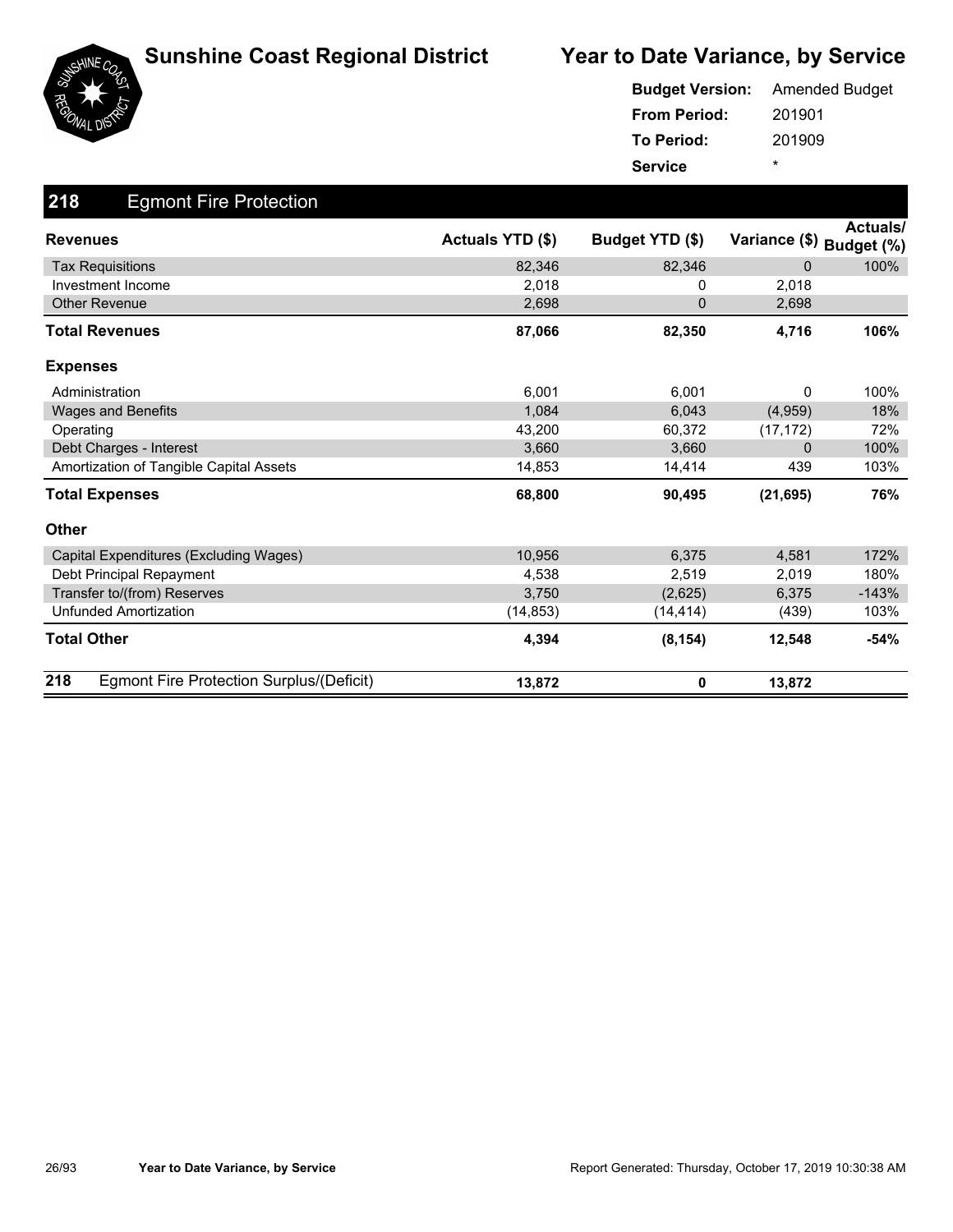# Sunshine Coast Regional District

## Year to Date Variance, by Service

**Budget Version:** Amended Budget
**From Period:** 201901
**To Period:** 201909
**Service** *

## 218 Egmont Fire Protection

| Revenues | Actuals YTD ($) | Budget YTD ($) | Variance ($) | Actuals/ Budget (%) |
|---|---|---|---|---|
| Tax Requisitions | 82,346 | 82,346 | 0 | 100% |
| Investment Income | 2,018 | 0 | 2,018 | |
| Other Revenue | 2,698 | 0 | 2,698 | |
| **Total Revenues** | **87,066** | **82,350** | **4,716** | **106%** |
| **Expenses** | | | | |
| Administration | 6,001 | 6,001 | 0 | 100% |
| Wages and Benefits | 1,084 | 6,043 | (4,959) | 18% |
| Operating | 43,200 | 60,372 | (17,172) | 72% |
| Debt Charges - Interest | 3,660 | 3,660 | 0 | 100% |
| Amortization of Tangible Capital Assets | 14,853 | 14,414 | 439 | 103% |
| **Total Expenses** | **68,800** | **90,495** | **(21,695)** | **76%** |
| **Other** | | | | |
| Capital Expenditures (Excluding Wages) | 10,956 | 6,375 | 4,581 | 172% |
| Debt Principal Repayment | 4,538 | 2,519 | 2,019 | 180% |
| Transfer to/(from) Reserves | 3,750 | (2,625) | 6,375 | -143% |
| Unfunded Amortization | (14,853) | (14,414) | (439) | 103% |
| **Total Other** | **4,394** | **(8,154)** | **12,548** | **-54%** |
| **218 Egmont Fire Protection Surplus/(Deficit)** | **13,872** | **0** | **13,872** | |

Report Generated: Thursday, October 17, 2019 10:30:38 AM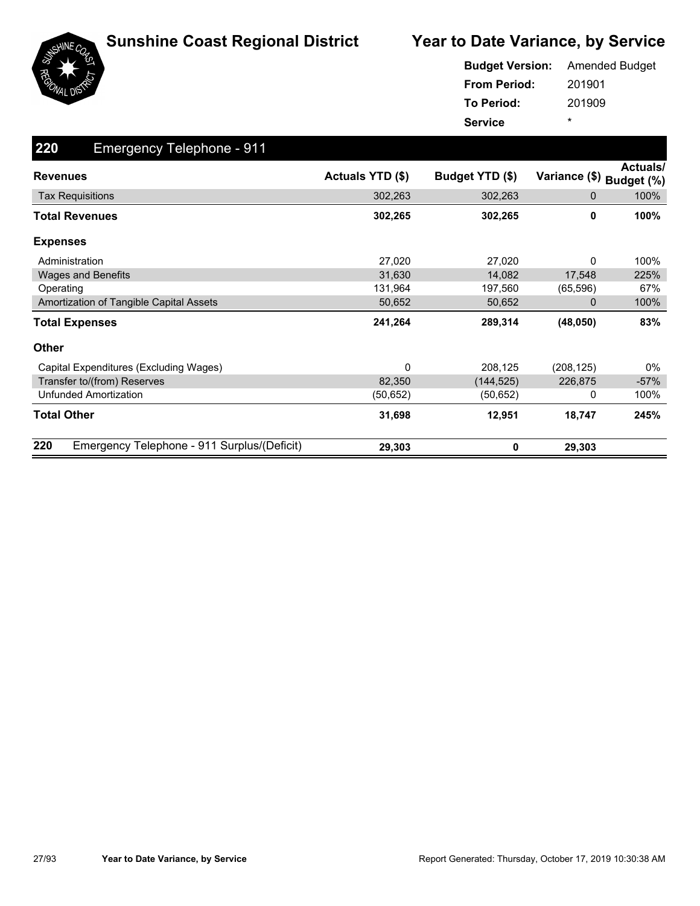# Sunshine Coast Regional District

# Year to Date Variance, by Service

**Budget Version:** Amended Budget
**From Period:** 201901
**To Period:** 201909
**Service** *

## 220 Emergency Telephone - 911

| Revenues | Actuals YTD ($) | Budget YTD ($) | Variance ($) | Actuals/ Budget (%) |
|---|---|---|---|---|
| Tax Requisitions | 302,263 | 302,263 | 0 | 100% |
| **Total Revenues** | **302,265** | **302,265** | **0** | **100%** |
| **Expenses** | | | | |
| Administration | 27,020 | 27,020 | 0 | 100% |
| Wages and Benefits | 31,630 | 14,082 | 17,548 | 225% |
| Operating | 131,964 | 197,560 | (65,596) | 67% |
| Amortization of Tangible Capital Assets | 50,652 | 50,652 | 0 | 100% |
| **Total Expenses** | **241,264** | **289,314** | **(48,050)** | **83%** |
| **Other** | | | | |
| Capital Expenditures (Excluding Wages) | 0 | 208,125 | (208,125) | 0% |
| Transfer to/(from) Reserves | 82,350 | (144,525) | 226,875 | -57% |
| Unfunded Amortization | (50,652) | (50,652) | 0 | 100% |
| **Total Other** | **31,698** | **12,951** | **18,747** | **245%** |
| **220 Emergency Telephone - 911 Surplus/(Deficit)** | **29,303** | **0** | **29,303** | |

Year to Date Variance, by Service

Report Generated: Thursday, October 17, 2019 10:30:38 AM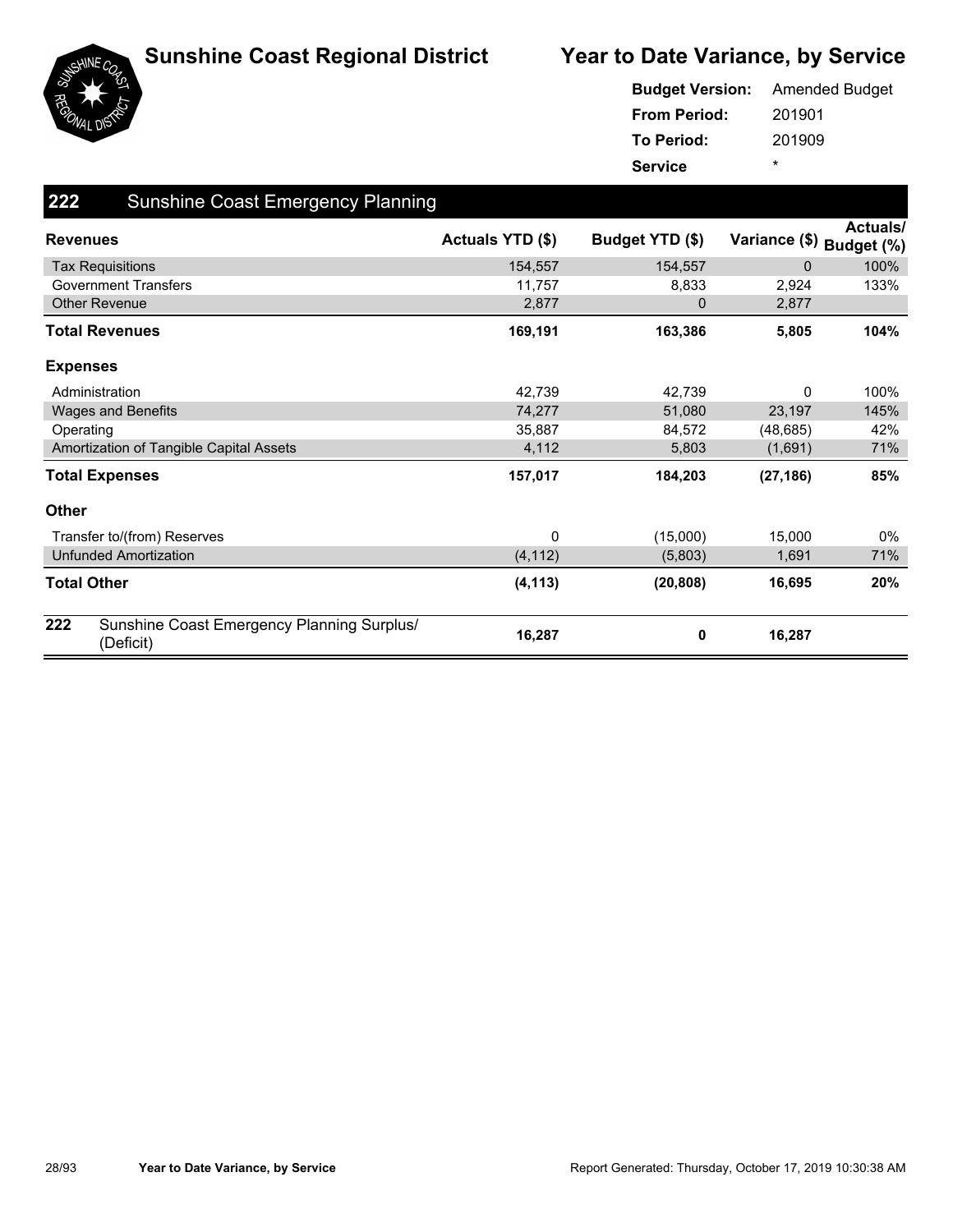# Sunshine Coast Regional District

## Year to Date Variance, by Service

**Budget Version:** Amended Budget
**From Period:** 201901
**To Period:** 201909
**Service** *

### 222 Sunshine Coast Emergency Planning

| Revenues | Actuals YTD ($) | Budget YTD ($) | Variance ($) | Actuals/ Budget (%) |
|---|---|---|---|---|
| Tax Requisitions | 154,557 | 154,557 | 0 | 100% |
| Government Transfers | 11,757 | 8,833 | 2,924 | 133% |
| Other Revenue | 2,877 | 0 | 2,877 | |
| **Total Revenues** | **169,191** | **163,386** | **5,805** | **104%** |
| **Expenses** | | | | |
| Administration | 42,739 | 42,739 | 0 | 100% |
| Wages and Benefits | 74,277 | 51,080 | 23,197 | 145% |
| Operating | 35,887 | 84,572 | (48,685) | 42% |
| Amortization of Tangible Capital Assets | 4,112 | 5,803 | (1,691) | 71% |
| **Total Expenses** | **157,017** | **184,203** | **(27,186)** | **85%** |
| **Other** | | | | |
| Transfer to/(from) Reserves | 0 | (15,000) | 15,000 | 0% |
| Unfunded Amortization | (4,112) | (5,803) | 1,691 | 71% |
| **Total Other** | **(4,113)** | **(20,808)** | **16,695** | **20%** |
| **222** Sunshine Coast Emergency Planning Surplus/ (Deficit) | **16,287** | **0** | **16,287** | |

Report Generated: Thursday, October 17, 2019 10:30:38 AM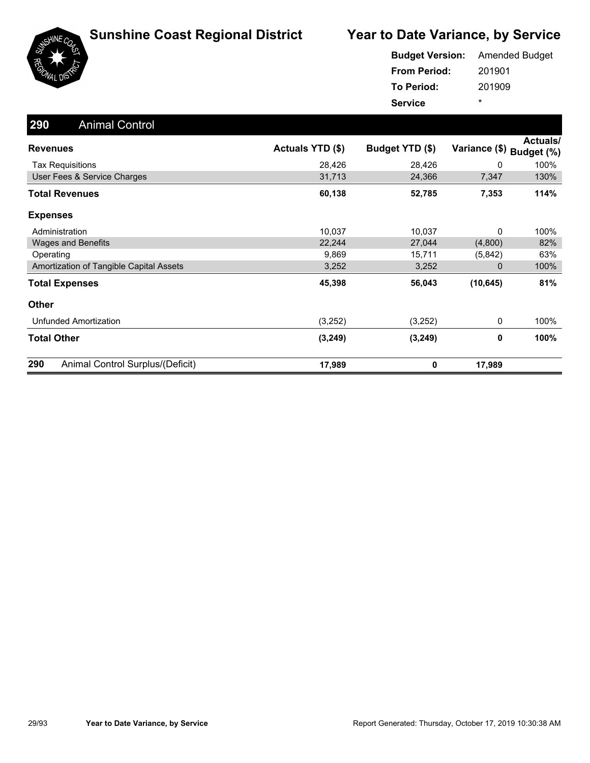# Sunshine Coast Regional District

## Year to Date Variance, by Service

**Budget Version:** Amended Budget
**From Period:** 201901
**To Period:** 201909
**Service** *

### 290 Animal Control

| Revenues | Actuals YTD ($) | Budget YTD ($) | Variance ($) | Actuals/ Budget (%) |
|---|---|---|---|---|
| Tax Requisitions | 28,426 | 28,426 | 0 | 100% |
| User Fees & Service Charges | 31,713 | 24,366 | 7,347 | 130% |
| **Total Revenues** | **60,138** | **52,785** | **7,353** | **114%** |
| **Expenses** | | | | |
| Administration | 10,037 | 10,037 | 0 | 100% |
| Wages and Benefits | 22,244 | 27,044 | (4,800) | 82% |
| Operating | 9,869 | 15,711 | (5,842) | 63% |
| Amortization of Tangible Capital Assets | 3,252 | 3,252 | 0 | 100% |
| **Total Expenses** | **45,398** | **56,043** | **(10,645)** | **81%** |
| **Other** | | | | |
| Unfunded Amortization | (3,252) | (3,252) | 0 | 100% |
| **Total Other** | **(3,249)** | **(3,249)** | **0** | **100%** |
| **290 Animal Control Surplus/(Deficit)** | **17,989** | **0** | **17,989** | |

Year to Date Variance, by Service

Report Generated: Thursday, October 17, 2019 10:30:38 AM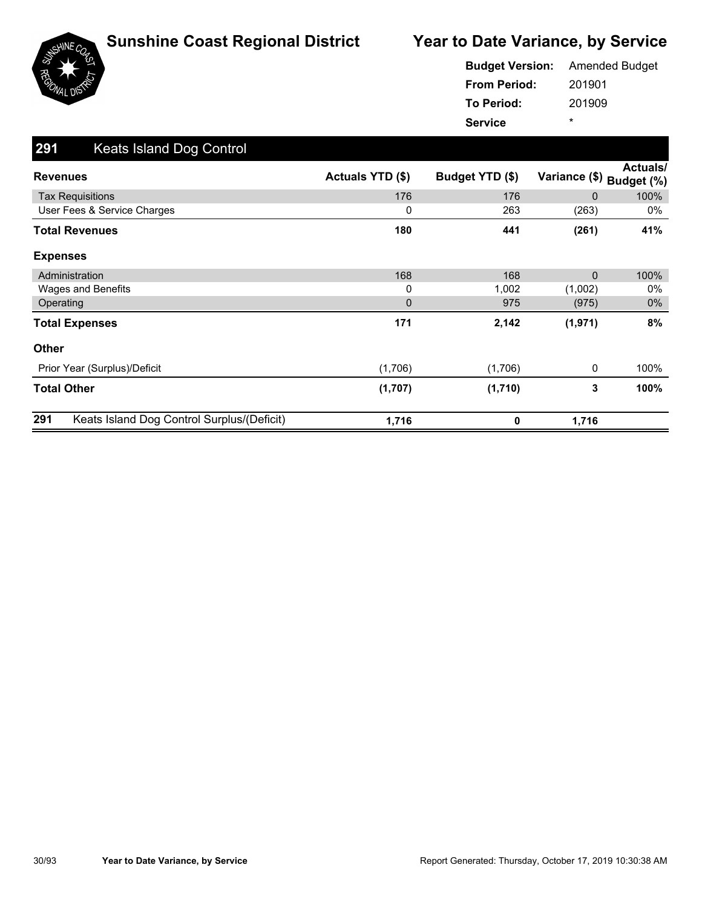# Sunshine Coast Regional District

## Year to Date Variance, by Service

**Budget Version:** Amended Budget
**From Period:** 201901
**To Period:** 201909
**Service** *

## 291 Keats Island Dog Control

| Revenues | Actuals YTD ($) | Budget YTD ($) | Variance ($) | Actuals/ Budget (%) |
|---|---|---|---|---|
| Tax Requisitions | 176 | 176 | 0 | 100% |
| User Fees & Service Charges | 0 | 263 | (263) | 0% |
| **Total Revenues** | **180** | **441** | **(261)** | **41%** |
| **Expenses** | | | | |
| Administration | 168 | 168 | 0 | 100% |
| Wages and Benefits | 0 | 1,002 | (1,002) | 0% |
| Operating | 0 | 975 | (975) | 0% |
| **Total Expenses** | **171** | **2,142** | **(1,971)** | **8%** |
| **Other** | | | | |
| Prior Year (Surplus)/Deficit | (1,706) | (1,706) | 0 | 100% |
| **Total Other** | **(1,707)** | **(1,710)** | **3** | **100%** |
| **291 Keats Island Dog Control Surplus/(Deficit)** | **1,716** | **0** | **1,716** | |

Report Generated: Thursday, October 17, 2019 10:30:38 AM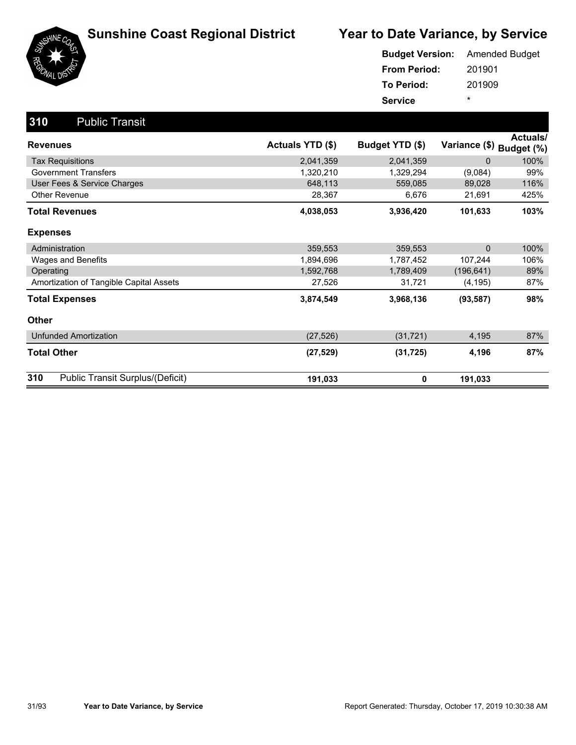# Sunshine Coast Regional District

## Year to Date Variance, by Service

**Budget Version:** Amended Budget
**From Period:** 201901
**To Period:** 201909
**Service** *

### 310 Public Transit

| Revenues | Actuals YTD ($) | Budget YTD ($) | Variance ($) | Actuals/ Budget (%) |
|---|---|---|---|---|
| Tax Requisitions | 2,041,359 | 2,041,359 | 0 | 100% |
| Government Transfers | 1,320,210 | 1,329,294 | (9,084) | 99% |
| User Fees & Service Charges | 648,113 | 559,085 | 89,028 | 116% |
| Other Revenue | 28,367 | 6,676 | 21,691 | 425% |
| **Total Revenues** | **4,038,053** | **3,936,420** | **101,633** | **103%** |
| **Expenses** | | | | |
| Administration | 359,553 | 359,553 | 0 | 100% |
| Wages and Benefits | 1,894,696 | 1,787,452 | 107,244 | 106% |
| Operating | 1,592,768 | 1,789,409 | (196,641) | 89% |
| Amortization of Tangible Capital Assets | 27,526 | 31,721 | (4,195) | 87% |
| **Total Expenses** | **3,874,549** | **3,968,136** | **(93,587)** | **98%** |
| **Other** | | | | |
| Unfunded Amortization | (27,526) | (31,721) | 4,195 | 87% |
| **Total Other** | **(27,529)** | **(31,725)** | **4,196** | **87%** |
| **310 Public Transit Surplus/(Deficit)** | **191,033** | **0** | **191,033** | |

Report Generated: Thursday, October 17, 2019 10:30:38 AM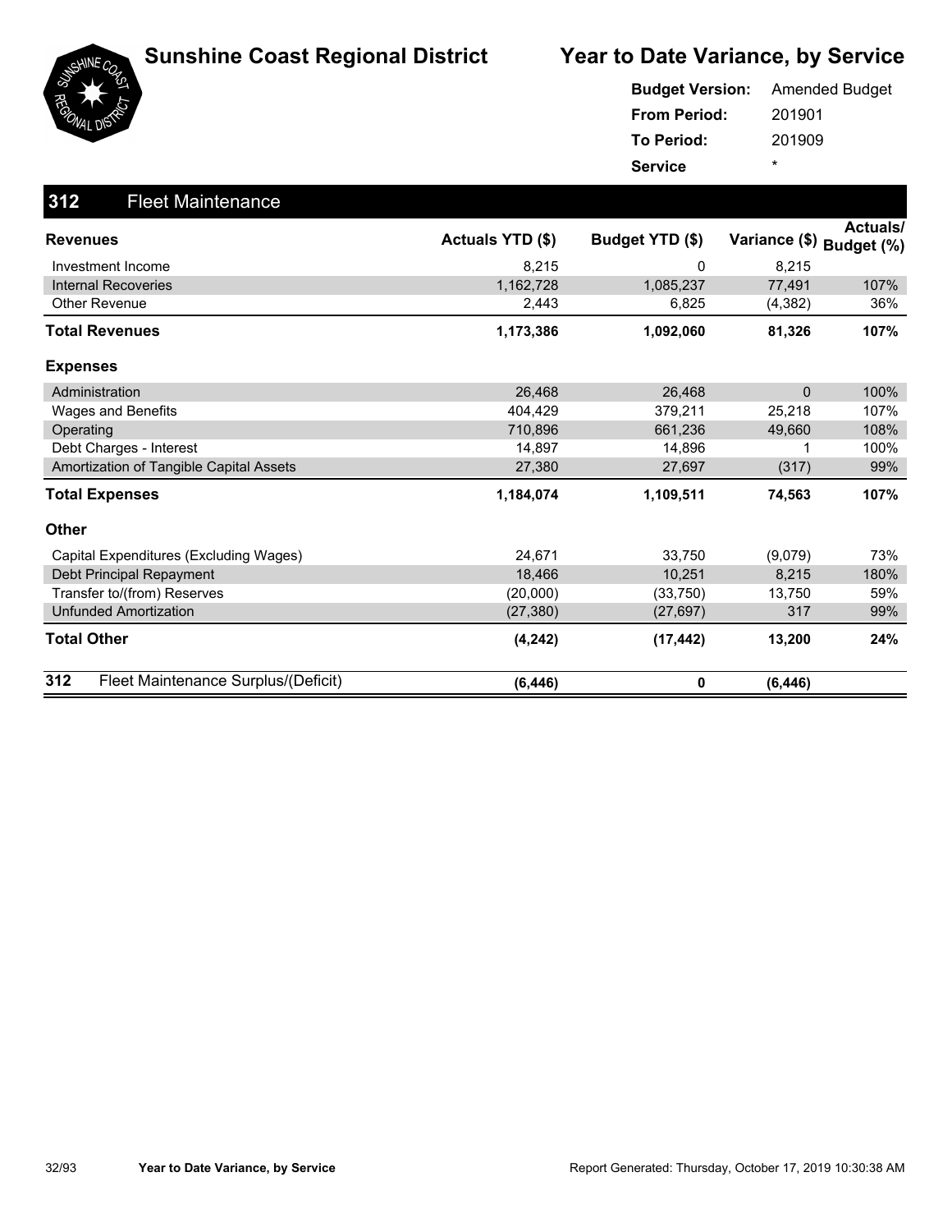# Sunshine Coast Regional District

## Year to Date Variance, by Service

**Budget Version:** Amended Budget
**From Period:** 201901
**To Period:** 201909
**Service** *

## 312 Fleet Maintenance

| Revenues | Actuals YTD ($) | Budget YTD ($) | Variance ($) | Actuals/ Budget (%) |
|---|---|---|---|---|
| Investment Income | 8,215 | 0 | 8,215 | |
| Internal Recoveries | 1,162,728 | 1,085,237 | 77,491 | 107% |
| Other Revenue | 2,443 | 6,825 | (4,382) | 36% |
| **Total Revenues** | **1,173,386** | **1,092,060** | **81,326** | **107%** |
| **Expenses** | | | | |
| Administration | 26,468 | 26,468 | 0 | 100% |
| Wages and Benefits | 404,429 | 379,211 | 25,218 | 107% |
| Operating | 710,896 | 661,236 | 49,660 | 108% |
| Debt Charges - Interest | 14,897 | 14,896 | 1 | 100% |
| Amortization of Tangible Capital Assets | 27,380 | 27,697 | (317) | 99% |
| **Total Expenses** | **1,184,074** | **1,109,511** | **74,563** | **107%** |
| **Other** | | | | |
| Capital Expenditures (Excluding Wages) | 24,671 | 33,750 | (9,079) | 73% |
| Debt Principal Repayment | 18,466 | 10,251 | 8,215 | 180% |
| Transfer to/(from) Reserves | (20,000) | (33,750) | 13,750 | 59% |
| Unfunded Amortization | (27,380) | (27,697) | 317 | 99% |
| **Total Other** | **(4,242)** | **(17,442)** | **13,200** | **24%** |
| **312 Fleet Maintenance Surplus/(Deficit)** | **(6,446)** | **0** | **(6,446)** | |

Year to Date Variance, by Service

Report Generated: Thursday, October 17, 2019 10:30:38 AM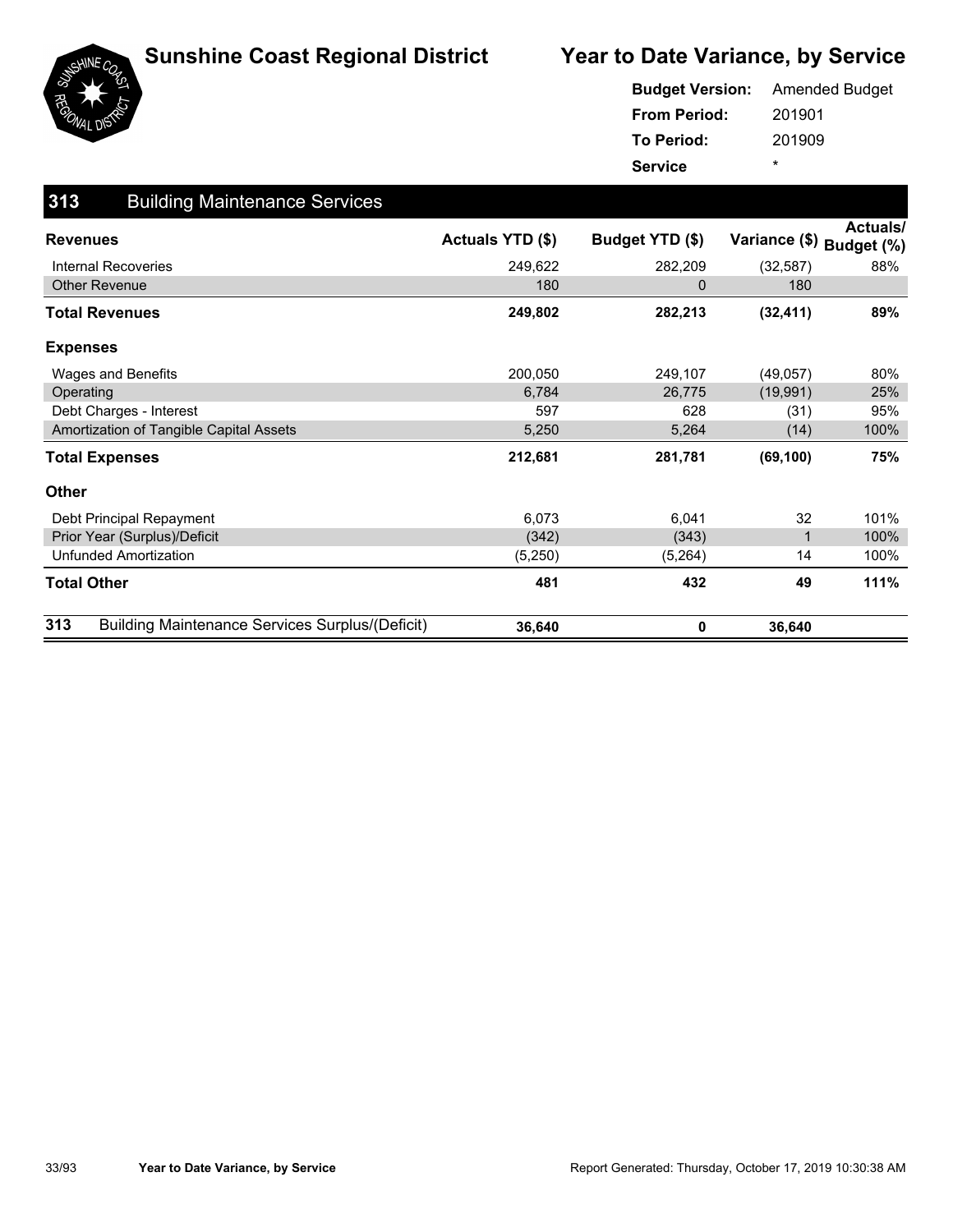# Sunshine Coast Regional District

# Year to Date Variance, by Service

**Budget Version:** Amended Budget
**From Period:** 201901
**To Period:** 201909
**Service** *

## 313 Building Maintenance Services

| Revenues | Actuals YTD ($) | Budget YTD ($) | Variance ($) | Actuals/ Budget (%) |
|---|---|---|---|---|
| Internal Recoveries | 249,622 | 282,209 | (32,587) | 88% |
| Other Revenue | 180 | 0 | 180 | |
| **Total Revenues** | **249,802** | **282,213** | **(32,411)** | **89%** |
| **Expenses** | | | | |
| Wages and Benefits | 200,050 | 249,107 | (49,057) | 80% |
| Operating | 6,784 | 26,775 | (19,991) | 25% |
| Debt Charges - Interest | 597 | 628 | (31) | 95% |
| Amortization of Tangible Capital Assets | 5,250 | 5,264 | (14) | 100% |
| **Total Expenses** | **212,681** | **281,781** | **(69,100)** | **75%** |
| **Other** | | | | |
| Debt Principal Repayment | 6,073 | 6,041 | 32 | 101% |
| Prior Year (Surplus)/Deficit | (342) | (343) | 1 | 100% |
| Unfunded Amortization | (5,250) | (5,264) | 14 | 100% |
| **Total Other** | **481** | **432** | **49** | **111%** |
| **313 Building Maintenance Services Surplus/(Deficit)** | **36,640** | **0** | **36,640** | |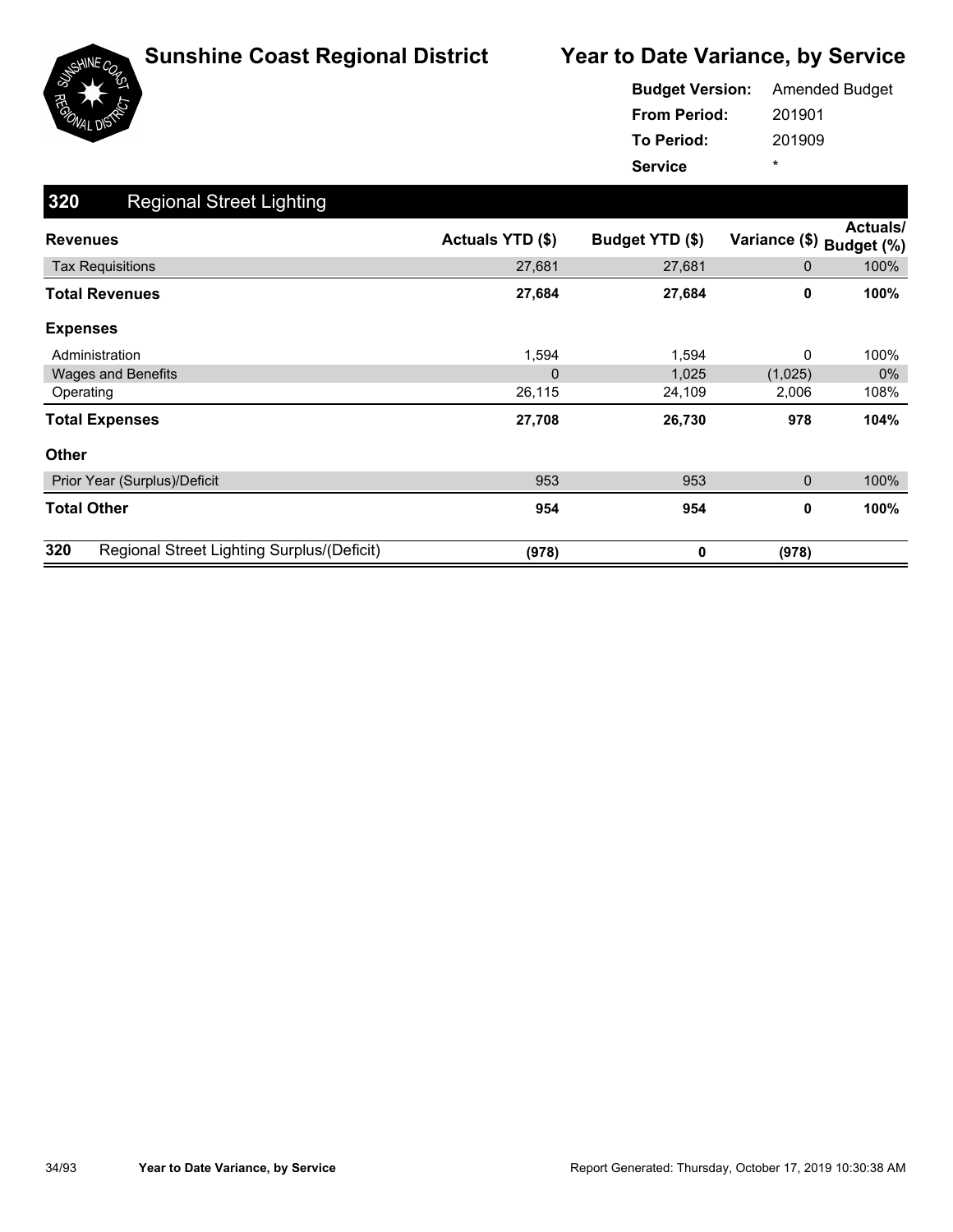# Sunshine Coast Regional District

## Year to Date Variance, by Service

**Budget Version:** Amended Budget
**From Period:** 201901
**To Period:** 201909
**Service** *

## 320 Regional Street Lighting

| Revenues | Actuals YTD ($) | Budget YTD ($) | Variance ($) | Actuals/ Budget (%) |
|---|---|---|---|---|
| Tax Requisitions | 27,681 | 27,681 | 0 | 100% |
| **Total Revenues** | **27,684** | **27,684** | **0** | **100%** |
| **Expenses** | | | | |
| Administration | 1,594 | 1,594 | 0 | 100% |
| Wages and Benefits | 0 | 1,025 | (1,025) | 0% |
| Operating | 26,115 | 24,109 | 2,006 | 108% |
| **Total Expenses** | **27,708** | **26,730** | **978** | **104%** |
| **Other** | | | | |
| Prior Year (Surplus)/Deficit | 953 | 953 | 0 | 100% |
| **Total Other** | **954** | **954** | **0** | **100%** |
| **320 Regional Street Lighting Surplus/(Deficit)** | **(978)** | **0** | **(978)** | |

Report Generated: Thursday, October 17, 2019 10:30:38 AM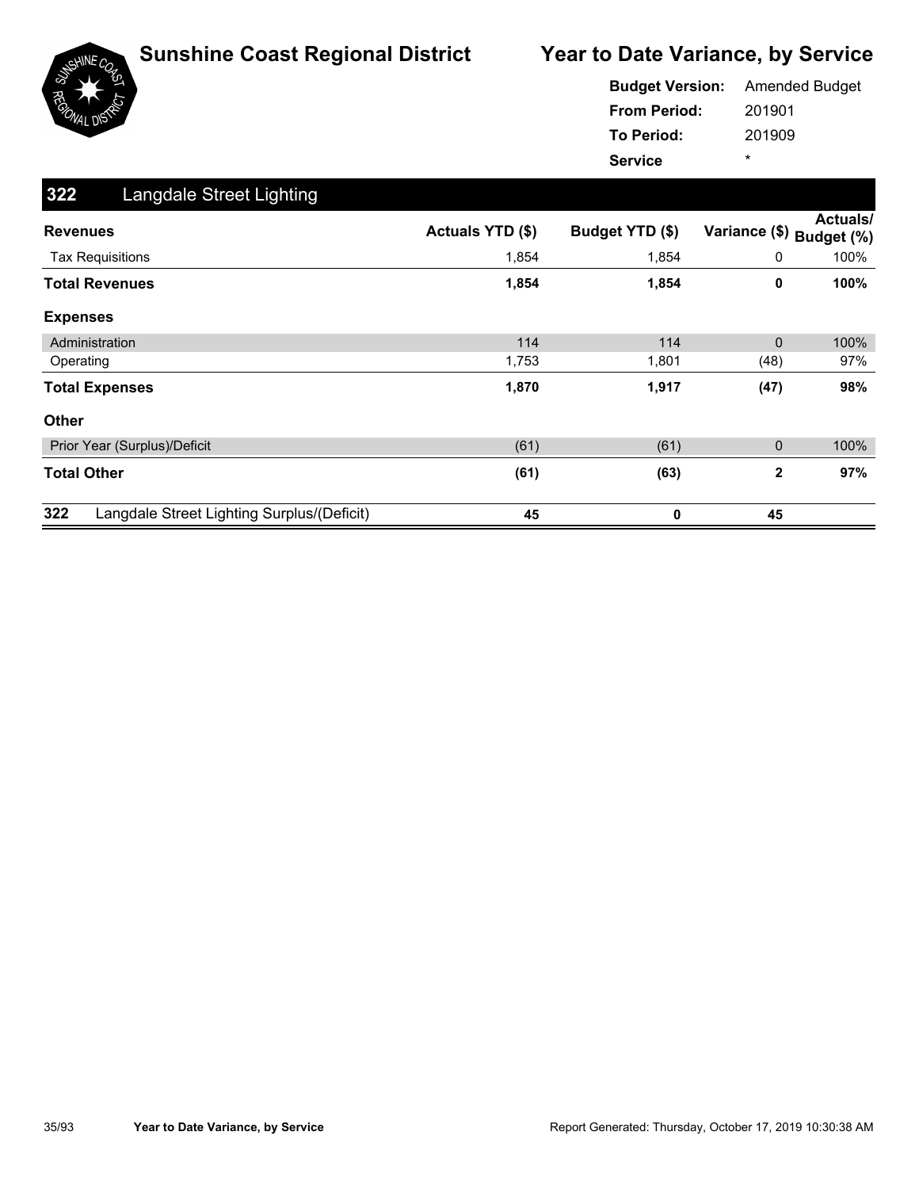# Sunshine Coast Regional District

## Year to Date Variance, by Service

**Budget Version:** Amended Budget
**From Period:** 201901
**To Period:** 201909
**Service** *

## 322 Langdale Street Lighting

| Revenues | Actuals YTD ($) | Budget YTD ($) | Variance ($) | Actuals/ Budget (%) |
|---|---|---|---|---|
| Tax Requisitions | 1,854 | 1,854 | 0 | 100% |
| **Total Revenues** | **1,854** | **1,854** | **0** | **100%** |
| **Expenses** | | | | |
| Administration | 114 | 114 | 0 | 100% |
| Operating | 1,753 | 1,801 | (48) | 97% |
| **Total Expenses** | **1,870** | **1,917** | **(47)** | **98%** |
| **Other** | | | | |
| Prior Year (Surplus)/Deficit | (61) | (61) | 0 | 100% |
| **Total Other** | **(61)** | **(63)** | **2** | **97%** |
| **322 Langdale Street Lighting Surplus/(Deficit)** | **45** | **0** | **45** | |

Report Generated: Thursday, October 17, 2019 10:30:38 AM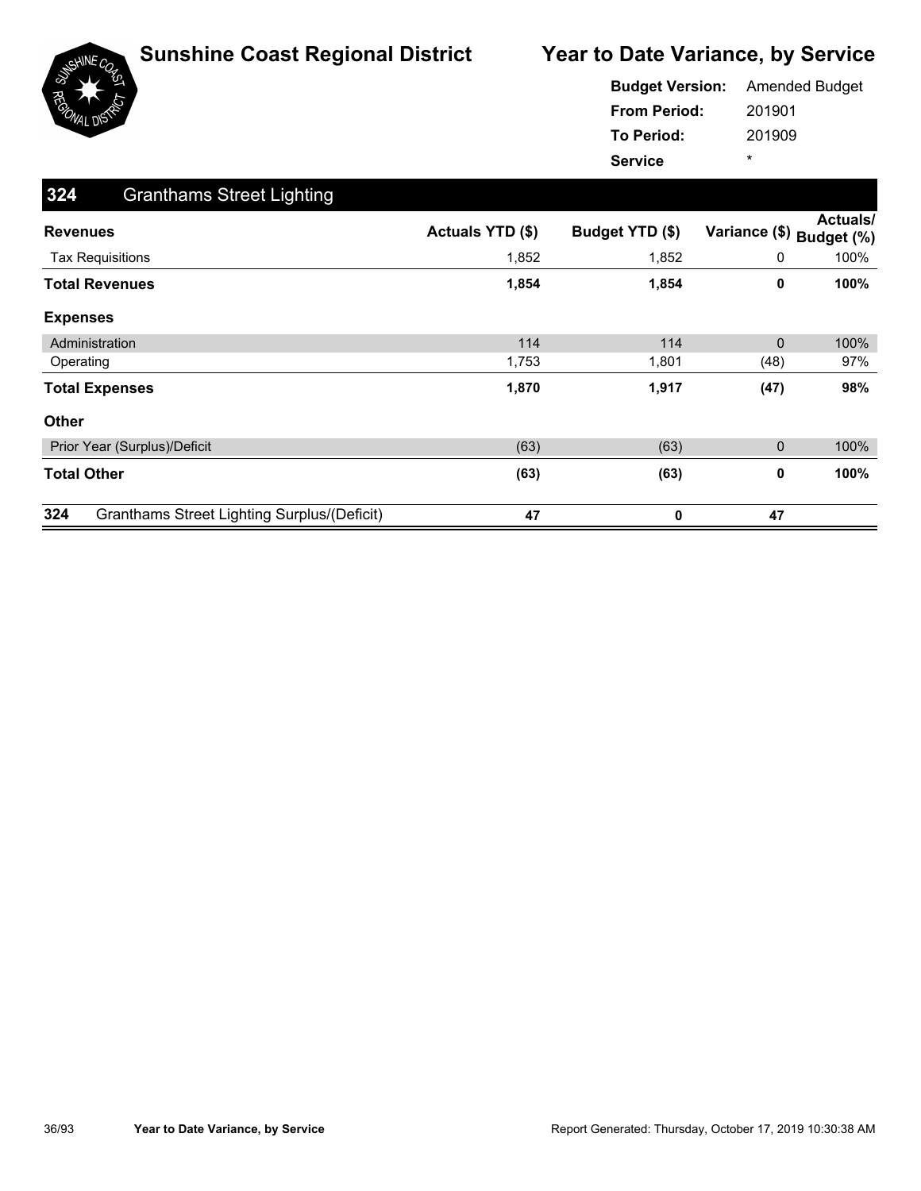# Sunshine Coast Regional District

## Year to Date Variance, by Service

**Budget Version:** Amended Budget
**From Period:** 201901
**To Period:** 201909
**Service** *

## 324 Granthams Street Lighting

| Revenues | Actuals YTD ($) | Budget YTD ($) | Variance ($) | Actuals/ Budget (%) |
|---|---|---|---|---|
| Tax Requisitions | 1,852 | 1,852 | 0 | 100% |
| **Total Revenues** | **1,854** | **1,854** | **0** | **100%** |
| **Expenses** | | | | |
| Administration | 114 | 114 | 0 | 100% |
| Operating | 1,753 | 1,801 | (48) | 97% |
| **Total Expenses** | **1,870** | **1,917** | **(47)** | **98%** |
| **Other** | | | | |
| Prior Year (Surplus)/Deficit | (63) | (63) | 0 | 100% |
| **Total Other** | **(63)** | **(63)** | **0** | **100%** |
| **324 Granthams Street Lighting Surplus/(Deficit)** | **47** | **0** | **47** | |

Year to Date Variance, by Service — Report Generated: Thursday, October 17, 2019 10:30:38 AM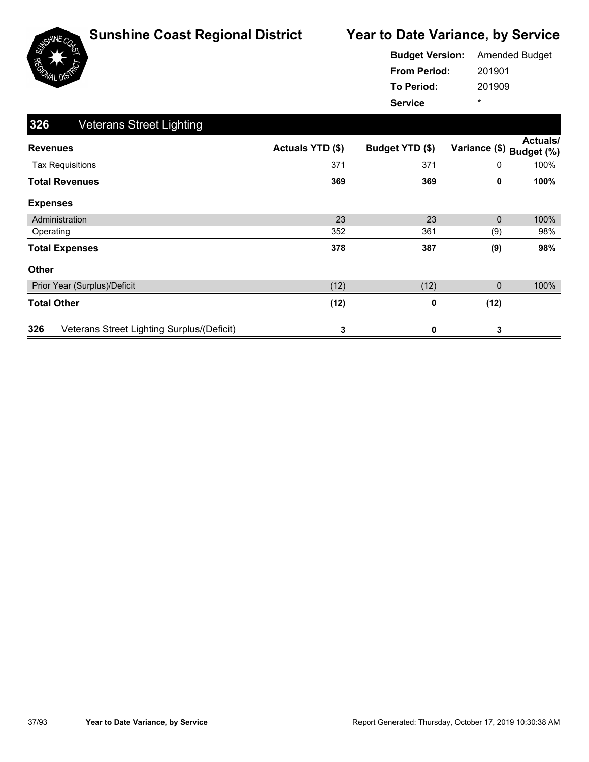# Sunshine Coast Regional District

## Year to Date Variance, by Service

**Budget Version:** Amended Budget
**From Period:** 201901
**To Period:** 201909
**Service** *

### 326 Veterans Street Lighting

| Revenues | Actuals YTD ($) | Budget YTD ($) | Variance ($) | Actuals/ Budget (%) |
|---|---|---|---|---|
| Tax Requisitions | 371 | 371 | 0 | 100% |
| **Total Revenues** | **369** | **369** | **0** | **100%** |
| **Expenses** | | | | |
| Administration | 23 | 23 | 0 | 100% |
| Operating | 352 | 361 | (9) | 98% |
| **Total Expenses** | **378** | **387** | **(9)** | **98%** |
| **Other** | | | | |
| Prior Year (Surplus)/Deficit | (12) | (12) | 0 | 100% |
| **Total Other** | **(12)** | **0** | **(12)** | |
| **326 Veterans Street Lighting Surplus/(Deficit)** | **3** | **0** | **3** | |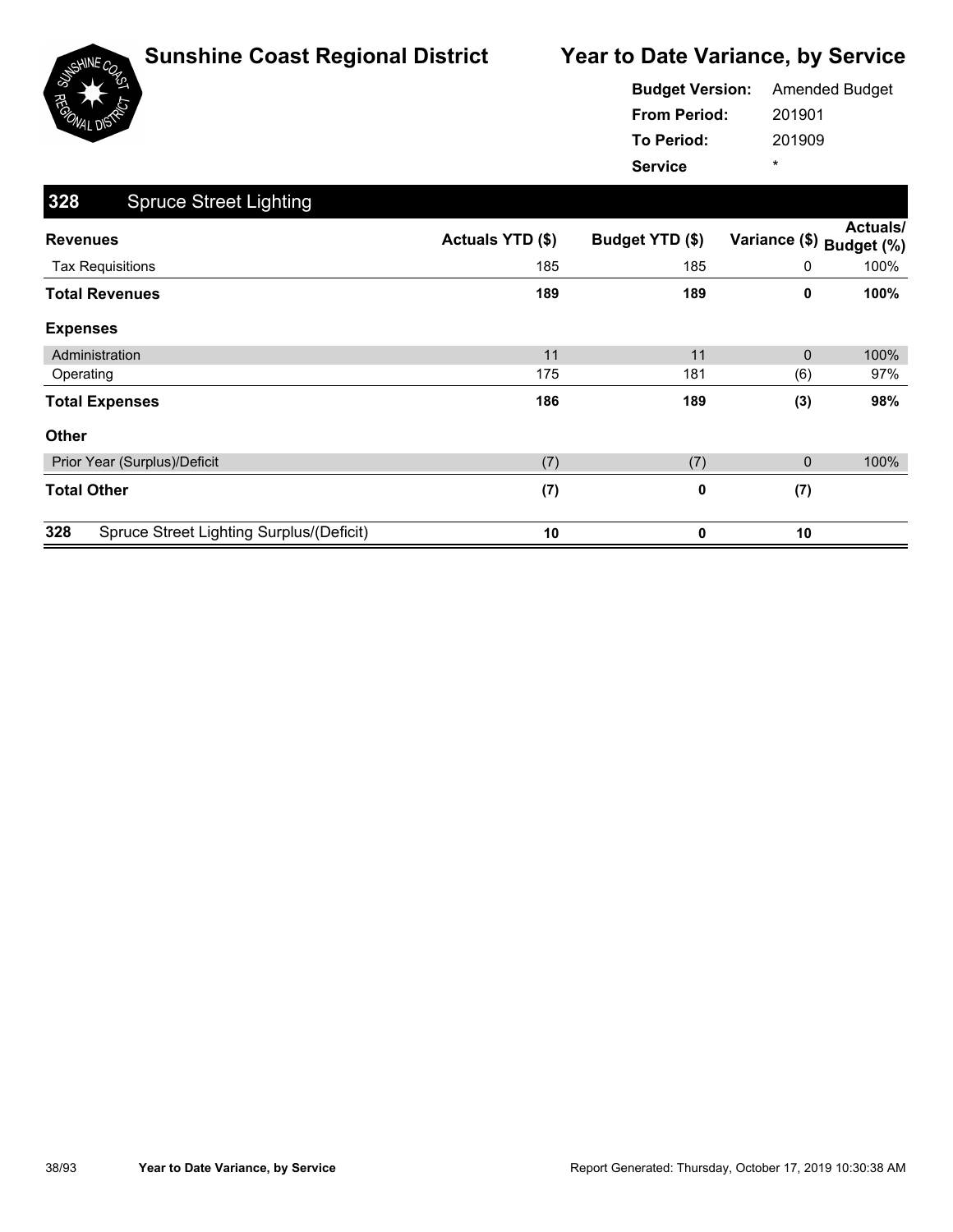# Sunshine Coast Regional District

## Year to Date Variance, by Service

**Budget Version:** Amended Budget
**From Period:** 201901
**To Period:** 201909
**Service** *

### 328 Spruce Street Lighting

| Revenues | Actuals YTD ($) | Budget YTD ($) | Variance ($) | Actuals/ Budget (%) |
|---|---|---|---|---|
| Tax Requisitions | 185 | 185 | 0 | 100% |
| **Total Revenues** | **189** | **189** | **0** | **100%** |
| **Expenses** | | | | |
| Administration | 11 | 11 | 0 | 100% |
| Operating | 175 | 181 | (6) | 97% |
| **Total Expenses** | **186** | **189** | **(3)** | **98%** |
| **Other** | | | | |
| Prior Year (Surplus)/Deficit | (7) | (7) | 0 | 100% |
| **Total Other** | **(7)** | **0** | **(7)** | |
| **328 Spruce Street Lighting Surplus/(Deficit)** | **10** | **0** | **10** | |

Year to Date Variance, by Service

Report Generated: Thursday, October 17, 2019 10:30:38 AM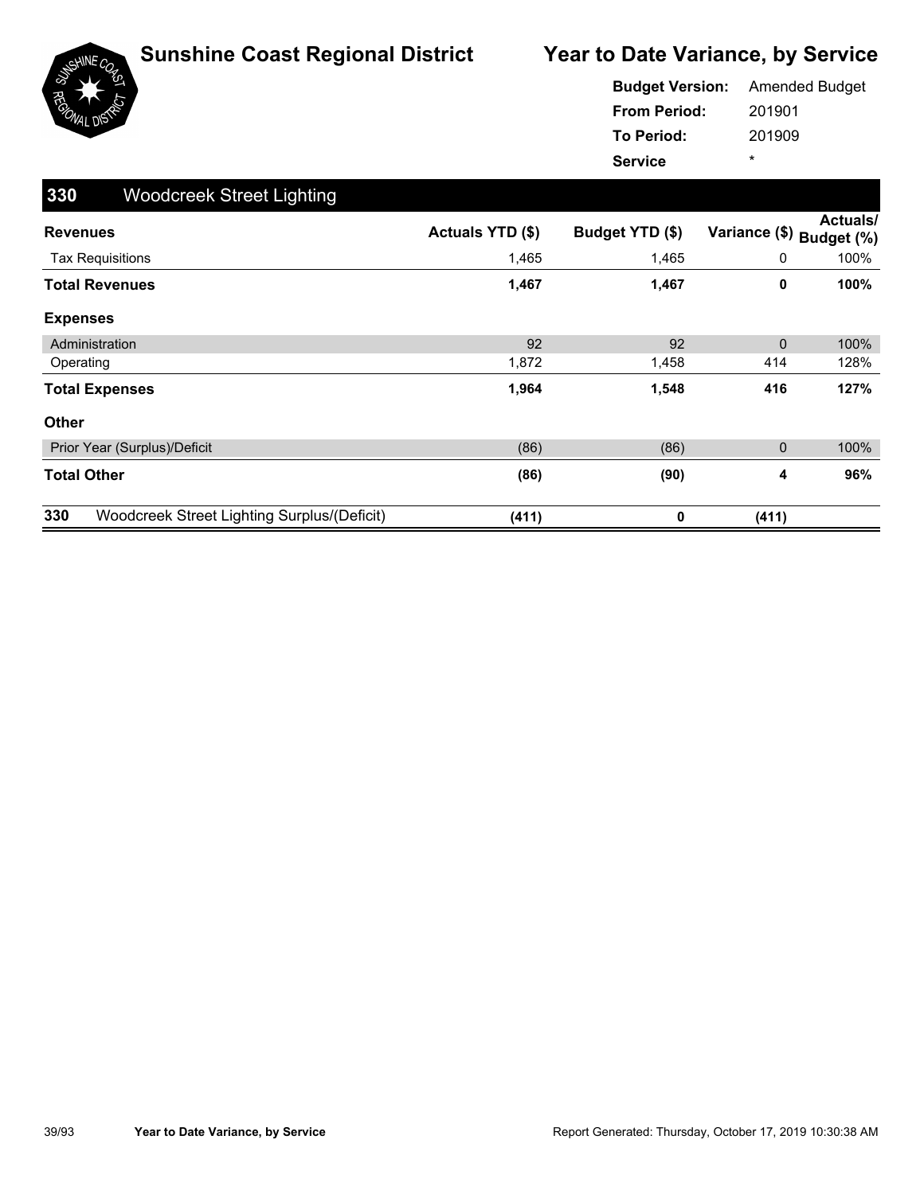# Sunshine Coast Regional District

## Year to Date Variance, by Service

**Budget Version:** Amended Budget
**From Period:** 201901
**To Period:** 201909
**Service** *

### 330 Woodcreek Street Lighting

| Revenues | Actuals YTD ($) | Budget YTD ($) | Variance ($) | Actuals/ Budget (%) |
|---|---|---|---|---|
| Tax Requisitions | 1,465 | 1,465 | 0 | 100% |
| **Total Revenues** | **1,467** | **1,467** | **0** | **100%** |
| **Expenses** | | | | |
| Administration | 92 | 92 | 0 | 100% |
| Operating | 1,872 | 1,458 | 414 | 128% |
| **Total Expenses** | **1,964** | **1,548** | **416** | **127%** |
| **Other** | | | | |
| Prior Year (Surplus)/Deficit | (86) | (86) | 0 | 100% |
| **Total Other** | **(86)** | **(90)** | **4** | **96%** |
| **330 Woodcreek Street Lighting Surplus/(Deficit)** | **(411)** | **0** | **(411)** | |

Year to Date Variance, by Service

Report Generated: Thursday, October 17, 2019 10:30:38 AM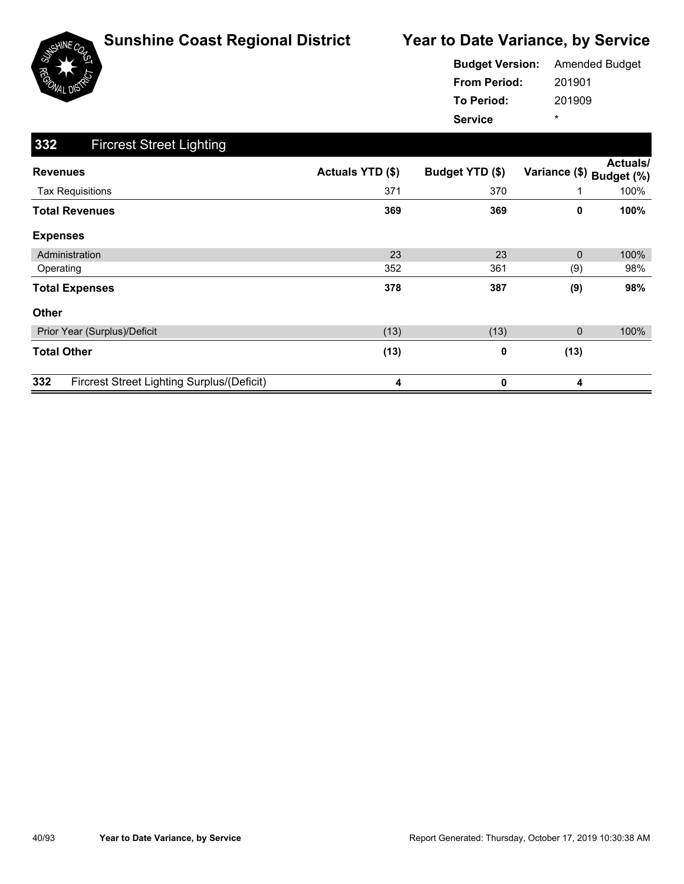# Sunshine Coast Regional District

## Year to Date Variance, by Service

**Budget Version:** Amended Budget
**From Period:** 201901
**To Period:** 201909
**Service** *

## 332 Fircrest Street Lighting

| Revenues | Actuals YTD ($) | Budget YTD ($) | Variance ($) | Actuals/ Budget (%) |
|---|---|---|---|---|
| Tax Requisitions | 371 | 370 | 1 | 100% |
| **Total Revenues** | **369** | **369** | **0** | **100%** |
| **Expenses** | | | | |
| Administration | 23 | 23 | 0 | 100% |
| Operating | 352 | 361 | (9) | 98% |
| **Total Expenses** | **378** | **387** | **(9)** | **98%** |
| **Other** | | | | |
| Prior Year (Surplus)/Deficit | (13) | (13) | 0 | 100% |
| **Total Other** | **(13)** | **0** | **(13)** | |
| **332 Fircrest Street Lighting Surplus/(Deficit)** | **4** | **0** | **4** | |

Year to Date Variance, by Service

Report Generated: Thursday, October 17, 2019 10:30:38 AM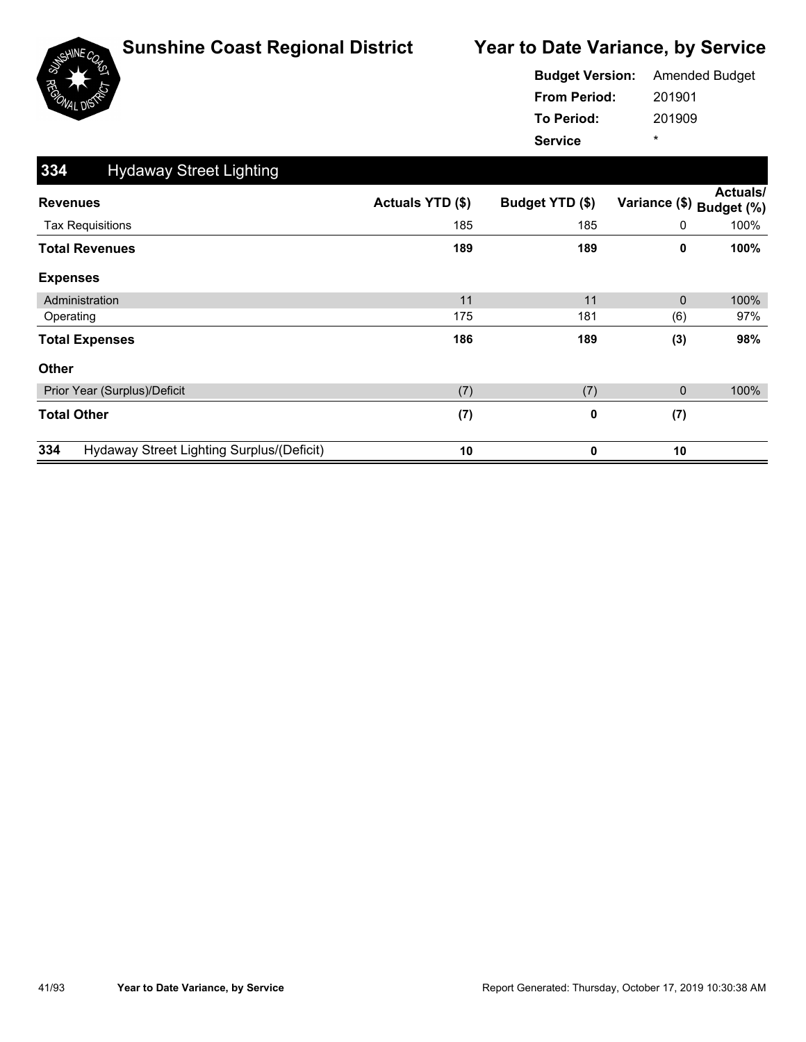# Sunshine Coast Regional District

## Year to Date Variance, by Service

**Budget Version:** Amended Budget
**From Period:** 201901
**To Period:** 201909
**Service** *

### 334 Hydaway Street Lighting

| Revenues | Actuals YTD ($) | Budget YTD ($) | Variance ($) | Actuals/ Budget (%) |
|---|---|---|---|---|
| Tax Requisitions | 185 | 185 | 0 | 100% |
| **Total Revenues** | **189** | **189** | **0** | **100%** |
| **Expenses** | | | | |
| Administration | 11 | 11 | 0 | 100% |
| Operating | 175 | 181 | (6) | 97% |
| **Total Expenses** | **186** | **189** | **(3)** | **98%** |
| **Other** | | | | |
| Prior Year (Surplus)/Deficit | (7) | (7) | 0 | 100% |
| **Total Other** | **(7)** | **0** | **(7)** | |
| **334 Hydaway Street Lighting Surplus/(Deficit)** | **10** | **0** | **10** | |

Report Generated: Thursday, October 17, 2019 10:30:38 AM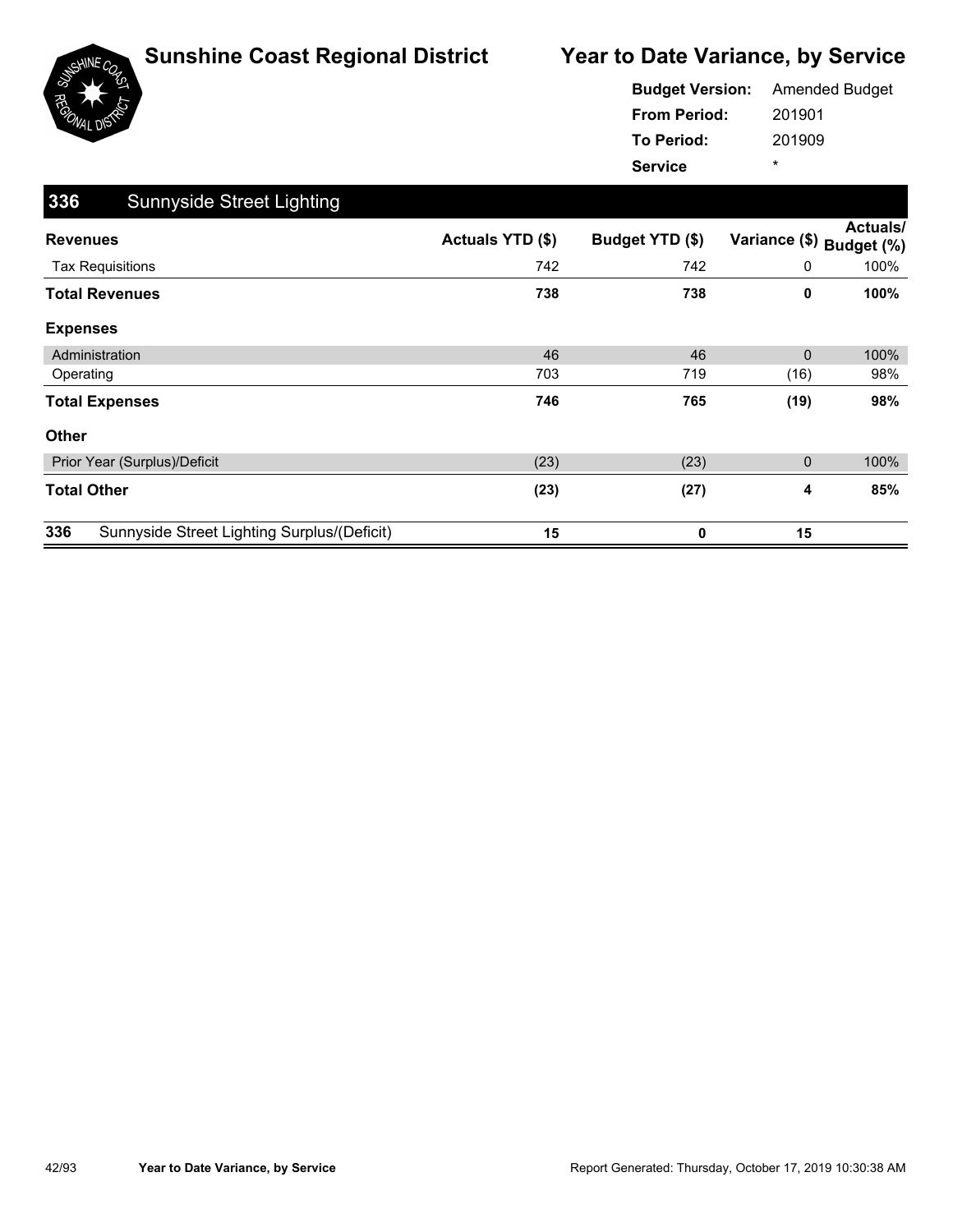# Sunshine Coast Regional District

## Year to Date Variance, by Service

**Budget Version:** Amended Budget
**From Period:** 201901
**To Period:** 201909
**Service** *

### 336 Sunnyside Street Lighting

| Revenues | Actuals YTD ($) | Budget YTD ($) | Variance ($) | Actuals/ Budget (%) |
|---|---|---|---|---|
| Tax Requisitions | 742 | 742 | 0 | 100% |
| **Total Revenues** | **738** | **738** | **0** | **100%** |
| **Expenses** | | | | |
| Administration | 46 | 46 | 0 | 100% |
| Operating | 703 | 719 | (16) | 98% |
| **Total Expenses** | **746** | **765** | **(19)** | **98%** |
| **Other** | | | | |
| Prior Year (Surplus)/Deficit | (23) | (23) | 0 | 100% |
| **Total Other** | **(23)** | **(27)** | **4** | **85%** |
| **336 Sunnyside Street Lighting Surplus/(Deficit)** | **15** | **0** | **15** | |

Report Generated: Thursday, October 17, 2019 10:30:38 AM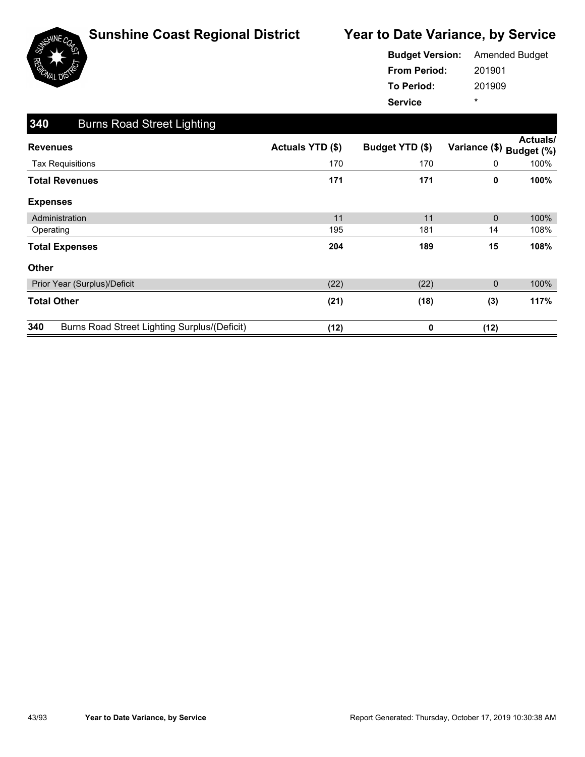# Sunshine Coast Regional District

## Year to Date Variance, by Service

**Budget Version:** Amended Budget
**From Period:** 201901
**To Period:** 201909
**Service** *

### 340 Burns Road Street Lighting

| Revenues | Actuals YTD ($) | Budget YTD ($) | Variance ($) | Actuals/ Budget (%) |
|---|---|---|---|---|
| Tax Requisitions | 170 | 170 | 0 | 100% |
| **Total Revenues** | **171** | **171** | **0** | **100%** |
| **Expenses** | | | | |
| Administration | 11 | 11 | 0 | 100% |
| Operating | 195 | 181 | 14 | 108% |
| **Total Expenses** | **204** | **189** | **15** | **108%** |
| **Other** | | | | |
| Prior Year (Surplus)/Deficit | (22) | (22) | 0 | 100% |
| **Total Other** | **(21)** | **(18)** | **(3)** | **117%** |
| **340** Burns Road Street Lighting Surplus/(Deficit) | **(12)** | **0** | **(12)** | |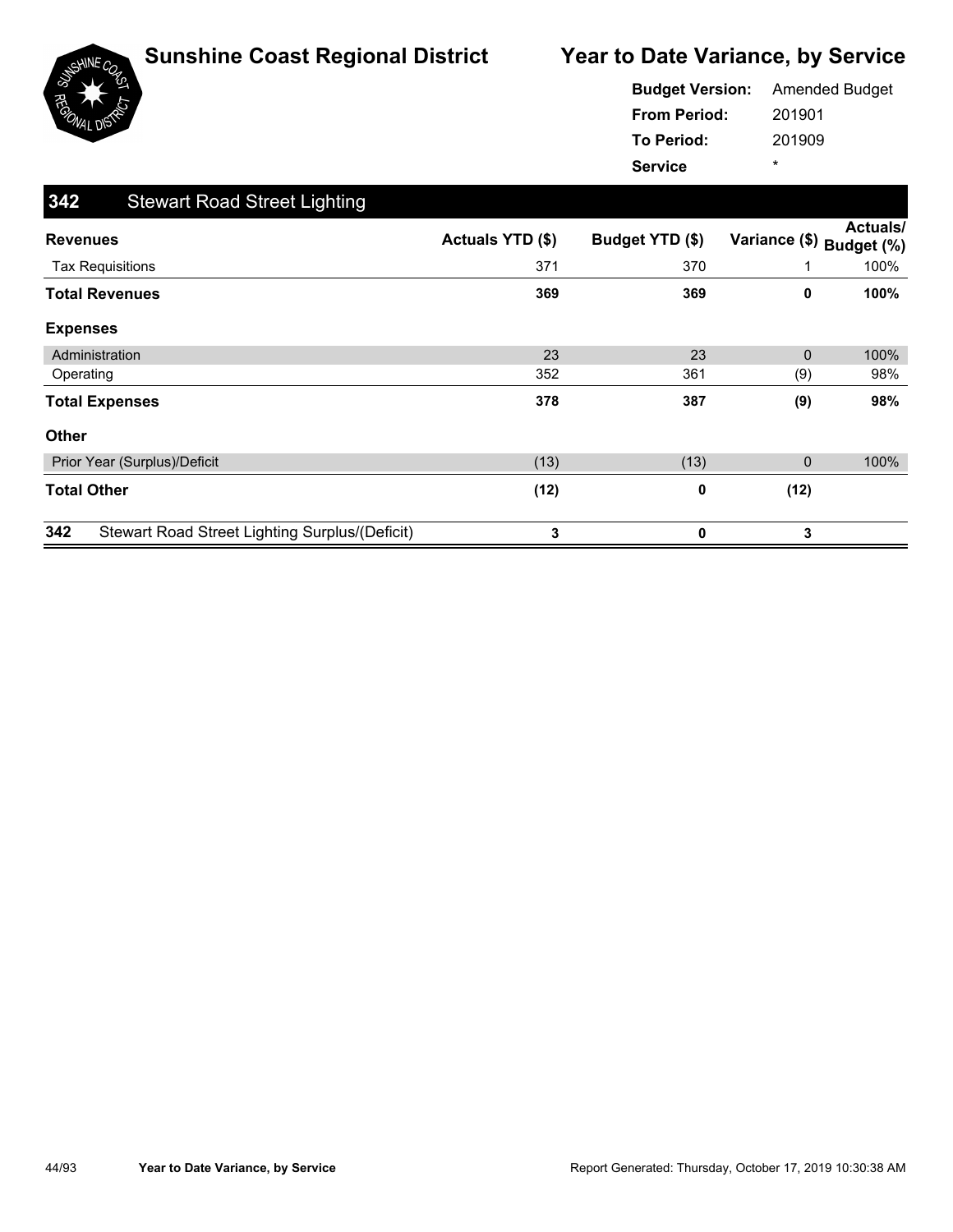# Sunshine Coast Regional District

## Year to Date Variance, by Service

**Budget Version:** Amended Budget
**From Period:** 201901
**To Period:** 201909
**Service** *

### 342 Stewart Road Street Lighting

| Revenues | Actuals YTD ($) | Budget YTD ($) | Variance ($) | Actuals/ Budget (%) |
|---|---|---|---|---|
| Tax Requisitions | 371 | 370 | 1 | 100% |
| **Total Revenues** | **369** | **369** | **0** | **100%** |
| **Expenses** | | | | |
| Administration | 23 | 23 | 0 | 100% |
| Operating | 352 | 361 | (9) | 98% |
| **Total Expenses** | **378** | **387** | **(9)** | **98%** |
| **Other** | | | | |
| Prior Year (Surplus)/Deficit | (13) | (13) | 0 | 100% |
| **Total Other** | **(12)** | **0** | **(12)** | |
| **342 Stewart Road Street Lighting Surplus/(Deficit)** | **3** | **0** | **3** | |

Year to Date Variance, by Service

Report Generated: Thursday, October 17, 2019 10:30:38 AM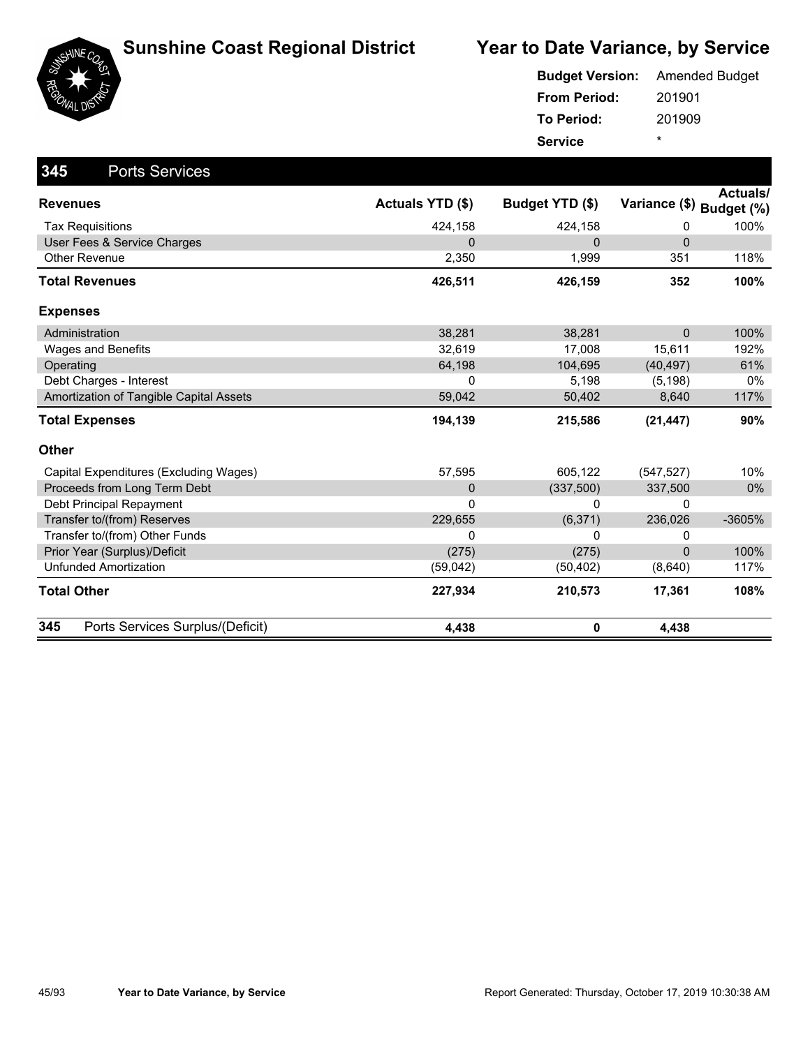# Sunshine Coast Regional District

## Year to Date Variance, by Service

**Budget Version:** Amended Budget
**From Period:** 201901
**To Period:** 201909
**Service** *

### 345 Ports Services

| Revenues | Actuals YTD ($) | Budget YTD ($) | Variance ($) | Actuals/ Budget (%) |
|---|---|---|---|---|
| Tax Requisitions | 424,158 | 424,158 | 0 | 100% |
| User Fees & Service Charges | 0 | 0 | 0 | |
| Other Revenue | 2,350 | 1,999 | 351 | 118% |
| **Total Revenues** | **426,511** | **426,159** | **352** | **100%** |
| **Expenses** | | | | |
| Administration | 38,281 | 38,281 | 0 | 100% |
| Wages and Benefits | 32,619 | 17,008 | 15,611 | 192% |
| Operating | 64,198 | 104,695 | (40,497) | 61% |
| Debt Charges - Interest | 0 | 5,198 | (5,198) | 0% |
| Amortization of Tangible Capital Assets | 59,042 | 50,402 | 8,640 | 117% |
| **Total Expenses** | **194,139** | **215,586** | **(21,447)** | **90%** |
| **Other** | | | | |
| Capital Expenditures (Excluding Wages) | 57,595 | 605,122 | (547,527) | 10% |
| Proceeds from Long Term Debt | 0 | (337,500) | 337,500 | 0% |
| Debt Principal Repayment | 0 | 0 | 0 | |
| Transfer to/(from) Reserves | 229,655 | (6,371) | 236,026 | -3605% |
| Transfer to/(from) Other Funds | 0 | 0 | 0 | |
| Prior Year (Surplus)/Deficit | (275) | (275) | 0 | 100% |
| Unfunded Amortization | (59,042) | (50,402) | (8,640) | 117% |
| **Total Other** | **227,934** | **210,573** | **17,361** | **108%** |
| **345 Ports Services Surplus/(Deficit)** | **4,438** | **0** | **4,438** | |

Report Generated: Thursday, October 17, 2019 10:30:38 AM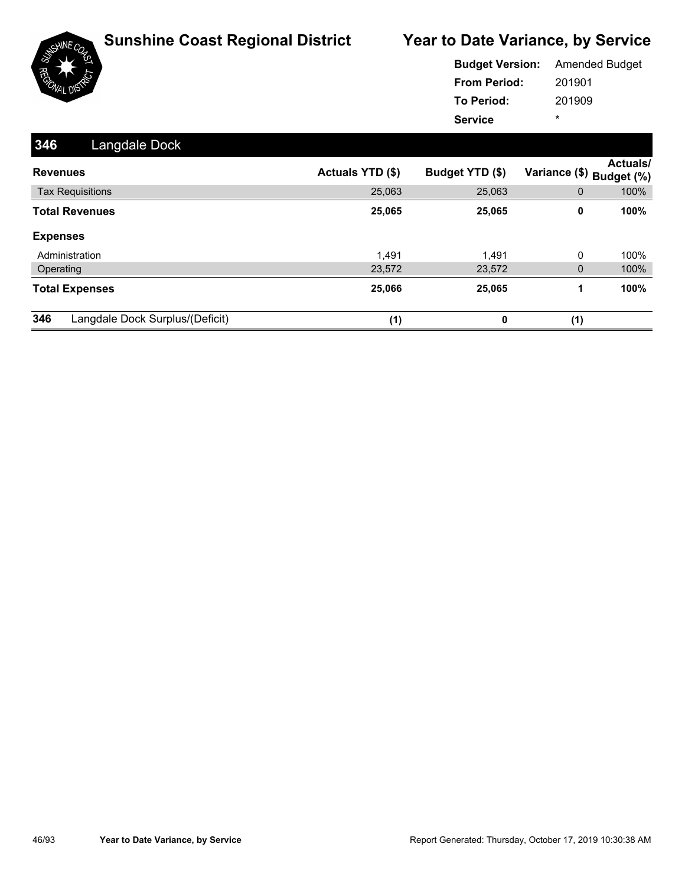# Sunshine Coast Regional District

## Year to Date Variance, by Service

**Budget Version:** Amended Budget
**From Period:** 201901
**To Period:** 201909
**Service** *

### 346 Langdale Dock

| Revenues | Actuals YTD ($) | Budget YTD ($) | Variance ($) | Actuals/ Budget (%) |
|---|---|---|---|---|
| Tax Requisitions | 25,063 | 25,063 | 0 | 100% |
| **Total Revenues** | **25,065** | **25,065** | **0** | **100%** |
| **Expenses** | | | | |
| Administration | 1,491 | 1,491 | 0 | 100% |
| Operating | 23,572 | 23,572 | 0 | 100% |
| **Total Expenses** | **25,066** | **25,065** | **1** | **100%** |
| **346** Langdale Dock Surplus/(Deficit) | **(1)** | **0** | **(1)** | |

Report Generated: Thursday, October 17, 2019 10:30:38 AM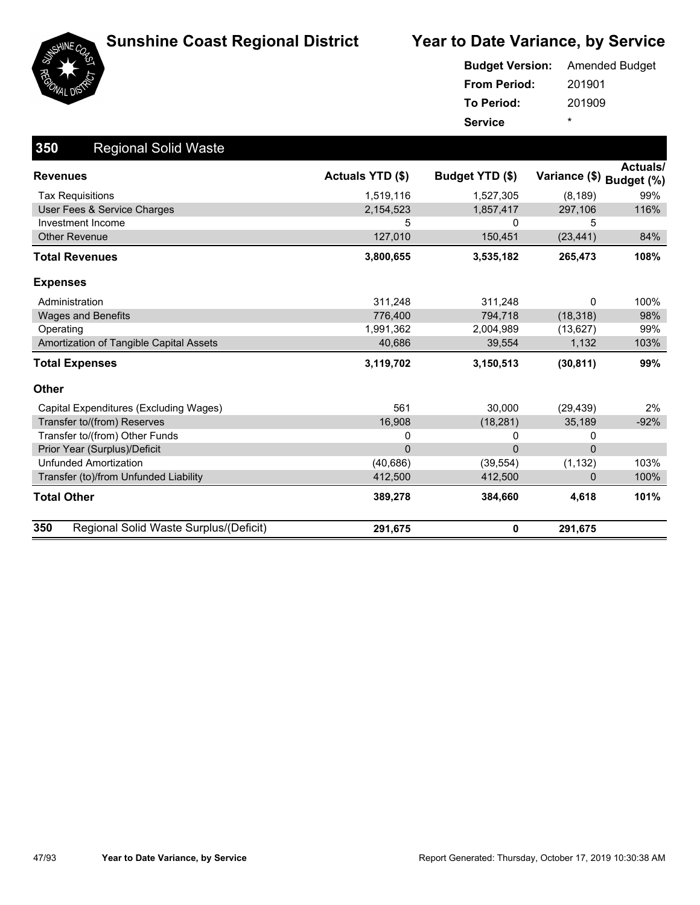# Sunshine Coast Regional District

## Year to Date Variance, by Service

**Budget Version:** Amended Budget
**From Period:** 201901
**To Period:** 201909
**Service** *

### 350 Regional Solid Waste

| Revenues | Actuals YTD ($) | Budget YTD ($) | Variance ($) | Actuals/ Budget (%) |
|---|---|---|---|---|
| Tax Requisitions | 1,519,116 | 1,527,305 | (8,189) | 99% |
| User Fees & Service Charges | 2,154,523 | 1,857,417 | 297,106 | 116% |
| Investment Income | 5 | 0 | 5 | |
| Other Revenue | 127,010 | 150,451 | (23,441) | 84% |
| **Total Revenues** | **3,800,655** | **3,535,182** | **265,473** | **108%** |
| **Expenses** | | | | |
| Administration | 311,248 | 311,248 | 0 | 100% |
| Wages and Benefits | 776,400 | 794,718 | (18,318) | 98% |
| Operating | 1,991,362 | 2,004,989 | (13,627) | 99% |
| Amortization of Tangible Capital Assets | 40,686 | 39,554 | 1,132 | 103% |
| **Total Expenses** | **3,119,702** | **3,150,513** | **(30,811)** | **99%** |
| **Other** | | | | |
| Capital Expenditures (Excluding Wages) | 561 | 30,000 | (29,439) | 2% |
| Transfer to/(from) Reserves | 16,908 | (18,281) | 35,189 | -92% |
| Transfer to/(from) Other Funds | 0 | 0 | 0 | |
| Prior Year (Surplus)/Deficit | 0 | 0 | 0 | |
| Unfunded Amortization | (40,686) | (39,554) | (1,132) | 103% |
| Transfer (to)/from Unfunded Liability | 412,500 | 412,500 | 0 | 100% |
| **Total Other** | **389,278** | **384,660** | **4,618** | **101%** |
| **350 Regional Solid Waste Surplus/(Deficit)** | **291,675** | **0** | **291,675** | |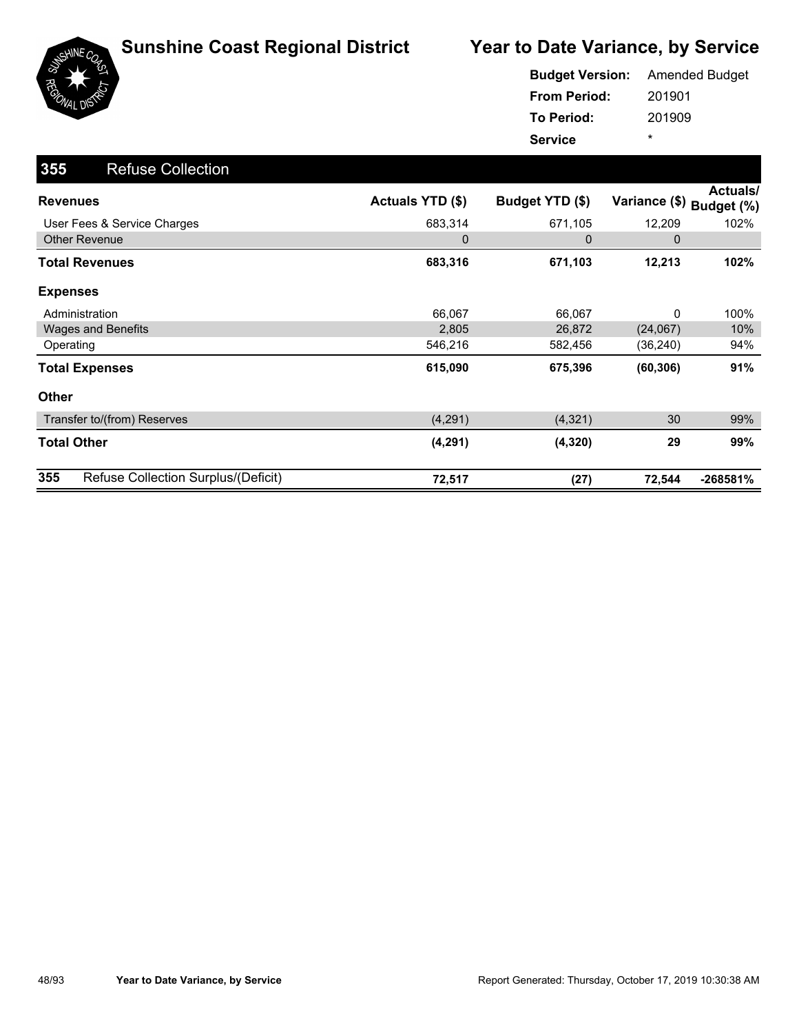# Sunshine Coast Regional District

## Year to Date Variance, by Service

**Budget Version:** Amended Budget
**From Period:** 201901
**To Period:** 201909
**Service** *

### 355 Refuse Collection

| Revenues | Actuals YTD ($) | Budget YTD ($) | Variance ($) | Actuals/ Budget (%) |
|---|---|---|---|---|
| User Fees & Service Charges | 683,314 | 671,105 | 12,209 | 102% |
| Other Revenue | 0 | 0 | 0 | |
| **Total Revenues** | **683,316** | **671,103** | **12,213** | **102%** |
| **Expenses** | | | | |
| Administration | 66,067 | 66,067 | 0 | 100% |
| Wages and Benefits | 2,805 | 26,872 | (24,067) | 10% |
| Operating | 546,216 | 582,456 | (36,240) | 94% |
| **Total Expenses** | **615,090** | **675,396** | **(60,306)** | **91%** |
| **Other** | | | | |
| Transfer to/(from) Reserves | (4,291) | (4,321) | 30 | 99% |
| **Total Other** | **(4,291)** | **(4,320)** | **29** | **99%** |
| **355 Refuse Collection Surplus/(Deficit)** | **72,517** | **(27)** | **72,544** | **-268581%** |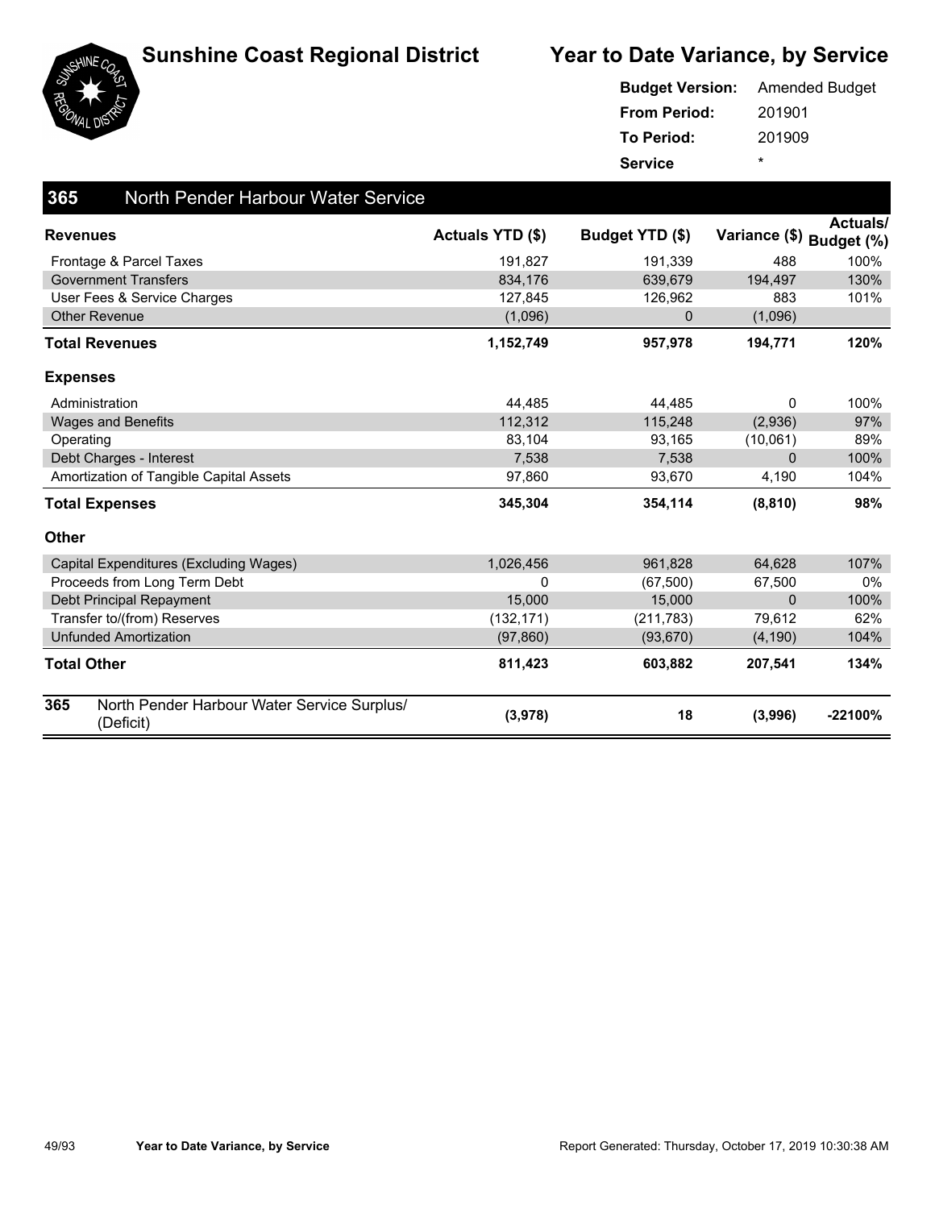# Sunshine Coast Regional District

## Year to Date Variance, by Service

**Budget Version:** Amended Budget
**From Period:** 201901
**To Period:** 201909
**Service** *

### 365 North Pender Harbour Water Service

| Revenues | Actuals YTD ($) | Budget YTD ($) | Variance ($) | Actuals/ Budget (%) |
|---|---|---|---|---|
| Frontage & Parcel Taxes | 191,827 | 191,339 | 488 | 100% |
| Government Transfers | 834,176 | 639,679 | 194,497 | 130% |
| User Fees & Service Charges | 127,845 | 126,962 | 883 | 101% |
| Other Revenue | (1,096) | 0 | (1,096) | |
| **Total Revenues** | **1,152,749** | **957,978** | **194,771** | **120%** |
| **Expenses** | | | | |
| Administration | 44,485 | 44,485 | 0 | 100% |
| Wages and Benefits | 112,312 | 115,248 | (2,936) | 97% |
| Operating | 83,104 | 93,165 | (10,061) | 89% |
| Debt Charges - Interest | 7,538 | 7,538 | 0 | 100% |
| Amortization of Tangible Capital Assets | 97,860 | 93,670 | 4,190 | 104% |
| **Total Expenses** | **345,304** | **354,114** | **(8,810)** | **98%** |
| **Other** | | | | |
| Capital Expenditures (Excluding Wages) | 1,026,456 | 961,828 | 64,628 | 107% |
| Proceeds from Long Term Debt | 0 | (67,500) | 67,500 | 0% |
| Debt Principal Repayment | 15,000 | 15,000 | 0 | 100% |
| Transfer to/(from) Reserves | (132,171) | (211,783) | 79,612 | 62% |
| Unfunded Amortization | (97,860) | (93,670) | (4,190) | 104% |
| **Total Other** | **811,423** | **603,882** | **207,541** | **134%** |
| **365 North Pender Harbour Water Service Surplus/ (Deficit)** | **(3,978)** | **18** | **(3,996)** | **-22100%** |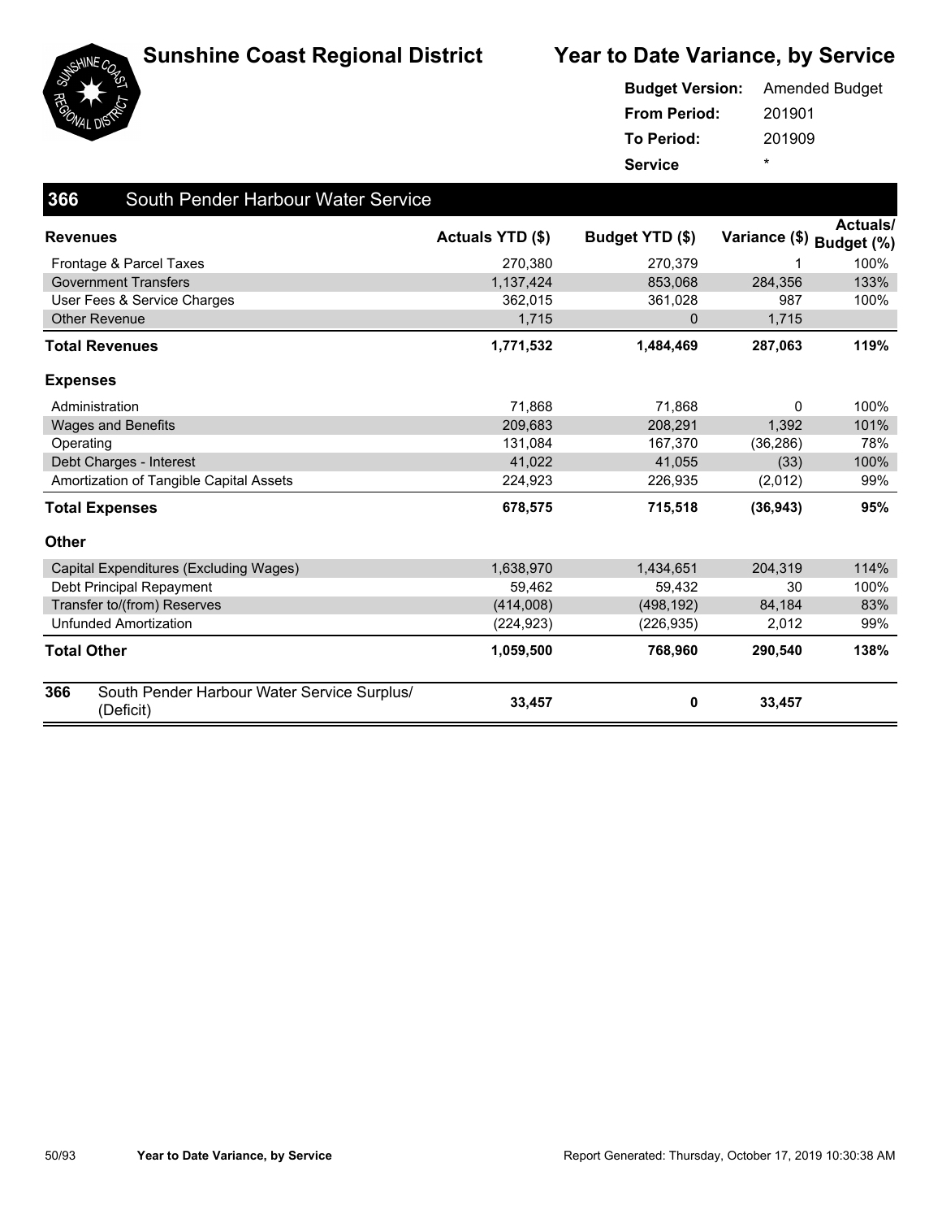# Sunshine Coast Regional District

## Year to Date Variance, by Service

**Budget Version:** Amended Budget
**From Period:** 201901
**To Period:** 201909
**Service** *

### 366 South Pender Harbour Water Service

| Revenues | Actuals YTD ($) | Budget YTD ($) | Variance ($) | Actuals/ Budget (%) |
|---|---|---|---|---|
| Frontage & Parcel Taxes | 270,380 | 270,379 | 1 | 100% |
| Government Transfers | 1,137,424 | 853,068 | 284,356 | 133% |
| User Fees & Service Charges | 362,015 | 361,028 | 987 | 100% |
| Other Revenue | 1,715 | 0 | 1,715 | |
| **Total Revenues** | **1,771,532** | **1,484,469** | **287,063** | **119%** |
| **Expenses** | | | | |
| Administration | 71,868 | 71,868 | 0 | 100% |
| Wages and Benefits | 209,683 | 208,291 | 1,392 | 101% |
| Operating | 131,084 | 167,370 | (36,286) | 78% |
| Debt Charges - Interest | 41,022 | 41,055 | (33) | 100% |
| Amortization of Tangible Capital Assets | 224,923 | 226,935 | (2,012) | 99% |
| **Total Expenses** | **678,575** | **715,518** | **(36,943)** | **95%** |
| **Other** | | | | |
| Capital Expenditures (Excluding Wages) | 1,638,970 | 1,434,651 | 204,319 | 114% |
| Debt Principal Repayment | 59,462 | 59,432 | 30 | 100% |
| Transfer to/(from) Reserves | (414,008) | (498,192) | 84,184 | 83% |
| Unfunded Amortization | (224,923) | (226,935) | 2,012 | 99% |
| **Total Other** | **1,059,500** | **768,960** | **290,540** | **138%** |
| **366** South Pender Harbour Water Service Surplus/ (Deficit) | **33,457** | **0** | **33,457** | |

Report Generated: Thursday, October 17, 2019 10:30:38 AM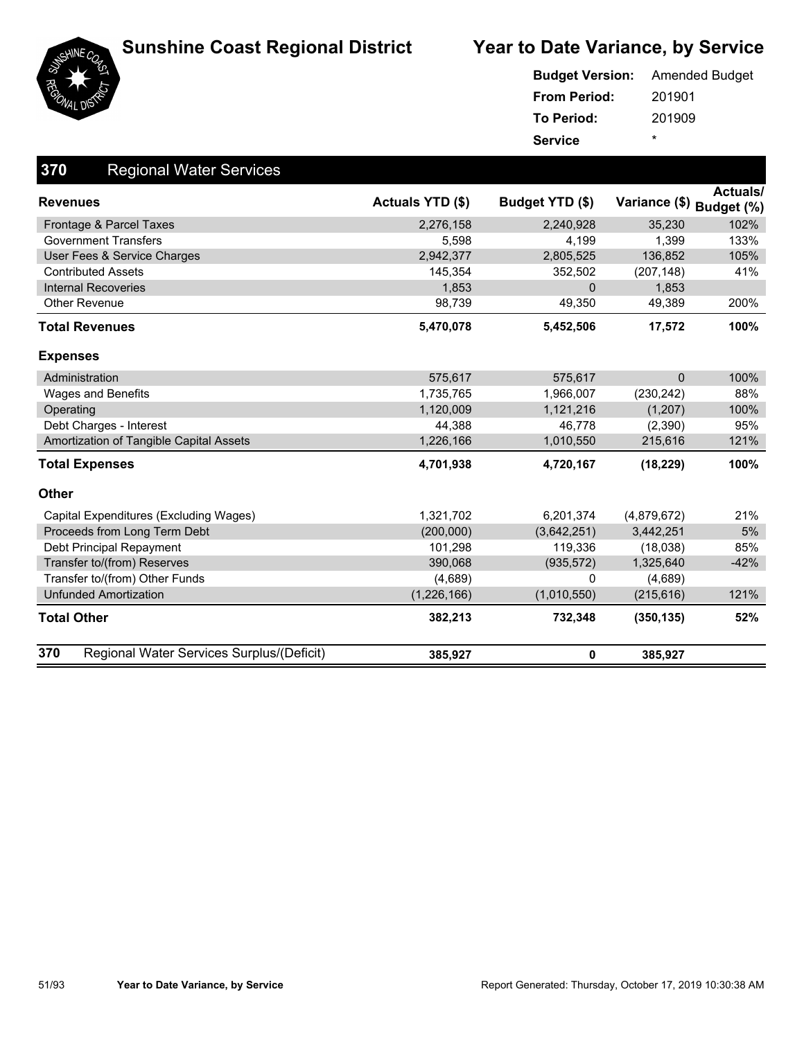# Sunshine Coast Regional District

## Year to Date Variance, by Service

**Budget Version:** Amended Budget
**From Period:** 201901
**To Period:** 201909
**Service** *

### 370 Regional Water Services

| Revenues | Actuals YTD ($) | Budget YTD ($) | Variance ($) | Actuals/ Budget (%) |
|---|---|---|---|---|
| Frontage & Parcel Taxes | 2,276,158 | 2,240,928 | 35,230 | 102% |
| Government Transfers | 5,598 | 4,199 | 1,399 | 133% |
| User Fees & Service Charges | 2,942,377 | 2,805,525 | 136,852 | 105% |
| Contributed Assets | 145,354 | 352,502 | (207,148) | 41% |
| Internal Recoveries | 1,853 | 0 | 1,853 | |
| Other Revenue | 98,739 | 49,350 | 49,389 | 200% |
| **Total Revenues** | **5,470,078** | **5,452,506** | **17,572** | **100%** |
| **Expenses** | | | | |
| Administration | 575,617 | 575,617 | 0 | 100% |
| Wages and Benefits | 1,735,765 | 1,966,007 | (230,242) | 88% |
| Operating | 1,120,009 | 1,121,216 | (1,207) | 100% |
| Debt Charges - Interest | 44,388 | 46,778 | (2,390) | 95% |
| Amortization of Tangible Capital Assets | 1,226,166 | 1,010,550 | 215,616 | 121% |
| **Total Expenses** | **4,701,938** | **4,720,167** | **(18,229)** | **100%** |
| **Other** | | | | |
| Capital Expenditures (Excluding Wages) | 1,321,702 | 6,201,374 | (4,879,672) | 21% |
| Proceeds from Long Term Debt | (200,000) | (3,642,251) | 3,442,251 | 5% |
| Debt Principal Repayment | 101,298 | 119,336 | (18,038) | 85% |
| Transfer to/(from) Reserves | 390,068 | (935,572) | 1,325,640 | -42% |
| Transfer to/(from) Other Funds | (4,689) | 0 | (4,689) | |
| Unfunded Amortization | (1,226,166) | (1,010,550) | (215,616) | 121% |
| **Total Other** | **382,213** | **732,348** | **(350,135)** | **52%** |
| **370 Regional Water Services Surplus/(Deficit)** | **385,927** | **0** | **385,927** | |

Report Generated: Thursday, October 17, 2019 10:30:38 AM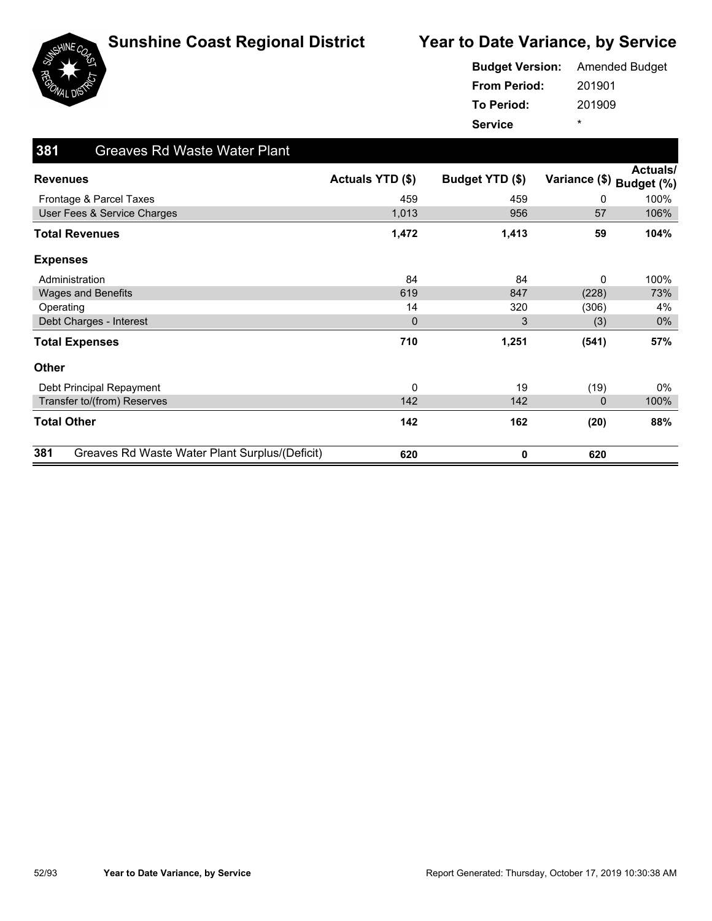# Sunshine Coast Regional District

## Year to Date Variance, by Service

**Budget Version:** Amended Budget
**From Period:** 201901
**To Period:** 201909
**Service** *

### 381 Greaves Rd Waste Water Plant

| Revenues | Actuals YTD ($) | Budget YTD ($) | Variance ($) | Actuals/ Budget (%) |
|---|---|---|---|---|
| Frontage & Parcel Taxes | 459 | 459 | 0 | 100% |
| User Fees & Service Charges | 1,013 | 956 | 57 | 106% |
| **Total Revenues** | **1,472** | **1,413** | **59** | **104%** |
| **Expenses** | | | | |
| Administration | 84 | 84 | 0 | 100% |
| Wages and Benefits | 619 | 847 | (228) | 73% |
| Operating | 14 | 320 | (306) | 4% |
| Debt Charges - Interest | 0 | 3 | (3) | 0% |
| **Total Expenses** | **710** | **1,251** | **(541)** | **57%** |
| **Other** | | | | |
| Debt Principal Repayment | 0 | 19 | (19) | 0% |
| Transfer to/(from) Reserves | 142 | 142 | 0 | 100% |
| **Total Other** | **142** | **162** | **(20)** | **88%** |
| **381 Greaves Rd Waste Water Plant Surplus/(Deficit)** | **620** | **0** | **620** | |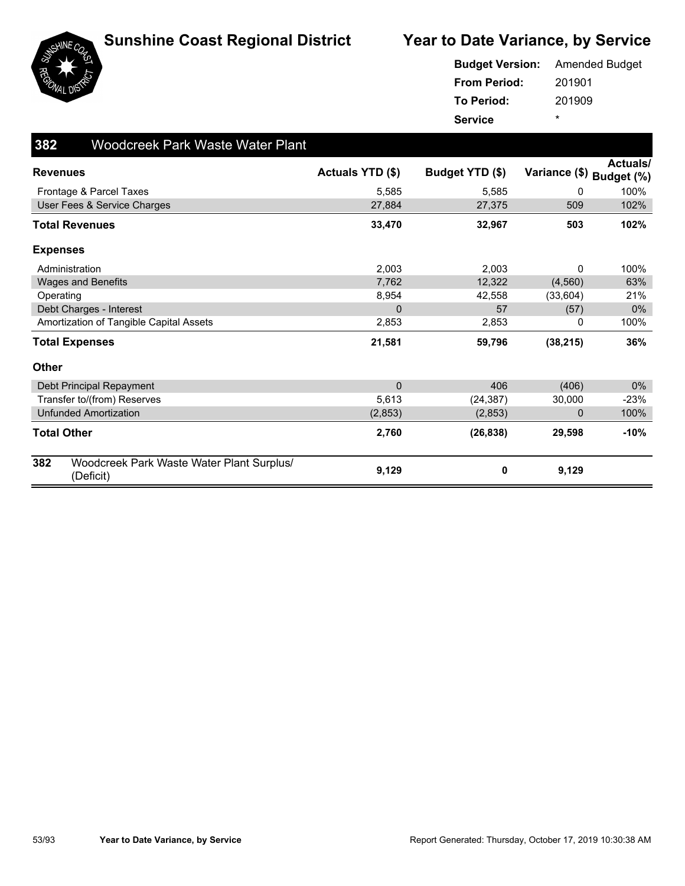# Sunshine Coast Regional District

## Year to Date Variance, by Service

**Budget Version:** Amended Budget
**From Period:** 201901
**To Period:** 201909
**Service** *

### 382 Woodcreek Park Waste Water Plant

| Revenues | Actuals YTD ($) | Budget YTD ($) | Variance ($) | Actuals/ Budget (%) |
|---|---|---|---|---|
| Frontage & Parcel Taxes | 5,585 | 5,585 | 0 | 100% |
| User Fees & Service Charges | 27,884 | 27,375 | 509 | 102% |
| **Total Revenues** | **33,470** | **32,967** | **503** | **102%** |
| **Expenses** | | | | |
| Administration | 2,003 | 2,003 | 0 | 100% |
| Wages and Benefits | 7,762 | 12,322 | (4,560) | 63% |
| Operating | 8,954 | 42,558 | (33,604) | 21% |
| Debt Charges - Interest | 0 | 57 | (57) | 0% |
| Amortization of Tangible Capital Assets | 2,853 | 2,853 | 0 | 100% |
| **Total Expenses** | **21,581** | **59,796** | **(38,215)** | **36%** |
| **Other** | | | | |
| Debt Principal Repayment | 0 | 406 | (406) | 0% |
| Transfer to/(from) Reserves | 5,613 | (24,387) | 30,000 | -23% |
| Unfunded Amortization | (2,853) | (2,853) | 0 | 100% |
| **Total Other** | **2,760** | **(26,838)** | **29,598** | **-10%** |
| **382 Woodcreek Park Waste Water Plant Surplus/ (Deficit)** | **9,129** | **0** | **9,129** | |

Report Generated: Thursday, October 17, 2019 10:30:38 AM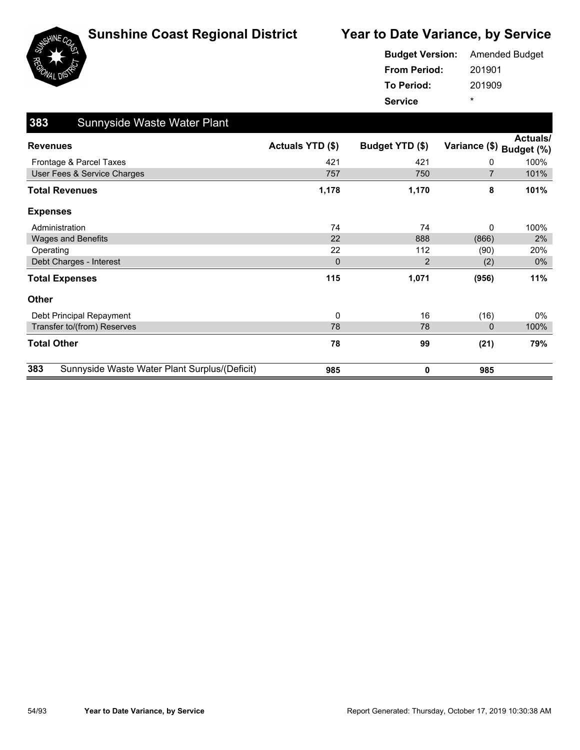# Sunshine Coast Regional District

## Year to Date Variance, by Service

**Budget Version:** Amended Budget
**From Period:** 201901
**To Period:** 201909
**Service** *

## 383 Sunnyside Waste Water Plant

| Revenues | Actuals YTD ($) | Budget YTD ($) | Variance ($) | Actuals/ Budget (%) |
|---|---|---|---|---|
| Frontage & Parcel Taxes | 421 | 421 | 0 | 100% |
| User Fees & Service Charges | 757 | 750 | 7 | 101% |
| **Total Revenues** | **1,178** | **1,170** | **8** | **101%** |
| **Expenses** | | | | |
| Administration | 74 | 74 | 0 | 100% |
| Wages and Benefits | 22 | 888 | (866) | 2% |
| Operating | 22 | 112 | (90) | 20% |
| Debt Charges - Interest | 0 | 2 | (2) | 0% |
| **Total Expenses** | **115** | **1,071** | **(956)** | **11%** |
| **Other** | | | | |
| Debt Principal Repayment | 0 | 16 | (16) | 0% |
| Transfer to/(from) Reserves | 78 | 78 | 0 | 100% |
| **Total Other** | **78** | **99** | **(21)** | **79%** |
| **383 Sunnyside Waste Water Plant Surplus/(Deficit)** | **985** | **0** | **985** | |

Report Generated: Thursday, October 17, 2019 10:30:38 AM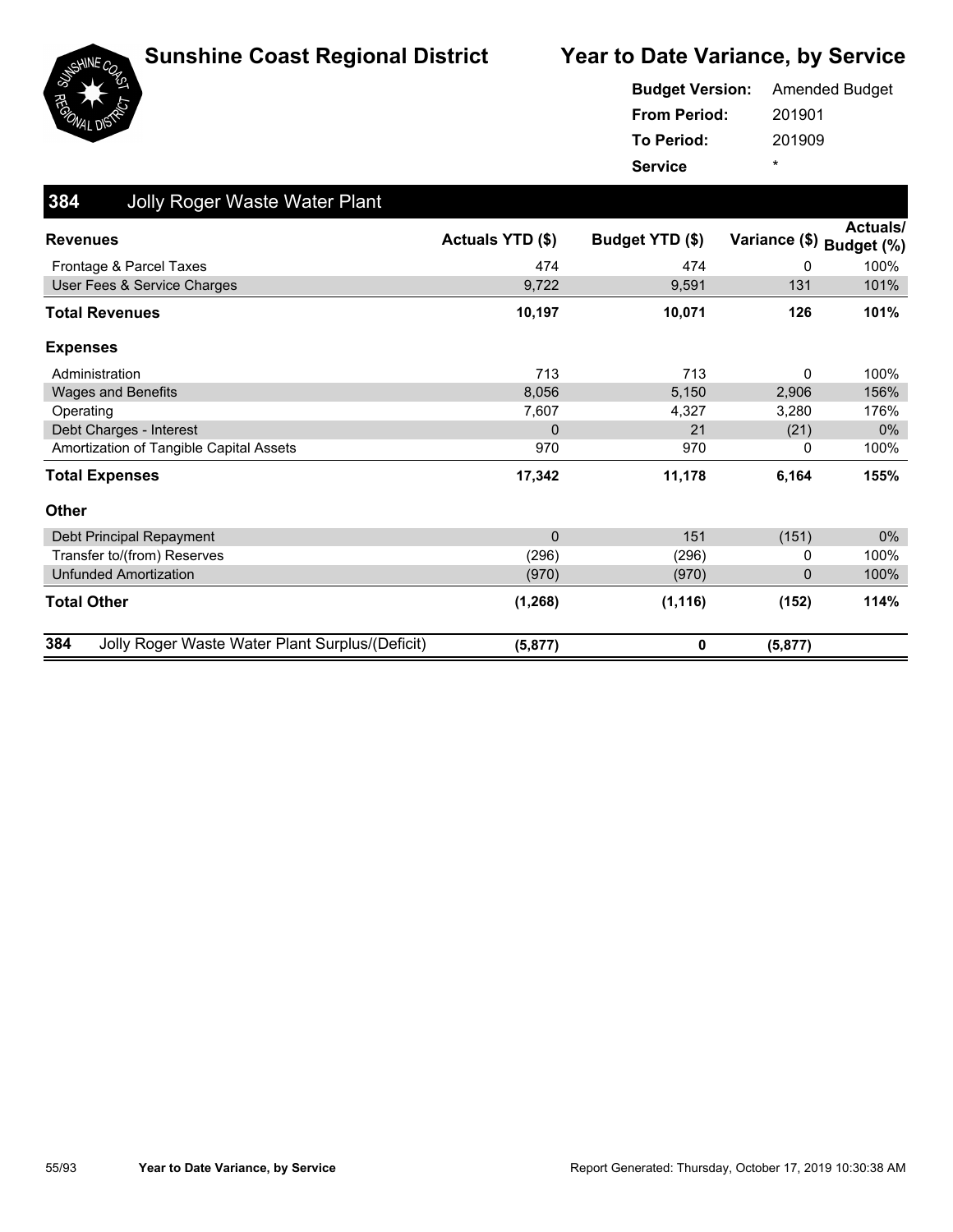# Sunshine Coast Regional District

# Year to Date Variance, by Service

**Budget Version:** Amended Budget
**From Period:** 201901
**To Period:** 201909
**Service** *

## 384 Jolly Roger Waste Water Plant

| Revenues | Actuals YTD ($) | Budget YTD ($) | Variance ($) | Actuals/ Budget (%) |
|---|---|---|---|---|
| Frontage & Parcel Taxes | 474 | 474 | 0 | 100% |
| User Fees & Service Charges | 9,722 | 9,591 | 131 | 101% |
| **Total Revenues** | **10,197** | **10,071** | **126** | **101%** |
| **Expenses** | | | | |
| Administration | 713 | 713 | 0 | 100% |
| Wages and Benefits | 8,056 | 5,150 | 2,906 | 156% |
| Operating | 7,607 | 4,327 | 3,280 | 176% |
| Debt Charges - Interest | 0 | 21 | (21) | 0% |
| Amortization of Tangible Capital Assets | 970 | 970 | 0 | 100% |
| **Total Expenses** | **17,342** | **11,178** | **6,164** | **155%** |
| **Other** | | | | |
| Debt Principal Repayment | 0 | 151 | (151) | 0% |
| Transfer to/(from) Reserves | (296) | (296) | 0 | 100% |
| Unfunded Amortization | (970) | (970) | 0 | 100% |
| **Total Other** | **(1,268)** | **(1,116)** | **(152)** | **114%** |
| **384 Jolly Roger Waste Water Plant Surplus/(Deficit)** | **(5,877)** | **0** | **(5,877)** | |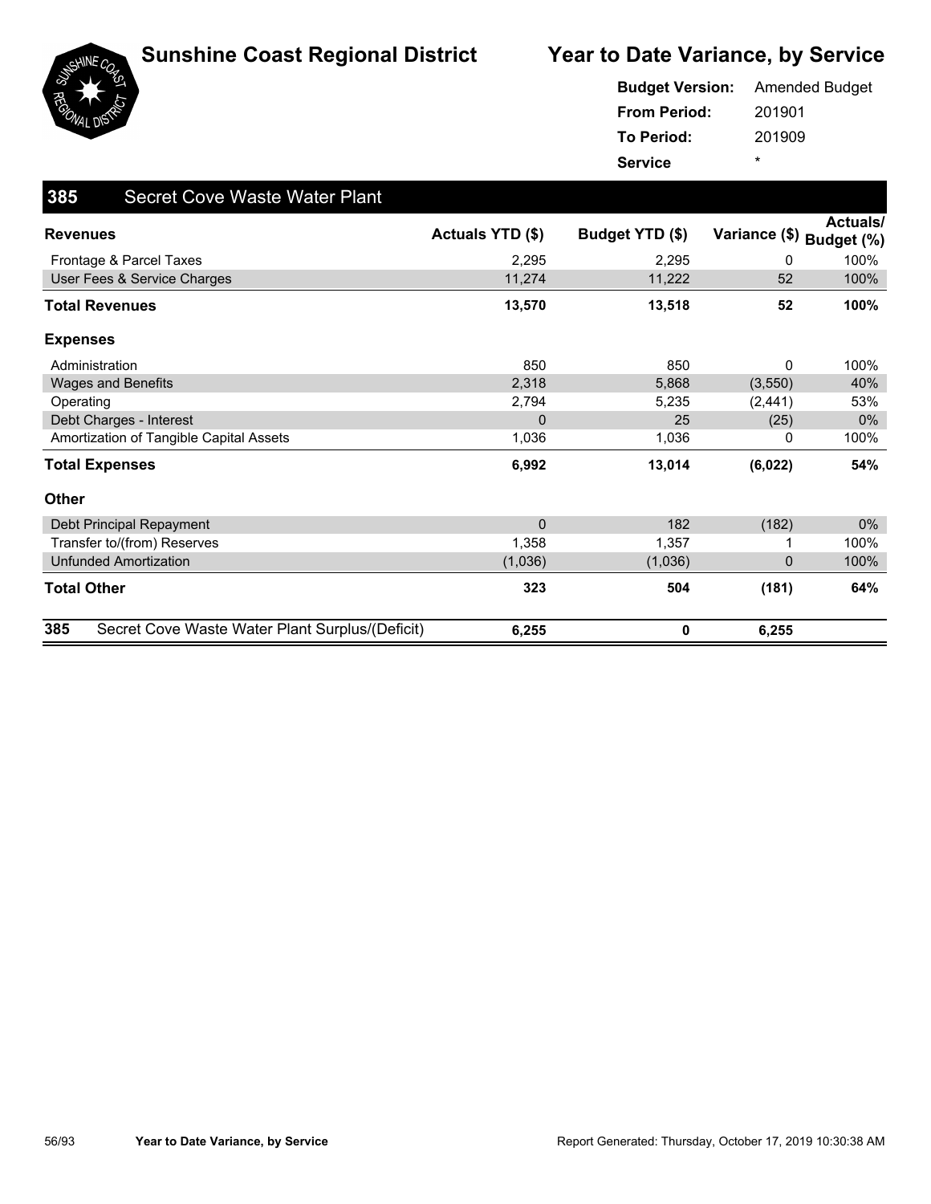# Sunshine Coast Regional District

## Year to Date Variance, by Service

**Budget Version:** Amended Budget
**From Period:** 201901
**To Period:** 201909
**Service** *

## 385 Secret Cove Waste Water Plant

| Revenues | Actuals YTD ($) | Budget YTD ($) | Variance ($) | Actuals/ Budget (%) |
|---|---|---|---|---|
| Frontage & Parcel Taxes | 2,295 | 2,295 | 0 | 100% |
| User Fees & Service Charges | 11,274 | 11,222 | 52 | 100% |
| **Total Revenues** | **13,570** | **13,518** | **52** | **100%** |
| **Expenses** | | | | |
| Administration | 850 | 850 | 0 | 100% |
| Wages and Benefits | 2,318 | 5,868 | (3,550) | 40% |
| Operating | 2,794 | 5,235 | (2,441) | 53% |
| Debt Charges - Interest | 0 | 25 | (25) | 0% |
| Amortization of Tangible Capital Assets | 1,036 | 1,036 | 0 | 100% |
| **Total Expenses** | **6,992** | **13,014** | **(6,022)** | **54%** |
| **Other** | | | | |
| Debt Principal Repayment | 0 | 182 | (182) | 0% |
| Transfer to/(from) Reserves | 1,358 | 1,357 | 1 | 100% |
| Unfunded Amortization | (1,036) | (1,036) | 0 | 100% |
| **Total Other** | **323** | **504** | **(181)** | **64%** |
| **385 Secret Cove Waste Water Plant Surplus/(Deficit)** | **6,255** | **0** | **6,255** | |

Report Generated: Thursday, October 17, 2019 10:30:38 AM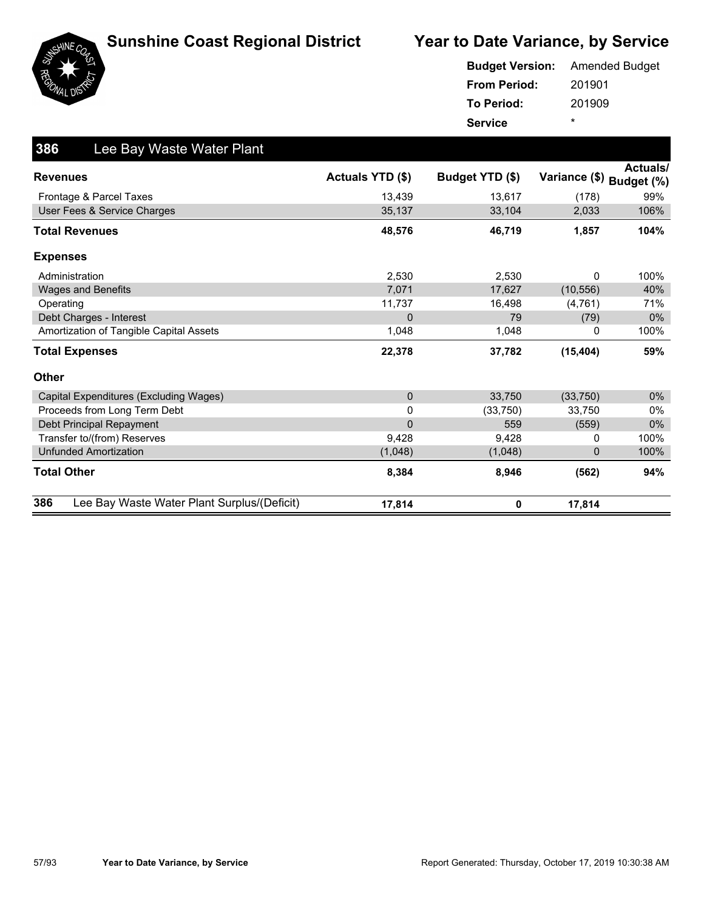# Sunshine Coast Regional District

# Year to Date Variance, by Service

**Budget Version:** Amended Budget
**From Period:** 201901
**To Period:** 201909
**Service** *

## 386 Lee Bay Waste Water Plant

| Revenues | Actuals YTD ($) | Budget YTD ($) | Variance ($) | Actuals/ Budget (%) |
|---|---|---|---|---|
| Frontage & Parcel Taxes | 13,439 | 13,617 | (178) | 99% |
| User Fees & Service Charges | 35,137 | 33,104 | 2,033 | 106% |
| **Total Revenues** | **48,576** | **46,719** | **1,857** | **104%** |
| **Expenses** | | | | |
| Administration | 2,530 | 2,530 | 0 | 100% |
| Wages and Benefits | 7,071 | 17,627 | (10,556) | 40% |
| Operating | 11,737 | 16,498 | (4,761) | 71% |
| Debt Charges - Interest | 0 | 79 | (79) | 0% |
| Amortization of Tangible Capital Assets | 1,048 | 1,048 | 0 | 100% |
| **Total Expenses** | **22,378** | **37,782** | **(15,404)** | **59%** |
| **Other** | | | | |
| Capital Expenditures (Excluding Wages) | 0 | 33,750 | (33,750) | 0% |
| Proceeds from Long Term Debt | 0 | (33,750) | 33,750 | 0% |
| Debt Principal Repayment | 0 | 559 | (559) | 0% |
| Transfer to/(from) Reserves | 9,428 | 9,428 | 0 | 100% |
| Unfunded Amortization | (1,048) | (1,048) | 0 | 100% |
| **Total Other** | **8,384** | **8,946** | **(562)** | **94%** |
| **386 Lee Bay Waste Water Plant Surplus/(Deficit)** | **17,814** | **0** | **17,814** | |

Report Generated: Thursday, October 17, 2019 10:30:38 AM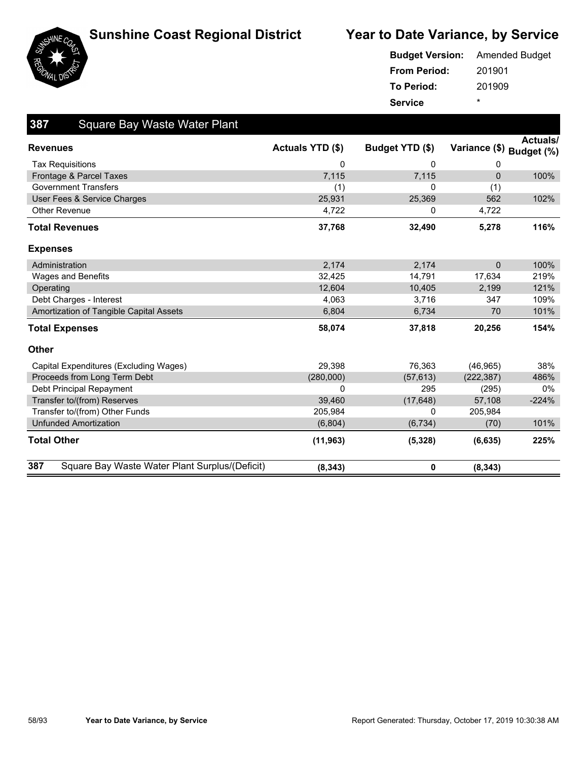# Sunshine Coast Regional District

## Year to Date Variance, by Service

**Budget Version:** Amended Budget
**From Period:** 201901
**To Period:** 201909
**Service** *

### 387 Square Bay Waste Water Plant

| Revenues | Actuals YTD ($) | Budget YTD ($) | Variance ($) | Actuals/ Budget (%) |
|---|---|---|---|---|
| Tax Requisitions | 0 | 0 | 0 | |
| Frontage & Parcel Taxes | 7,115 | 7,115 | 0 | 100% |
| Government Transfers | (1) | 0 | (1) | |
| User Fees & Service Charges | 25,931 | 25,369 | 562 | 102% |
| Other Revenue | 4,722 | 0 | 4,722 | |
| **Total Revenues** | **37,768** | **32,490** | **5,278** | **116%** |
| **Expenses** | | | | |
| Administration | 2,174 | 2,174 | 0 | 100% |
| Wages and Benefits | 32,425 | 14,791 | 17,634 | 219% |
| Operating | 12,604 | 10,405 | 2,199 | 121% |
| Debt Charges - Interest | 4,063 | 3,716 | 347 | 109% |
| Amortization of Tangible Capital Assets | 6,804 | 6,734 | 70 | 101% |
| **Total Expenses** | **58,074** | **37,818** | **20,256** | **154%** |
| **Other** | | | | |
| Capital Expenditures (Excluding Wages) | 29,398 | 76,363 | (46,965) | 38% |
| Proceeds from Long Term Debt | (280,000) | (57,613) | (222,387) | 486% |
| Debt Principal Repayment | 0 | 295 | (295) | 0% |
| Transfer to/(from) Reserves | 39,460 | (17,648) | 57,108 | -224% |
| Transfer to/(from) Other Funds | 205,984 | 0 | 205,984 | |
| Unfunded Amortization | (6,804) | (6,734) | (70) | 101% |
| **Total Other** | **(11,963)** | **(5,328)** | **(6,635)** | **225%** |
| **387 Square Bay Waste Water Plant Surplus/(Deficit)** | **(8,343)** | **0** | **(8,343)** | |

Report Generated: Thursday, October 17, 2019 10:30:38 AM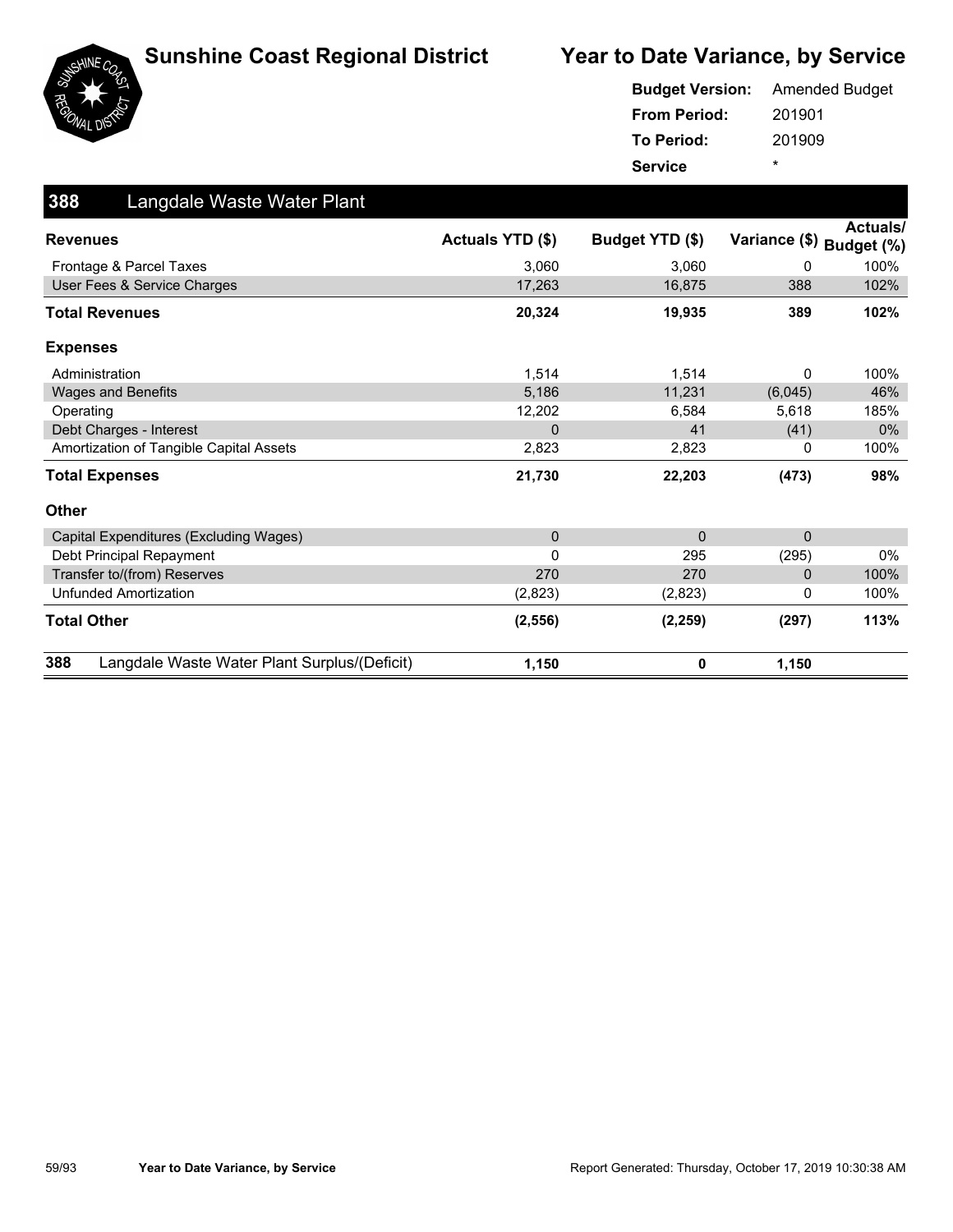# Sunshine Coast Regional District

## Year to Date Variance, by Service

**Budget Version:** Amended Budget
**From Period:** 201901
**To Period:** 201909
**Service** *

## 388 Langdale Waste Water Plant

| Revenues | Actuals YTD ($) | Budget YTD ($) | Variance ($) | Actuals/ Budget (%) |
|---|---|---|---|---|
| Frontage & Parcel Taxes | 3,060 | 3,060 | 0 | 100% |
| User Fees & Service Charges | 17,263 | 16,875 | 388 | 102% |
| **Total Revenues** | **20,324** | **19,935** | **389** | **102%** |
| **Expenses** | | | | |
| Administration | 1,514 | 1,514 | 0 | 100% |
| Wages and Benefits | 5,186 | 11,231 | (6,045) | 46% |
| Operating | 12,202 | 6,584 | 5,618 | 185% |
| Debt Charges - Interest | 0 | 41 | (41) | 0% |
| Amortization of Tangible Capital Assets | 2,823 | 2,823 | 0 | 100% |
| **Total Expenses** | **21,730** | **22,203** | **(473)** | **98%** |
| **Other** | | | | |
| Capital Expenditures (Excluding Wages) | 0 | 0 | 0 | |
| Debt Principal Repayment | 0 | 295 | (295) | 0% |
| Transfer to/(from) Reserves | 270 | 270 | 0 | 100% |
| Unfunded Amortization | (2,823) | (2,823) | 0 | 100% |
| **Total Other** | **(2,556)** | **(2,259)** | **(297)** | **113%** |
| **388 Langdale Waste Water Plant Surplus/(Deficit)** | **1,150** | **0** | **1,150** | |

Report Generated: Thursday, October 17, 2019 10:30:38 AM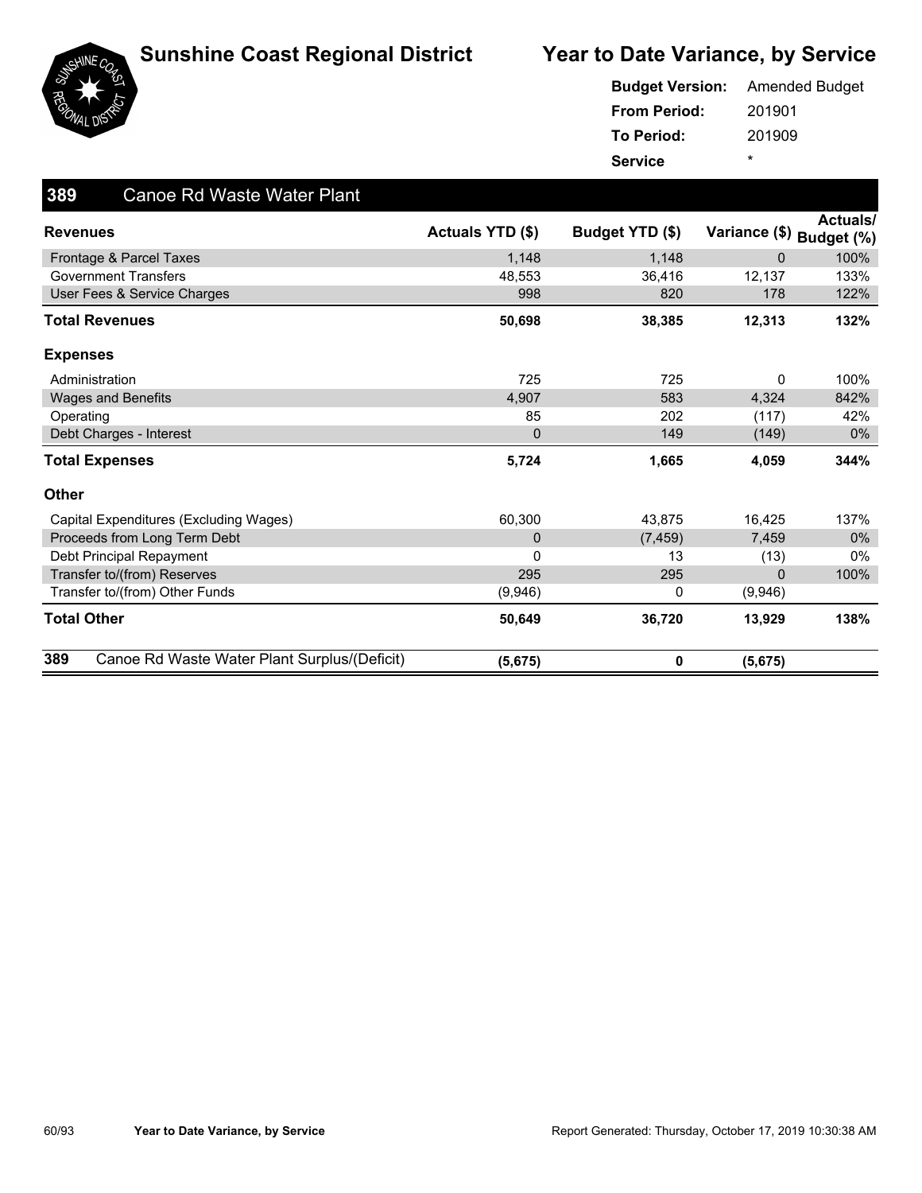# Sunshine Coast Regional District

# Year to Date Variance, by Service

**Budget Version:** Amended Budget
**From Period:** 201901
**To Period:** 201909
**Service** *

## 389 Canoe Rd Waste Water Plant

| Revenues | Actuals YTD ($) | Budget YTD ($) | Variance ($) | Actuals/ Budget (%) |
|---|---|---|---|---|
| Frontage & Parcel Taxes | 1,148 | 1,148 | 0 | 100% |
| Government Transfers | 48,553 | 36,416 | 12,137 | 133% |
| User Fees & Service Charges | 998 | 820 | 178 | 122% |
| **Total Revenues** | **50,698** | **38,385** | **12,313** | **132%** |
| **Expenses** | | | | |
| Administration | 725 | 725 | 0 | 100% |
| Wages and Benefits | 4,907 | 583 | 4,324 | 842% |
| Operating | 85 | 202 | (117) | 42% |
| Debt Charges - Interest | 0 | 149 | (149) | 0% |
| **Total Expenses** | **5,724** | **1,665** | **4,059** | **344%** |
| **Other** | | | | |
| Capital Expenditures (Excluding Wages) | 60,300 | 43,875 | 16,425 | 137% |
| Proceeds from Long Term Debt | 0 | (7,459) | 7,459 | 0% |
| Debt Principal Repayment | 0 | 13 | (13) | 0% |
| Transfer to/(from) Reserves | 295 | 295 | 0 | 100% |
| Transfer to/(from) Other Funds | (9,946) | 0 | (9,946) | |
| **Total Other** | **50,649** | **36,720** | **13,929** | **138%** |
| **389 Canoe Rd Waste Water Plant Surplus/(Deficit)** | **(5,675)** | **0** | **(5,675)** | |

Report Generated: Thursday, October 17, 2019 10:30:38 AM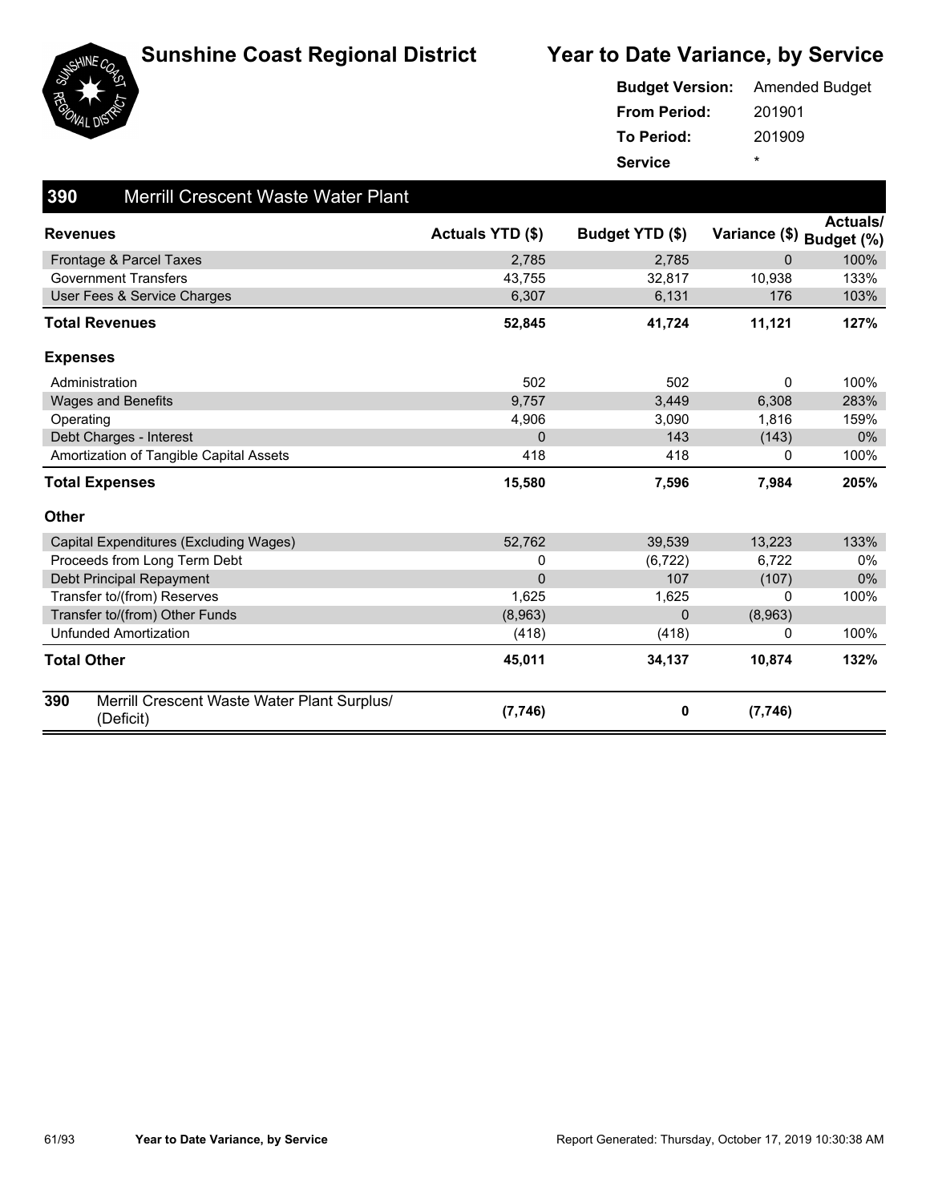# Sunshine Coast Regional District

## Year to Date Variance, by Service

**Budget Version:** Amended Budget
**From Period:** 201901
**To Period:** 201909
**Service** *

### 390 Merrill Crescent Waste Water Plant

| Revenues | Actuals YTD ($) | Budget YTD ($) | Variance ($) | Actuals/ Budget (%) |
|---|---|---|---|---|
| Frontage & Parcel Taxes | 2,785 | 2,785 | 0 | 100% |
| Government Transfers | 43,755 | 32,817 | 10,938 | 133% |
| User Fees & Service Charges | 6,307 | 6,131 | 176 | 103% |
| **Total Revenues** | **52,845** | **41,724** | **11,121** | **127%** |
| **Expenses** | | | | |
| Administration | 502 | 502 | 0 | 100% |
| Wages and Benefits | 9,757 | 3,449 | 6,308 | 283% |
| Operating | 4,906 | 3,090 | 1,816 | 159% |
| Debt Charges - Interest | 0 | 143 | (143) | 0% |
| Amortization of Tangible Capital Assets | 418 | 418 | 0 | 100% |
| **Total Expenses** | **15,580** | **7,596** | **7,984** | **205%** |
| **Other** | | | | |
| Capital Expenditures (Excluding Wages) | 52,762 | 39,539 | 13,223 | 133% |
| Proceeds from Long Term Debt | 0 | (6,722) | 6,722 | 0% |
| Debt Principal Repayment | 0 | 107 | (107) | 0% |
| Transfer to/(from) Reserves | 1,625 | 1,625 | 0 | 100% |
| Transfer to/(from) Other Funds | (8,963) | 0 | (8,963) | |
| Unfunded Amortization | (418) | (418) | 0 | 100% |
| **Total Other** | **45,011** | **34,137** | **10,874** | **132%** |
| **390 Merrill Crescent Waste Water Plant Surplus/ (Deficit)** | **(7,746)** | **0** | **(7,746)** | |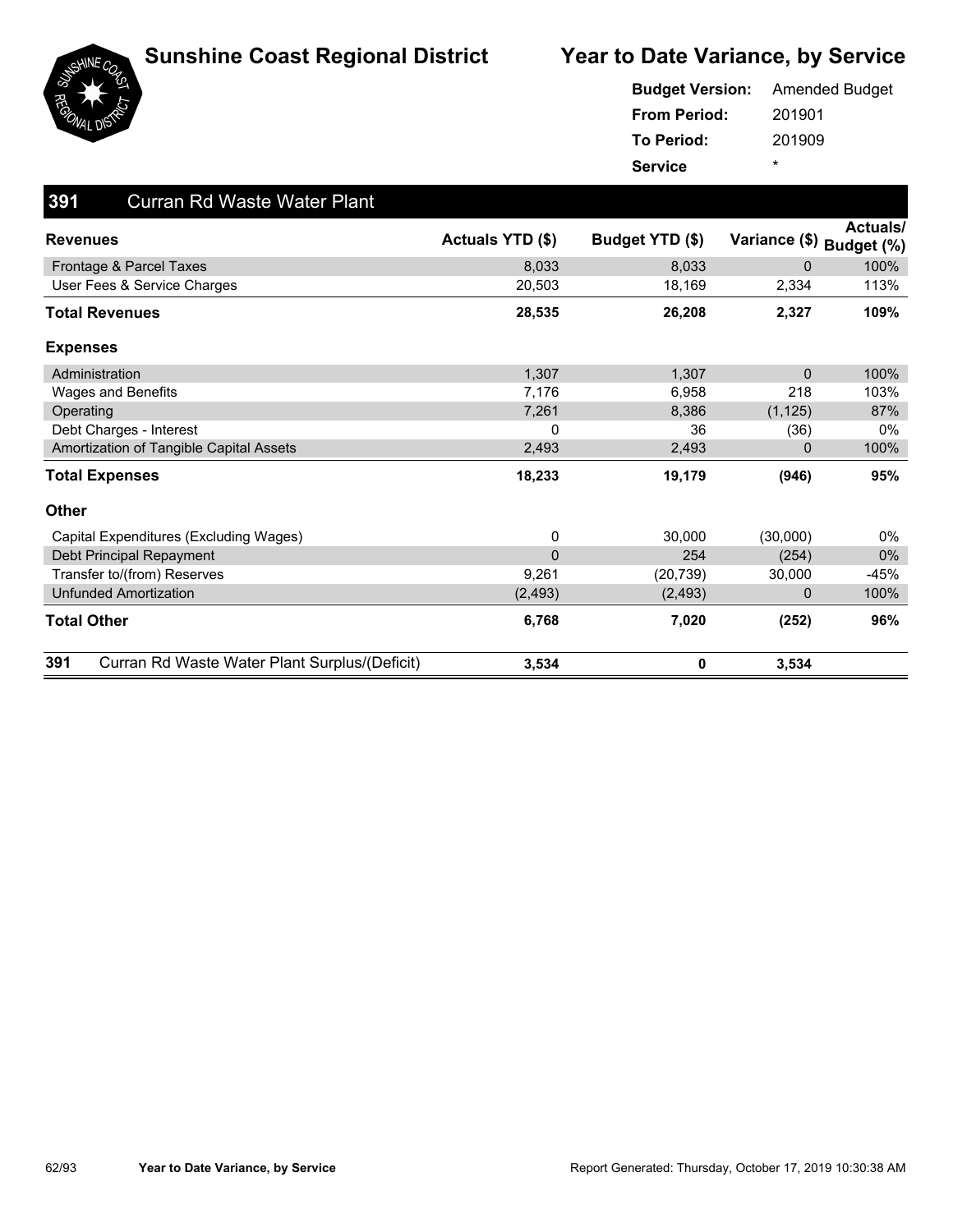# Sunshine Coast Regional District

## Year to Date Variance, by Service

**Budget Version:** Amended Budget
**From Period:** 201901
**To Period:** 201909
**Service** *

### 391 Curran Rd Waste Water Plant

| Revenues | Actuals YTD ($) | Budget YTD ($) | Variance ($) | Actuals/ Budget (%) |
|---|---|---|---|---|
| Frontage & Parcel Taxes | 8,033 | 8,033 | 0 | 100% |
| User Fees & Service Charges | 20,503 | 18,169 | 2,334 | 113% |
| **Total Revenues** | **28,535** | **26,208** | **2,327** | **109%** |
| **Expenses** | | | | |
| Administration | 1,307 | 1,307 | 0 | 100% |
| Wages and Benefits | 7,176 | 6,958 | 218 | 103% |
| Operating | 7,261 | 8,386 | (1,125) | 87% |
| Debt Charges - Interest | 0 | 36 | (36) | 0% |
| Amortization of Tangible Capital Assets | 2,493 | 2,493 | 0 | 100% |
| **Total Expenses** | **18,233** | **19,179** | **(946)** | **95%** |
| **Other** | | | | |
| Capital Expenditures (Excluding Wages) | 0 | 30,000 | (30,000) | 0% |
| Debt Principal Repayment | 0 | 254 | (254) | 0% |
| Transfer to/(from) Reserves | 9,261 | (20,739) | 30,000 | -45% |
| Unfunded Amortization | (2,493) | (2,493) | 0 | 100% |
| **Total Other** | **6,768** | **7,020** | **(252)** | **96%** |
| **391 Curran Rd Waste Water Plant Surplus/(Deficit)** | **3,534** | **0** | **3,534** | |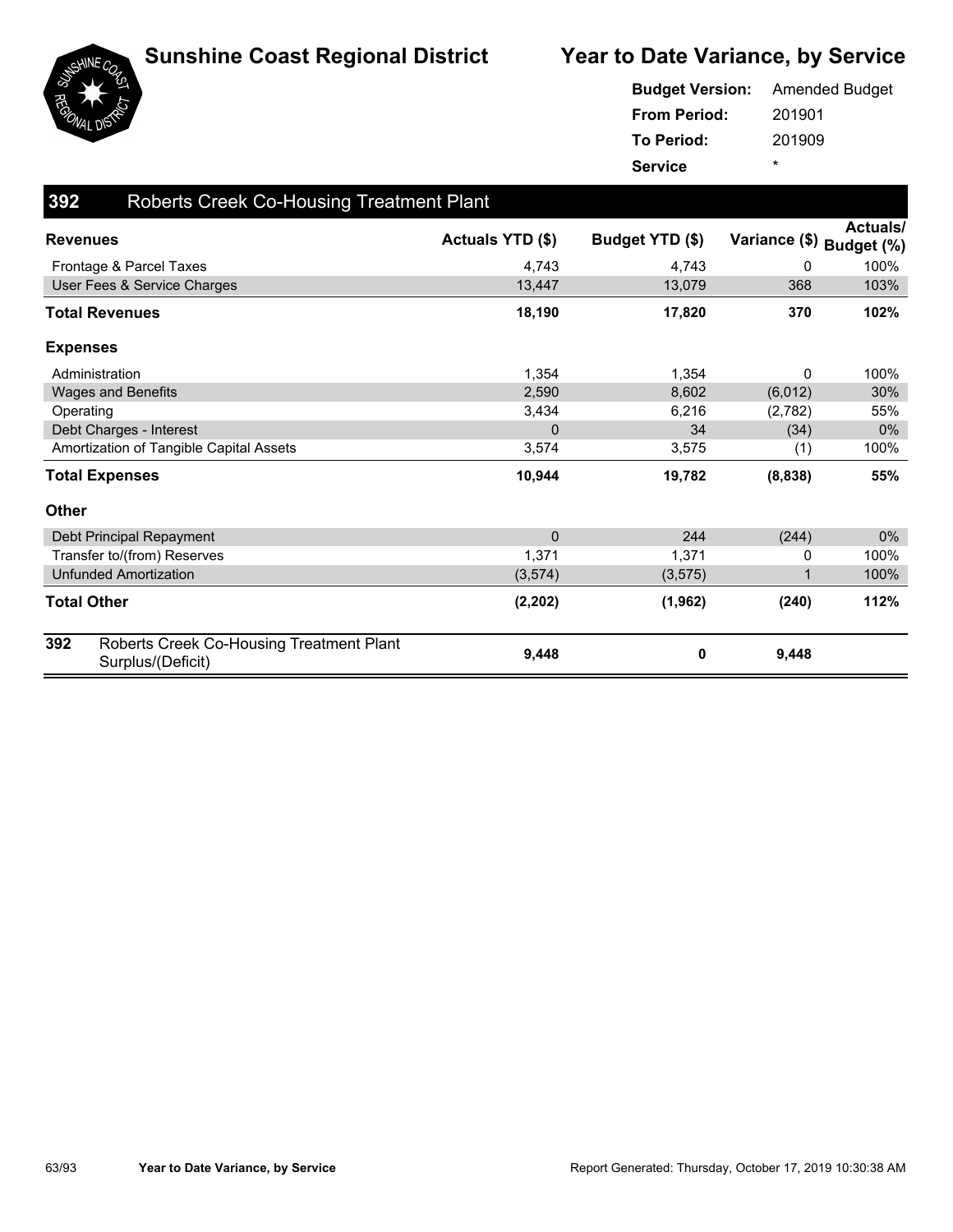# Sunshine Coast Regional District

## Year to Date Variance, by Service

**Budget Version:** Amended Budget
**From Period:** 201901
**To Period:** 201909
**Service** *

### 392 Roberts Creek Co-Housing Treatment Plant

| Revenues | Actuals YTD ($) | Budget YTD ($) | Variance ($) | Actuals/ Budget (%) |
|---|---|---|---|---|
| Frontage & Parcel Taxes | 4,743 | 4,743 | 0 | 100% |
| User Fees & Service Charges | 13,447 | 13,079 | 368 | 103% |
| **Total Revenues** | **18,190** | **17,820** | **370** | **102%** |
| **Expenses** | | | | |
| Administration | 1,354 | 1,354 | 0 | 100% |
| Wages and Benefits | 2,590 | 8,602 | (6,012) | 30% |
| Operating | 3,434 | 6,216 | (2,782) | 55% |
| Debt Charges - Interest | 0 | 34 | (34) | 0% |
| Amortization of Tangible Capital Assets | 3,574 | 3,575 | (1) | 100% |
| **Total Expenses** | **10,944** | **19,782** | **(8,838)** | **55%** |
| **Other** | | | | |
| Debt Principal Repayment | 0 | 244 | (244) | 0% |
| Transfer to/(from) Reserves | 1,371 | 1,371 | 0 | 100% |
| Unfunded Amortization | (3,574) | (3,575) | 1 | 100% |
| **Total Other** | **(2,202)** | **(1,962)** | **(240)** | **112%** |
| **392 Roberts Creek Co-Housing Treatment Plant Surplus/(Deficit)** | **9,448** | **0** | **9,448** | |

Report Generated: Thursday, October 17, 2019 10:30:38 AM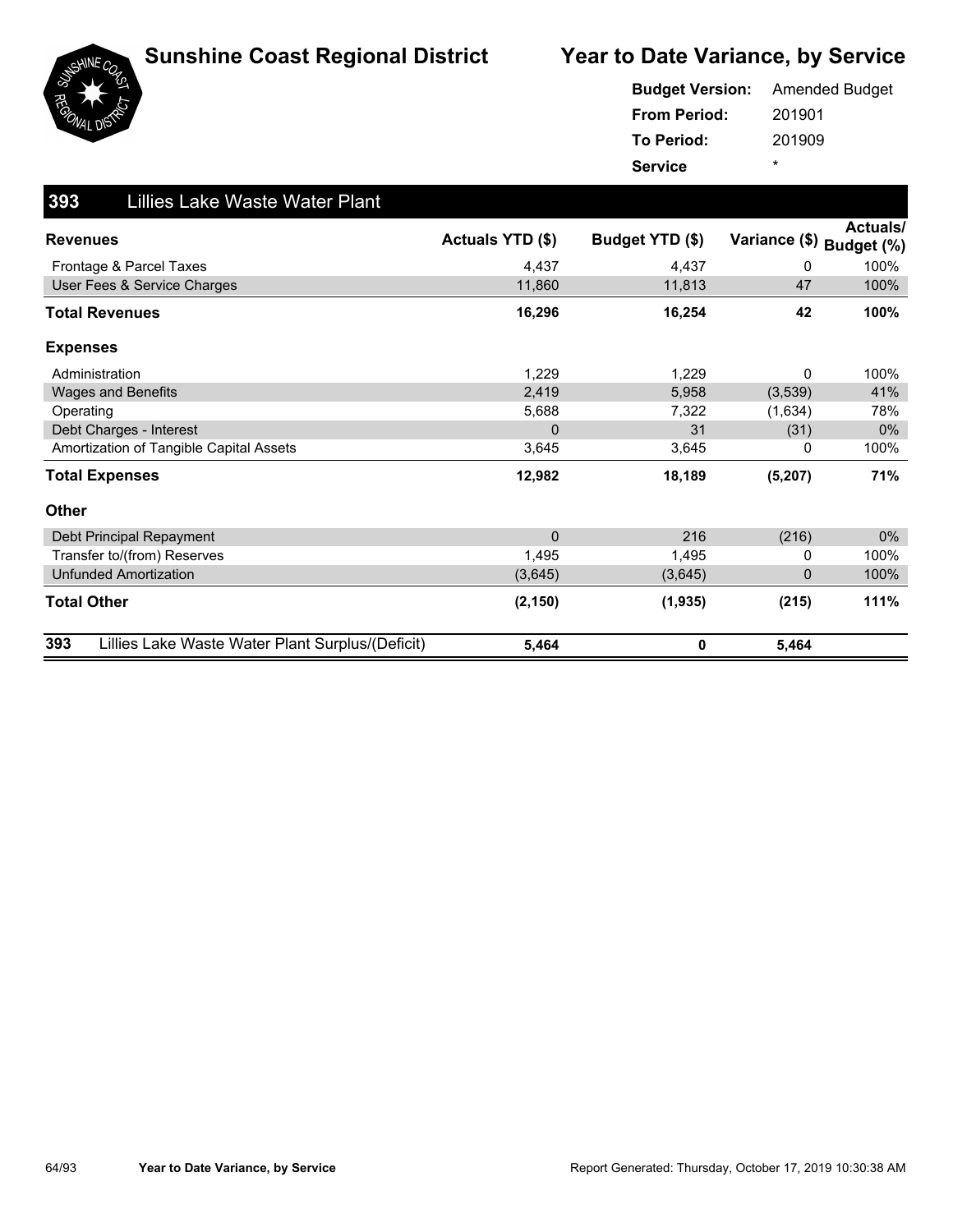# Sunshine Coast Regional District

## Year to Date Variance, by Service

**Budget Version:** Amended Budget
**From Period:** 201901
**To Period:** 201909
**Service** *

### 393 Lillies Lake Waste Water Plant

| Revenues | Actuals YTD ($) | Budget YTD ($) | Variance ($) | Actuals/ Budget (%) |
|---|---|---|---|---|
| Frontage & Parcel Taxes | 4,437 | 4,437 | 0 | 100% |
| User Fees & Service Charges | 11,860 | 11,813 | 47 | 100% |
| **Total Revenues** | **16,296** | **16,254** | **42** | **100%** |
| **Expenses** | | | | |
| Administration | 1,229 | 1,229 | 0 | 100% |
| Wages and Benefits | 2,419 | 5,958 | (3,539) | 41% |
| Operating | 5,688 | 7,322 | (1,634) | 78% |
| Debt Charges - Interest | 0 | 31 | (31) | 0% |
| Amortization of Tangible Capital Assets | 3,645 | 3,645 | 0 | 100% |
| **Total Expenses** | **12,982** | **18,189** | **(5,207)** | **71%** |
| **Other** | | | | |
| Debt Principal Repayment | 0 | 216 | (216) | 0% |
| Transfer to/(from) Reserves | 1,495 | 1,495 | 0 | 100% |
| Unfunded Amortization | (3,645) | (3,645) | 0 | 100% |
| **Total Other** | **(2,150)** | **(1,935)** | **(215)** | **111%** |
| **393 Lillies Lake Waste Water Plant Surplus/(Deficit)** | **5,464** | **0** | **5,464** | |

Year to Date Variance, by Service — Report Generated: Thursday, October 17, 2019 10:30:38 AM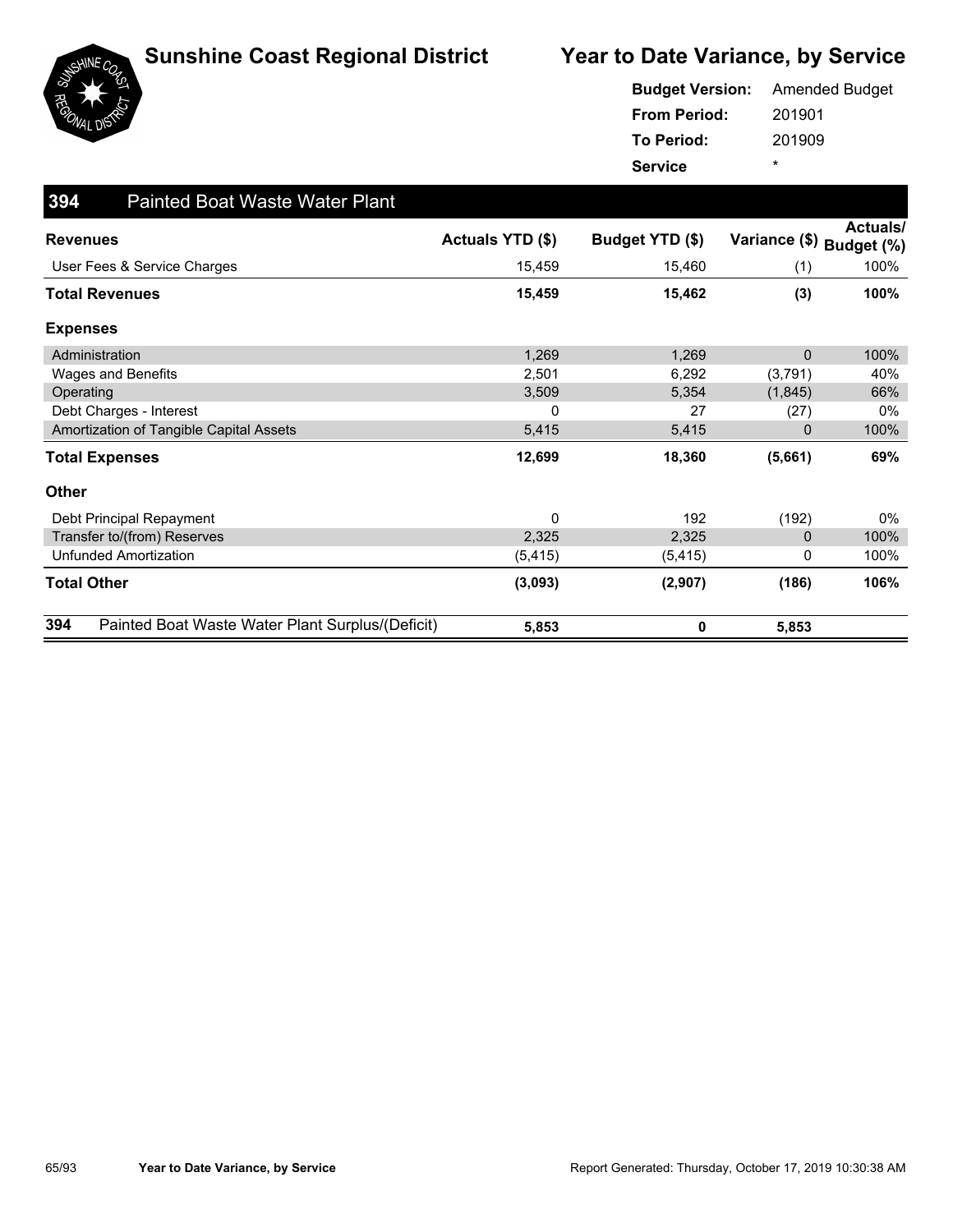# Sunshine Coast Regional District

## Year to Date Variance, by Service

**Budget Version:** Amended Budget
**From Period:** 201901
**To Period:** 201909
**Service** *

### 394 Painted Boat Waste Water Plant

| Revenues | Actuals YTD ($) | Budget YTD ($) | Variance ($) | Actuals/ Budget (%) |
|---|---|---|---|---|
| User Fees & Service Charges | 15,459 | 15,460 | (1) | 100% |
| **Total Revenues** | **15,459** | **15,462** | **(3)** | **100%** |
| **Expenses** | | | | |
| Administration | 1,269 | 1,269 | 0 | 100% |
| Wages and Benefits | 2,501 | 6,292 | (3,791) | 40% |
| Operating | 3,509 | 5,354 | (1,845) | 66% |
| Debt Charges - Interest | 0 | 27 | (27) | 0% |
| Amortization of Tangible Capital Assets | 5,415 | 5,415 | 0 | 100% |
| **Total Expenses** | **12,699** | **18,360** | **(5,661)** | **69%** |
| **Other** | | | | |
| Debt Principal Repayment | 0 | 192 | (192) | 0% |
| Transfer to/(from) Reserves | 2,325 | 2,325 | 0 | 100% |
| Unfunded Amortization | (5,415) | (5,415) | 0 | 100% |
| **Total Other** | **(3,093)** | **(2,907)** | **(186)** | **106%** |
| **394 Painted Boat Waste Water Plant Surplus/(Deficit)** | **5,853** | **0** | **5,853** | |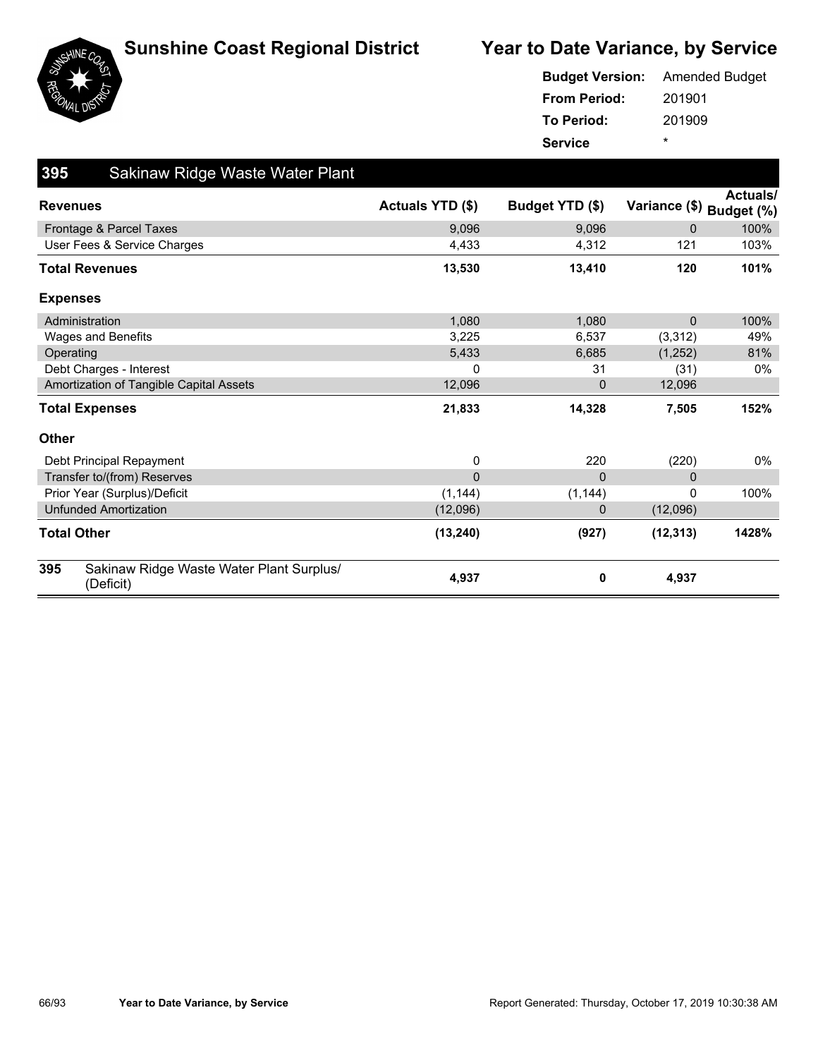# Sunshine Coast Regional District

## Year to Date Variance, by Service

**Budget Version:** Amended Budget
**From Period:** 201901
**To Period:** 201909
**Service** *

### 395 Sakinaw Ridge Waste Water Plant

| Revenues | Actuals YTD ($) | Budget YTD ($) | Variance ($) | Actuals/ Budget (%) |
|---|---|---|---|---|
| Frontage & Parcel Taxes | 9,096 | 9,096 | 0 | 100% |
| User Fees & Service Charges | 4,433 | 4,312 | 121 | 103% |
| **Total Revenues** | **13,530** | **13,410** | **120** | **101%** |
| **Expenses** | | | | |
| Administration | 1,080 | 1,080 | 0 | 100% |
| Wages and Benefits | 3,225 | 6,537 | (3,312) | 49% |
| Operating | 5,433 | 6,685 | (1,252) | 81% |
| Debt Charges - Interest | 0 | 31 | (31) | 0% |
| Amortization of Tangible Capital Assets | 12,096 | 0 | 12,096 | |
| **Total Expenses** | **21,833** | **14,328** | **7,505** | **152%** |
| **Other** | | | | |
| Debt Principal Repayment | 0 | 220 | (220) | 0% |
| Transfer to/(from) Reserves | 0 | 0 | 0 | |
| Prior Year (Surplus)/Deficit | (1,144) | (1,144) | 0 | 100% |
| Unfunded Amortization | (12,096) | 0 | (12,096) | |
| **Total Other** | **(13,240)** | **(927)** | **(12,313)** | **1428%** |
| **395 Sakinaw Ridge Waste Water Plant Surplus/ (Deficit)** | **4,937** | **0** | **4,937** | |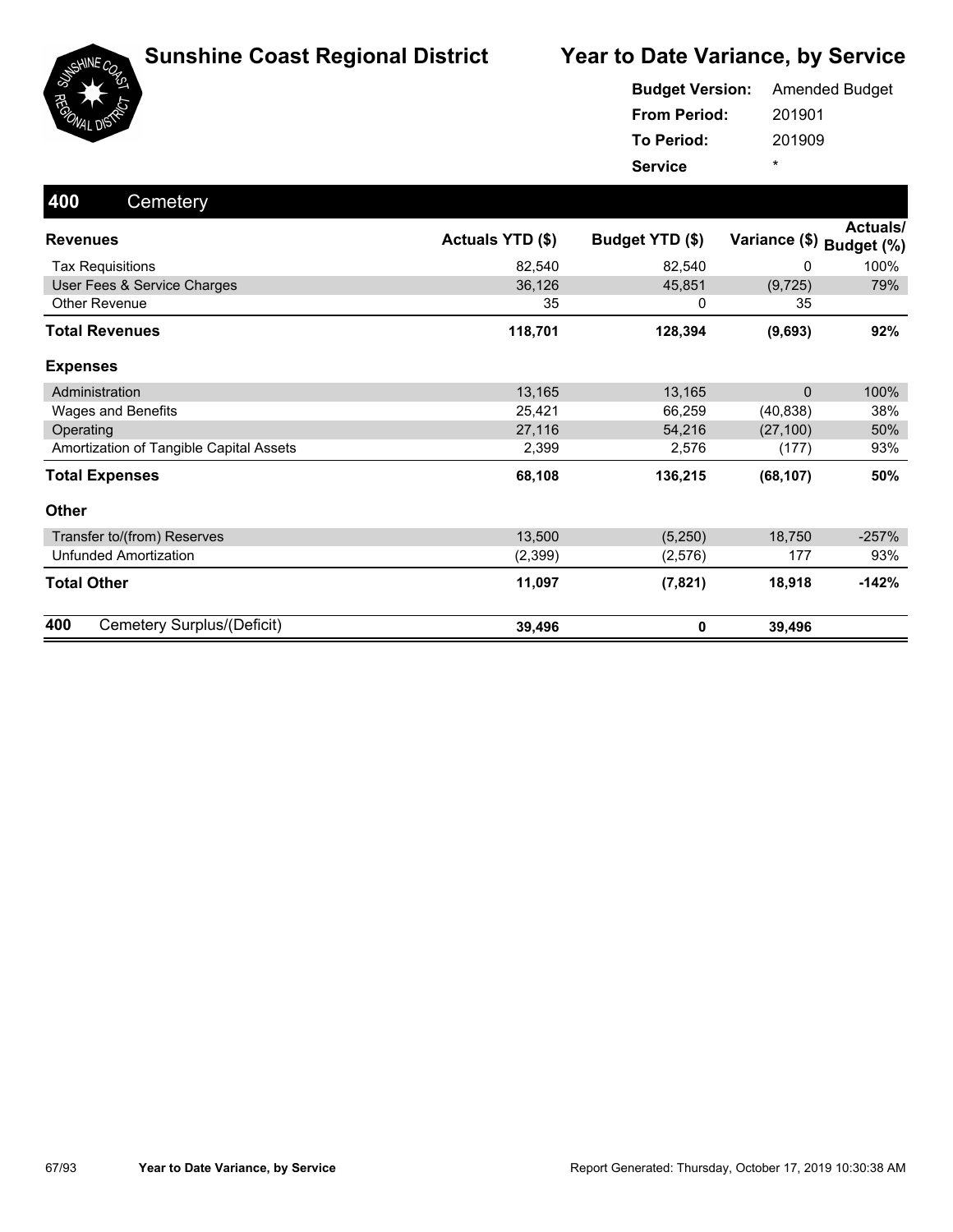# Sunshine Coast Regional District

## Year to Date Variance, by Service

**Budget Version:** Amended Budget
**From Period:** 201901
**To Period:** 201909
**Service** *

### 400 Cemetery

| Revenues | Actuals YTD ($) | Budget YTD ($) | Variance ($) | Actuals/ Budget (%) |
|---|---|---|---|---|
| Tax Requisitions | 82,540 | 82,540 | 0 | 100% |
| User Fees & Service Charges | 36,126 | 45,851 | (9,725) | 79% |
| Other Revenue | 35 | 0 | 35 | |
| **Total Revenues** | **118,701** | **128,394** | **(9,693)** | **92%** |
| **Expenses** | | | | |
| Administration | 13,165 | 13,165 | 0 | 100% |
| Wages and Benefits | 25,421 | 66,259 | (40,838) | 38% |
| Operating | 27,116 | 54,216 | (27,100) | 50% |
| Amortization of Tangible Capital Assets | 2,399 | 2,576 | (177) | 93% |
| **Total Expenses** | **68,108** | **136,215** | **(68,107)** | **50%** |
| **Other** | | | | |
| Transfer to/(from) Reserves | 13,500 | (5,250) | 18,750 | -257% |
| Unfunded Amortization | (2,399) | (2,576) | 177 | 93% |
| **Total Other** | **11,097** | **(7,821)** | **18,918** | **-142%** |
| **400 Cemetery Surplus/(Deficit)** | **39,496** | **0** | **39,496** | |

Report Generated: Thursday, October 17, 2019 10:30:38 AM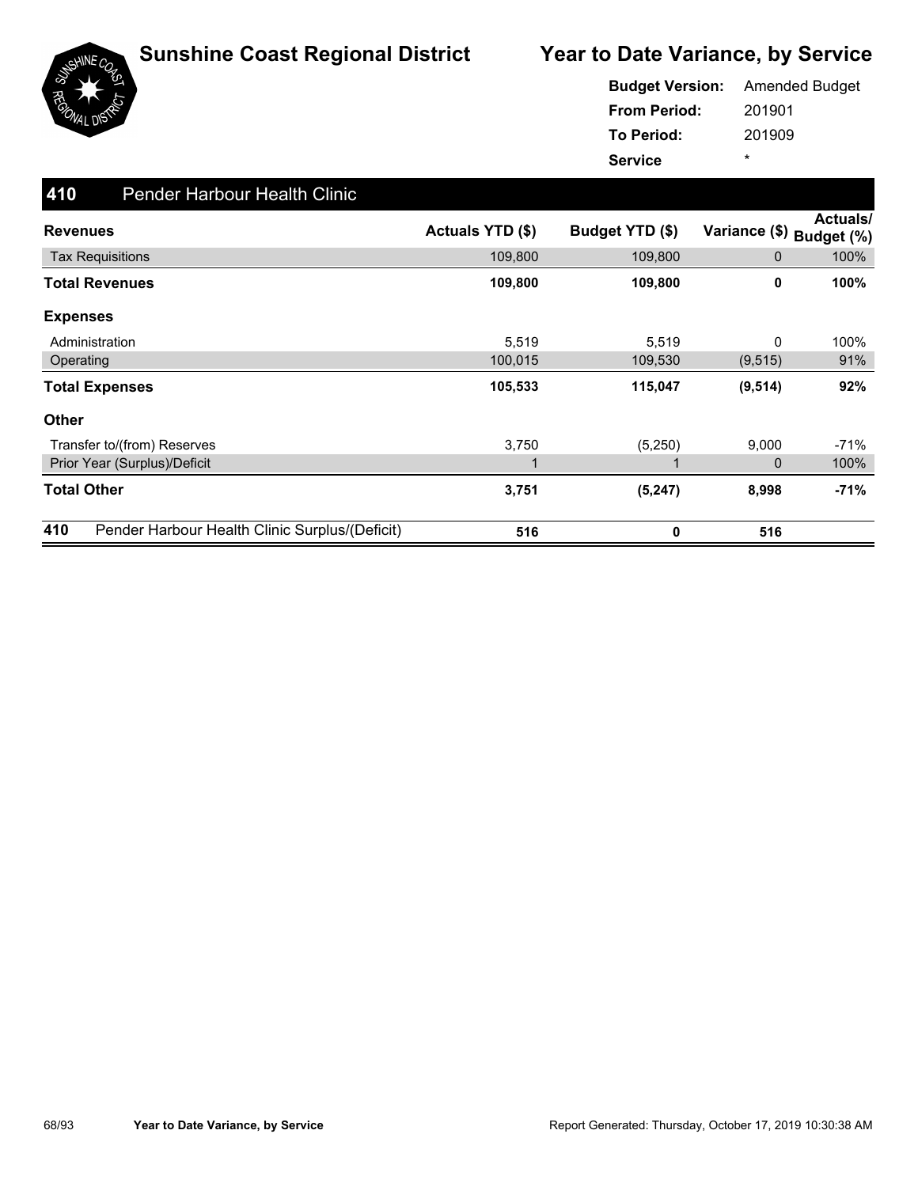# Sunshine Coast Regional District

## Year to Date Variance, by Service

**Budget Version:** Amended Budget
**From Period:** 201901
**To Period:** 201909
**Service** *

## 410 Pender Harbour Health Clinic

| Revenues | Actuals YTD ($) | Budget YTD ($) | Variance ($) | Actuals/ Budget (%) |
|---|---|---|---|---|
| Tax Requisitions | 109,800 | 109,800 | 0 | 100% |
| **Total Revenues** | **109,800** | **109,800** | **0** | **100%** |
| **Expenses** | | | | |
| Administration | 5,519 | 5,519 | 0 | 100% |
| Operating | 100,015 | 109,530 | (9,515) | 91% |
| **Total Expenses** | **105,533** | **115,047** | **(9,514)** | **92%** |
| **Other** | | | | |
| Transfer to/(from) Reserves | 3,750 | (5,250) | 9,000 | -71% |
| Prior Year (Surplus)/Deficit | 1 | 1 | 0 | 100% |
| **Total Other** | **3,751** | **(5,247)** | **8,998** | **-71%** |
| **410 Pender Harbour Health Clinic Surplus/(Deficit)** | **516** | **0** | **516** | |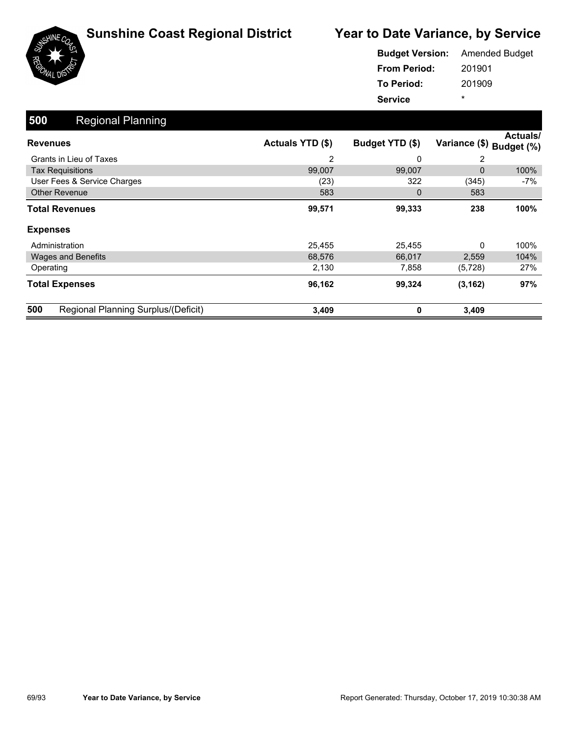# Sunshine Coast Regional District

## Year to Date Variance, by Service

| | |
|---|---|
| **Budget Version:** | Amended Budget |
| **From Period:** | 201901 |
| **To Period:** | 201909 |
| **Service** | * |

## 500 Regional Planning

| **Revenues** | **Actuals YTD ($)** | **Budget YTD ($)** | **Variance ($)** | **Actuals/ Budget (%)** |
|---|---|---|---|---|
| Grants in Lieu of Taxes | 2 | 0 | 2 | |
| Tax Requisitions | 99,007 | 99,007 | 0 | 100% |
| User Fees & Service Charges | (23) | 322 | (345) | -7% |
| Other Revenue | 583 | 0 | 583 | |
| **Total Revenues** | **99,571** | **99,333** | **238** | **100%** |
| **Expenses** | | | | |
| Administration | 25,455 | 25,455 | 0 | 100% |
| Wages and Benefits | 68,576 | 66,017 | 2,559 | 104% |
| Operating | 2,130 | 7,858 | (5,728) | 27% |
| **Total Expenses** | **96,162** | **99,324** | **(3,162)** | **97%** |
| **500 Regional Planning Surplus/(Deficit)** | **3,409** | **0** | **3,409** | |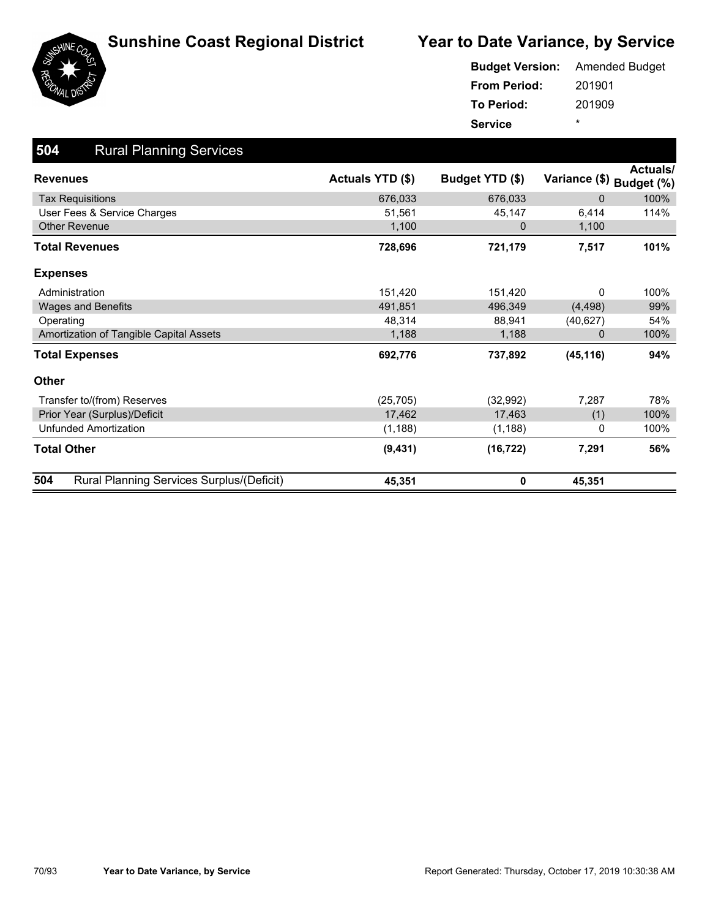# Sunshine Coast Regional District

## Year to Date Variance, by Service

**Budget Version:** Amended Budget
**From Period:** 201901
**To Period:** 201909
**Service** *

## 504 Rural Planning Services

| Revenues | Actuals YTD ($) | Budget YTD ($) | Variance ($) | Actuals/ Budget (%) |
|---|---|---|---|---|
| Tax Requisitions | 676,033 | 676,033 | 0 | 100% |
| User Fees & Service Charges | 51,561 | 45,147 | 6,414 | 114% |
| Other Revenue | 1,100 | 0 | 1,100 | |
| **Total Revenues** | **728,696** | **721,179** | **7,517** | **101%** |
| **Expenses** | | | | |
| Administration | 151,420 | 151,420 | 0 | 100% |
| Wages and Benefits | 491,851 | 496,349 | (4,498) | 99% |
| Operating | 48,314 | 88,941 | (40,627) | 54% |
| Amortization of Tangible Capital Assets | 1,188 | 1,188 | 0 | 100% |
| **Total Expenses** | **692,776** | **737,892** | **(45,116)** | **94%** |
| **Other** | | | | |
| Transfer to/(from) Reserves | (25,705) | (32,992) | 7,287 | 78% |
| Prior Year (Surplus)/Deficit | 17,462 | 17,463 | (1) | 100% |
| Unfunded Amortization | (1,188) | (1,188) | 0 | 100% |
| **Total Other** | **(9,431)** | **(16,722)** | **7,291** | **56%** |
| **504 Rural Planning Services Surplus/(Deficit)** | **45,351** | **0** | **45,351** | |

Year to Date Variance, by Service

Report Generated: Thursday, October 17, 2019 10:30:38 AM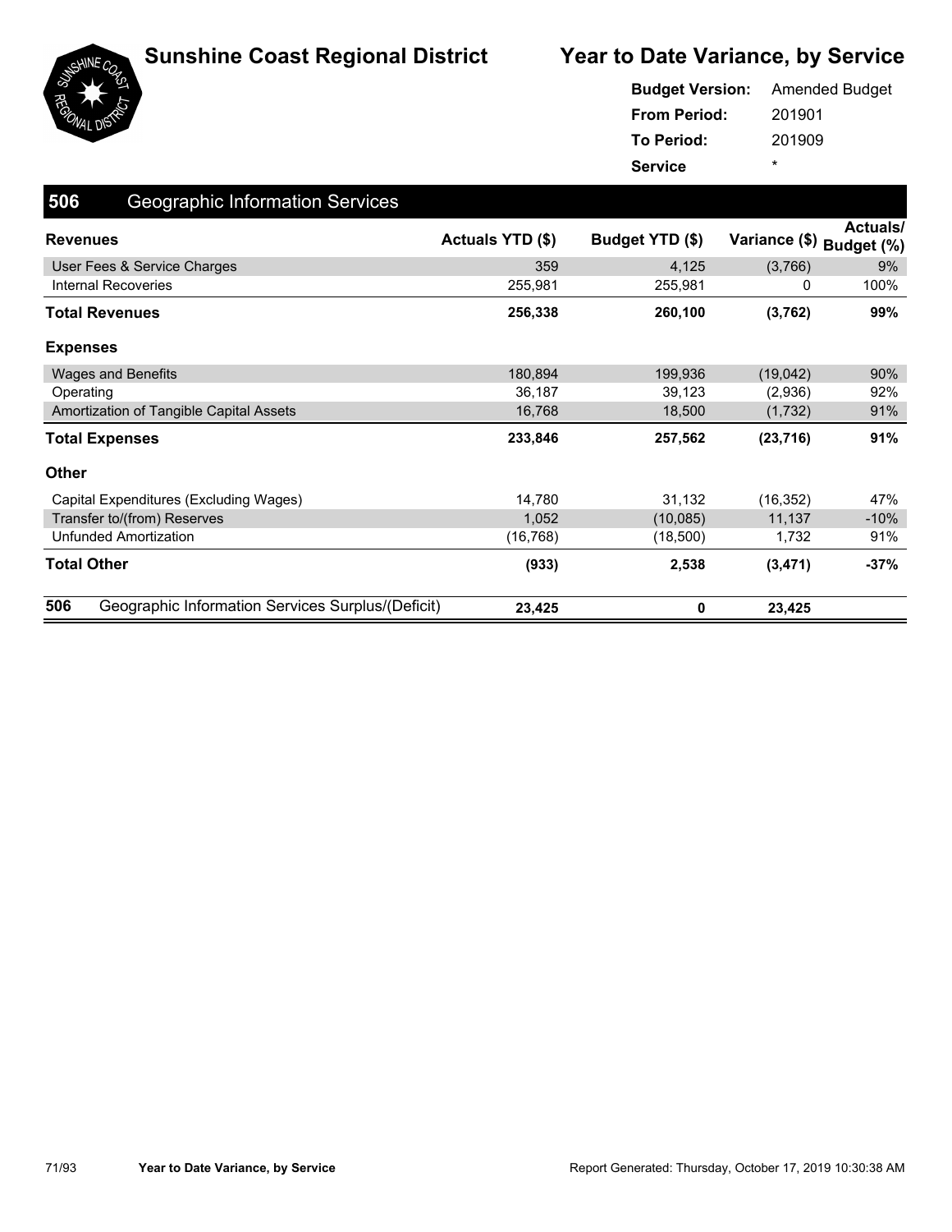# Sunshine Coast Regional District

## Year to Date Variance, by Service

**Budget Version:** Amended Budget
**From Period:** 201901
**To Period:** 201909
**Service** *

### 506 Geographic Information Services

| Revenues | Actuals YTD ($) | Budget YTD ($) | Variance ($) | Actuals/ Budget (%) |
|---|---|---|---|---|
| User Fees & Service Charges | 359 | 4,125 | (3,766) | 9% |
| Internal Recoveries | 255,981 | 255,981 | 0 | 100% |
| **Total Revenues** | **256,338** | **260,100** | **(3,762)** | **99%** |
| **Expenses** | | | | |
| Wages and Benefits | 180,894 | 199,936 | (19,042) | 90% |
| Operating | 36,187 | 39,123 | (2,936) | 92% |
| Amortization of Tangible Capital Assets | 16,768 | 18,500 | (1,732) | 91% |
| **Total Expenses** | **233,846** | **257,562** | **(23,716)** | **91%** |
| **Other** | | | | |
| Capital Expenditures (Excluding Wages) | 14,780 | 31,132 | (16,352) | 47% |
| Transfer to/(from) Reserves | 1,052 | (10,085) | 11,137 | -10% |
| Unfunded Amortization | (16,768) | (18,500) | 1,732 | 91% |
| **Total Other** | **(933)** | **2,538** | **(3,471)** | **-37%** |
| **506 Geographic Information Services Surplus/(Deficit)** | **23,425** | **0** | **23,425** | |

Report Generated: Thursday, October 17, 2019 10:30:38 AM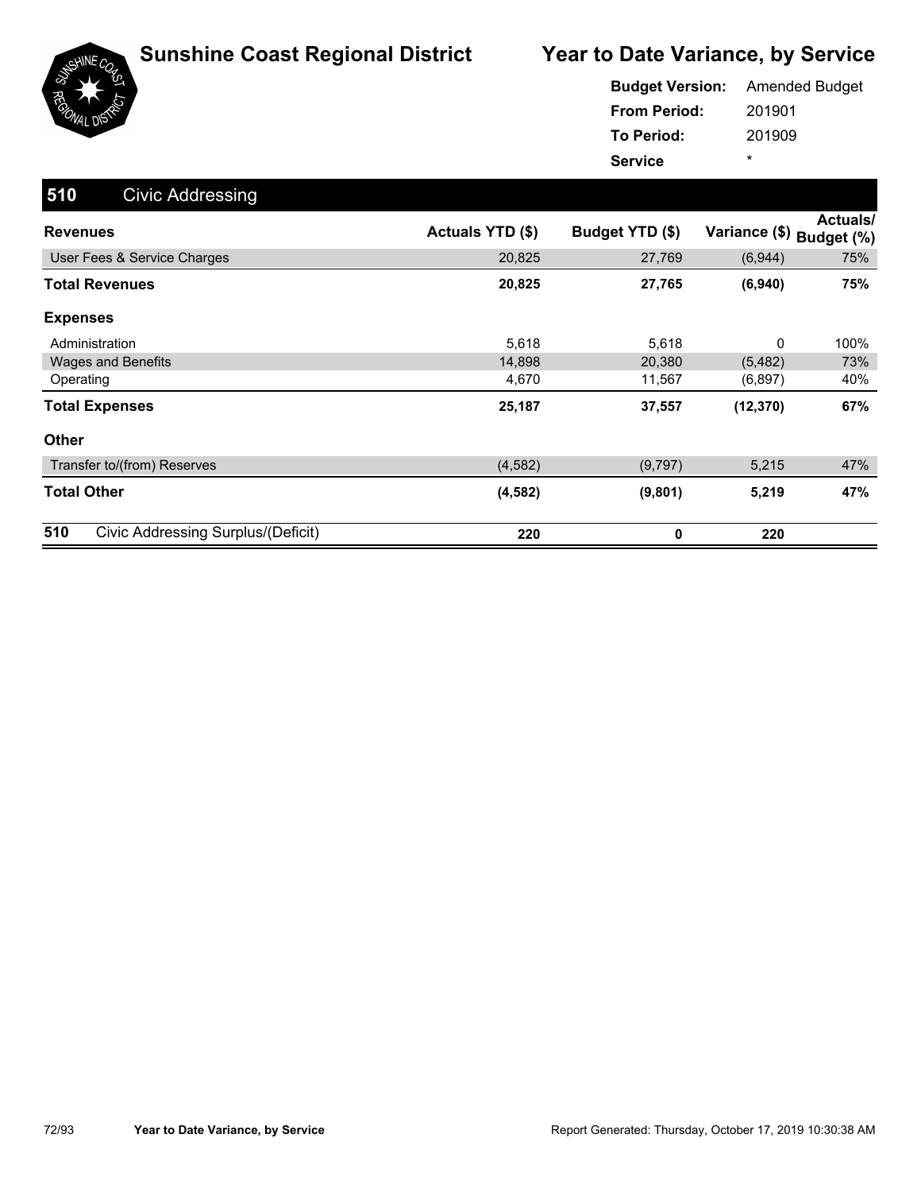# Sunshine Coast Regional District

# Year to Date Variance, by Service

**Budget Version:** Amended Budget
**From Period:** 201901
**To Period:** 201909
**Service** *

## 510 Civic Addressing

| Revenues | Actuals YTD ($) | Budget YTD ($) | Variance ($) | Actuals/ Budget (%) |
|---|---|---|---|---|
| User Fees & Service Charges | 20,825 | 27,769 | (6,944) | 75% |
| **Total Revenues** | **20,825** | **27,765** | **(6,940)** | **75%** |
| **Expenses** | | | | |
| Administration | 5,618 | 5,618 | 0 | 100% |
| Wages and Benefits | 14,898 | 20,380 | (5,482) | 73% |
| Operating | 4,670 | 11,567 | (6,897) | 40% |
| **Total Expenses** | **25,187** | **37,557** | **(12,370)** | **67%** |
| **Other** | | | | |
| Transfer to/(from) Reserves | (4,582) | (9,797) | 5,215 | 47% |
| **Total Other** | **(4,582)** | **(9,801)** | **5,219** | **47%** |
| **510 Civic Addressing Surplus/(Deficit)** | **220** | **0** | **220** | |

Year to Date Variance, by Service

Report Generated: Thursday, October 17, 2019 10:30:38 AM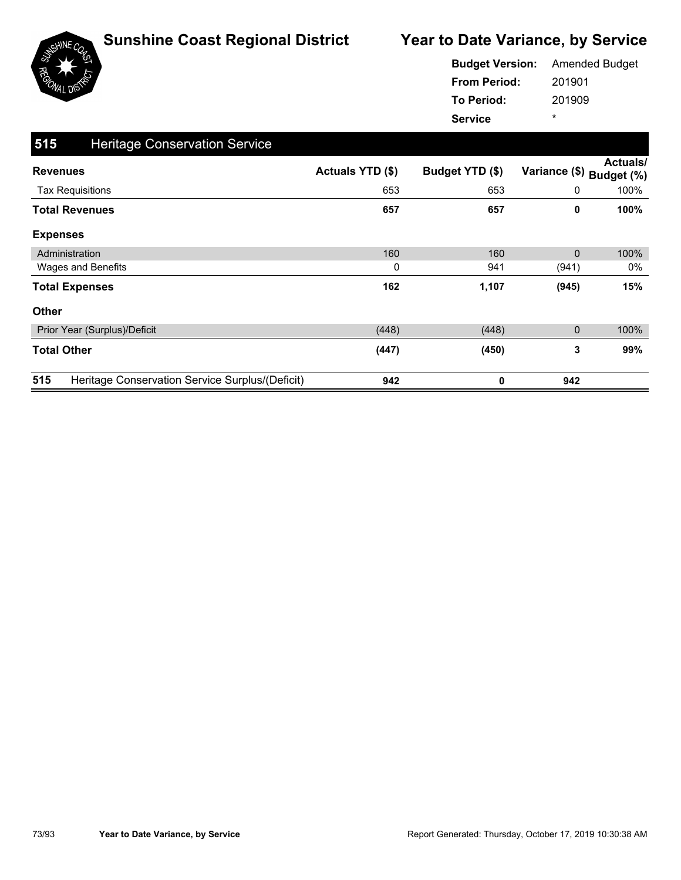# Sunshine Coast Regional District

## Year to Date Variance, by Service

**Budget Version:** Amended Budget
**From Period:** 201901
**To Period:** 201909
**Service** *

### 515 Heritage Conservation Service

| Revenues | Actuals YTD ($) | Budget YTD ($) | Variance ($) | Actuals/ Budget (%) |
|---|---|---|---|---|
| Tax Requisitions | 653 | 653 | 0 | 100% |
| **Total Revenues** | **657** | **657** | **0** | **100%** |
| **Expenses** | | | | |
| Administration | 160 | 160 | 0 | 100% |
| Wages and Benefits | 0 | 941 | (941) | 0% |
| **Total Expenses** | **162** | **1,107** | **(945)** | **15%** |
| **Other** | | | | |
| Prior Year (Surplus)/Deficit | (448) | (448) | 0 | 100% |
| **Total Other** | **(447)** | **(450)** | **3** | **99%** |
| **515 Heritage Conservation Service Surplus/(Deficit)** | **942** | **0** | **942** | |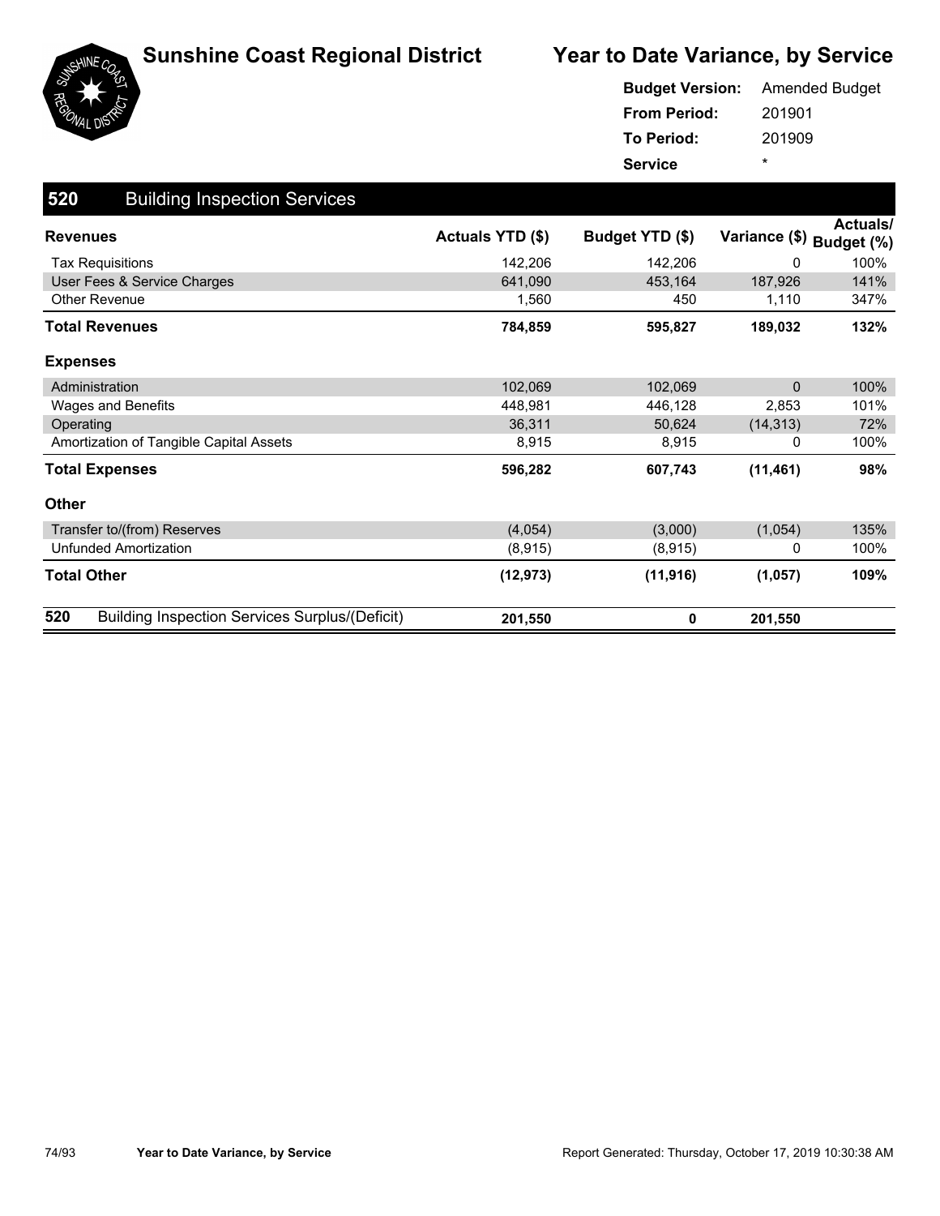# Sunshine Coast Regional District

## Year to Date Variance, by Service

**Budget Version:** Amended Budget
**From Period:** 201901
**To Period:** 201909
**Service** *

### 520 Building Inspection Services

| Revenues | Actuals YTD ($) | Budget YTD ($) | Variance ($) | Actuals/ Budget (%) |
|---|---|---|---|---|
| Tax Requisitions | 142,206 | 142,206 | 0 | 100% |
| User Fees & Service Charges | 641,090 | 453,164 | 187,926 | 141% |
| Other Revenue | 1,560 | 450 | 1,110 | 347% |
| **Total Revenues** | **784,859** | **595,827** | **189,032** | **132%** |
| **Expenses** | | | | |
| Administration | 102,069 | 102,069 | 0 | 100% |
| Wages and Benefits | 448,981 | 446,128 | 2,853 | 101% |
| Operating | 36,311 | 50,624 | (14,313) | 72% |
| Amortization of Tangible Capital Assets | 8,915 | 8,915 | 0 | 100% |
| **Total Expenses** | **596,282** | **607,743** | **(11,461)** | **98%** |
| **Other** | | | | |
| Transfer to/(from) Reserves | (4,054) | (3,000) | (1,054) | 135% |
| Unfunded Amortization | (8,915) | (8,915) | 0 | 100% |
| **Total Other** | **(12,973)** | **(11,916)** | **(1,057)** | **109%** |
| **520 Building Inspection Services Surplus/(Deficit)** | **201,550** | **0** | **201,550** | |

Report Generated: Thursday, October 17, 2019 10:30:38 AM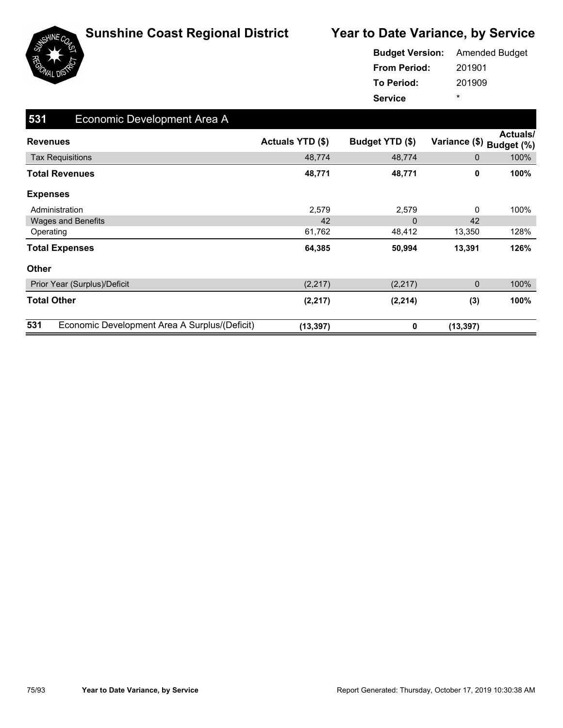# Sunshine Coast Regional District

## Year to Date Variance, by Service

**Budget Version:** Amended Budget
**From Period:** 201901
**To Period:** 201909
**Service** *

### 531 Economic Development Area A

| Revenues | Actuals YTD ($) | Budget YTD ($) | Variance ($) | Actuals/ Budget (%) |
|---|---|---|---|---|
| Tax Requisitions | 48,774 | 48,774 | 0 | 100% |
| **Total Revenues** | **48,771** | **48,771** | **0** | **100%** |
| **Expenses** | | | | |
| Administration | 2,579 | 2,579 | 0 | 100% |
| Wages and Benefits | 42 | 0 | 42 | |
| Operating | 61,762 | 48,412 | 13,350 | 128% |
| **Total Expenses** | **64,385** | **50,994** | **13,391** | **126%** |
| **Other** | | | | |
| Prior Year (Surplus)/Deficit | (2,217) | (2,217) | 0 | 100% |
| **Total Other** | **(2,217)** | **(2,214)** | **(3)** | **100%** |
| **531 Economic Development Area A Surplus/(Deficit)** | **(13,397)** | **0** | **(13,397)** | |

Year to Date Variance, by Service — Report Generated: Thursday, October 17, 2019 10:30:38 AM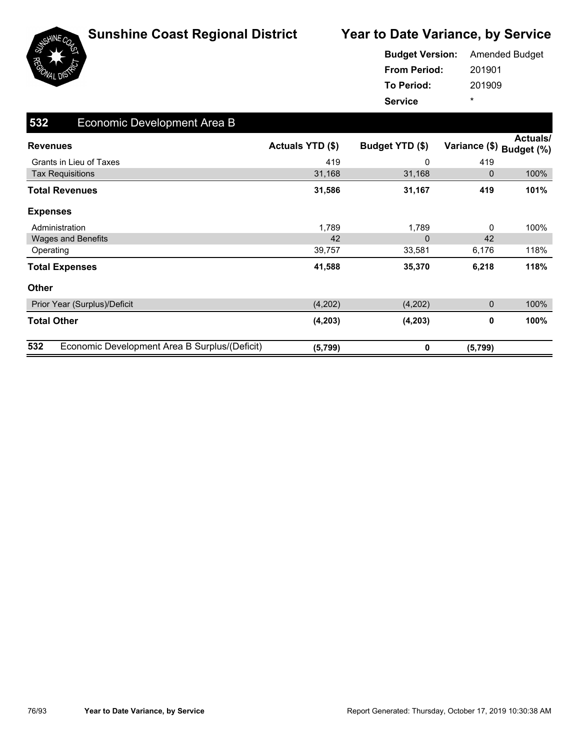# Sunshine Coast Regional District

# Year to Date Variance, by Service

**Budget Version:** Amended Budget
**From Period:** 201901
**To Period:** 201909
**Service** *

## 532 Economic Development Area B

| Revenues | Actuals YTD ($) | Budget YTD ($) | Variance ($) | Actuals/ Budget (%) |
|---|---|---|---|---|
| Grants in Lieu of Taxes | 419 | 0 | 419 | |
| Tax Requisitions | 31,168 | 31,168 | 0 | 100% |
| **Total Revenues** | **31,586** | **31,167** | **419** | **101%** |
| **Expenses** | | | | |
| Administration | 1,789 | 1,789 | 0 | 100% |
| Wages and Benefits | 42 | 0 | 42 | |
| Operating | 39,757 | 33,581 | 6,176 | 118% |
| **Total Expenses** | **41,588** | **35,370** | **6,218** | **118%** |
| **Other** | | | | |
| Prior Year (Surplus)/Deficit | (4,202) | (4,202) | 0 | 100% |
| **Total Other** | **(4,203)** | **(4,203)** | **0** | **100%** |
| **532 Economic Development Area B Surplus/(Deficit)** | **(5,799)** | **0** | **(5,799)** | |

Report Generated: Thursday, October 17, 2019 10:30:38 AM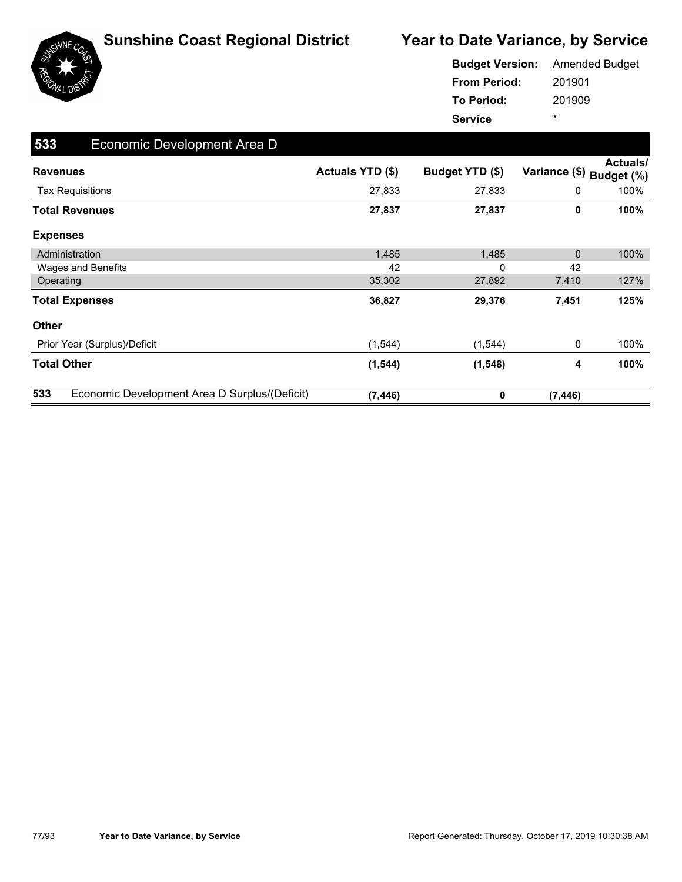# Sunshine Coast Regional District

## Year to Date Variance, by Service

**Budget Version:** Amended Budget
**From Period:** 201901
**To Period:** 201909
**Service** *

### 533 Economic Development Area D

| Revenues | Actuals YTD ($) | Budget YTD ($) | Variance ($) | Actuals/ Budget (%) |
|---|---|---|---|---|
| Tax Requisitions | 27,833 | 27,833 | 0 | 100% |
| **Total Revenues** | **27,837** | **27,837** | **0** | **100%** |
| **Expenses** | | | | |
| Administration | 1,485 | 1,485 | 0 | 100% |
| Wages and Benefits | 42 | 0 | 42 | |
| Operating | 35,302 | 27,892 | 7,410 | 127% |
| **Total Expenses** | **36,827** | **29,376** | **7,451** | **125%** |
| **Other** | | | | |
| Prior Year (Surplus)/Deficit | (1,544) | (1,544) | 0 | 100% |
| **Total Other** | **(1,544)** | **(1,548)** | **4** | **100%** |
| **533 Economic Development Area D Surplus/(Deficit)** | **(7,446)** | **0** | **(7,446)** | |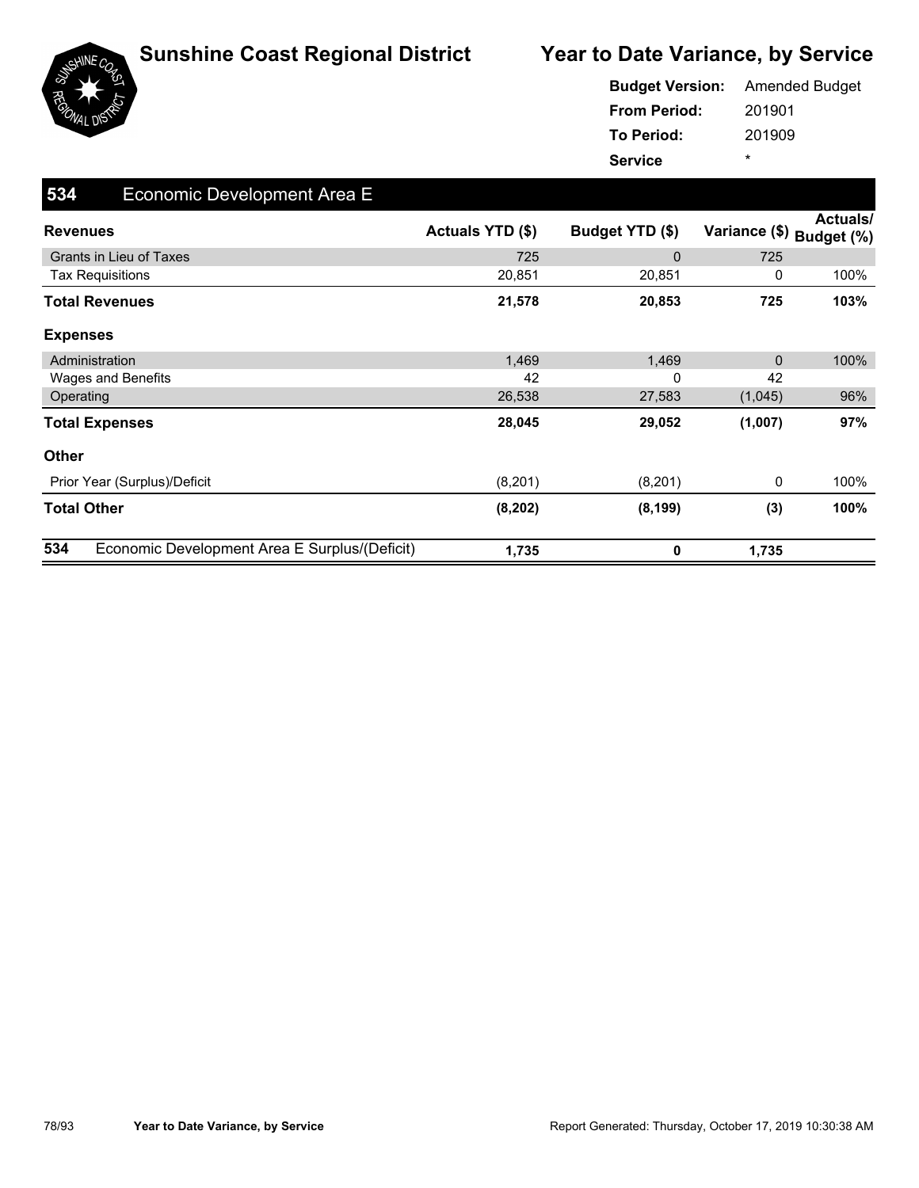# Sunshine Coast Regional District

## Year to Date Variance, by Service

**Budget Version:** Amended Budget
**From Period:** 201901
**To Period:** 201909
**Service** *

### 534 Economic Development Area E

| Revenues | Actuals YTD ($) | Budget YTD ($) | Variance ($) | Actuals/ Budget (%) |
|---|---|---|---|---|
| Grants in Lieu of Taxes | 725 | 0 | 725 | |
| Tax Requisitions | 20,851 | 20,851 | 0 | 100% |
| **Total Revenues** | **21,578** | **20,853** | **725** | **103%** |
| **Expenses** | | | | |
| Administration | 1,469 | 1,469 | 0 | 100% |
| Wages and Benefits | 42 | 0 | 42 | |
| Operating | 26,538 | 27,583 | (1,045) | 96% |
| **Total Expenses** | **28,045** | **29,052** | **(1,007)** | **97%** |
| **Other** | | | | |
| Prior Year (Surplus)/Deficit | (8,201) | (8,201) | 0 | 100% |
| **Total Other** | **(8,202)** | **(8,199)** | **(3)** | **100%** |
| **534 Economic Development Area E Surplus/(Deficit)** | **1,735** | **0** | **1,735** | |

Year to Date Variance, by Service

Report Generated: Thursday, October 17, 2019 10:30:38 AM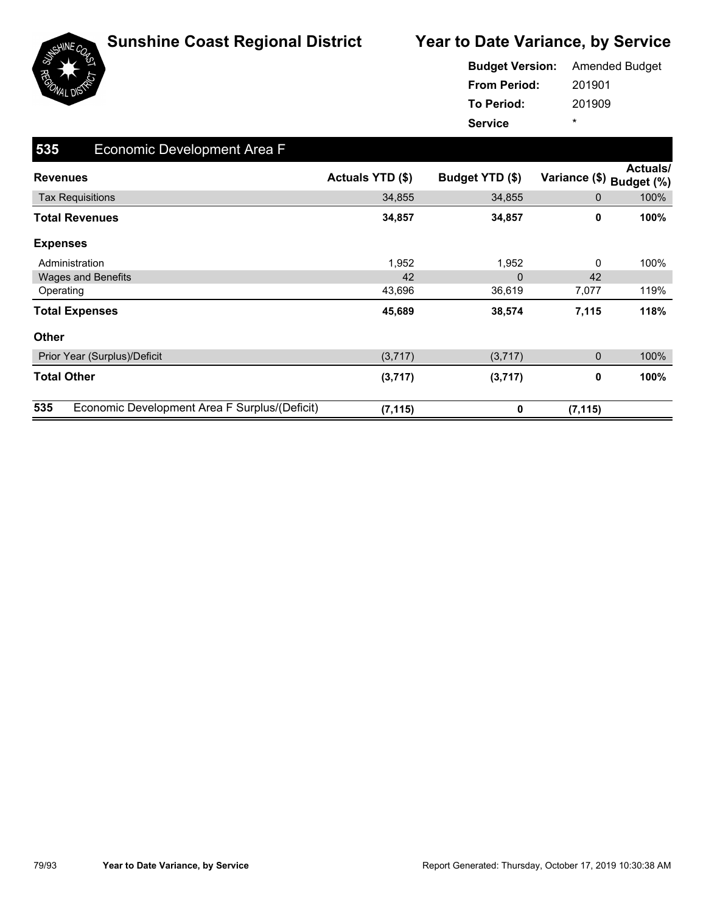# Sunshine Coast Regional District

## Year to Date Variance, by Service

**Budget Version:** Amended Budget
**From Period:** 201901
**To Period:** 201909
**Service** *

### 535 Economic Development Area F

| Revenues | Actuals YTD ($) | Budget YTD ($) | Variance ($) | Actuals/ Budget (%) |
|---|---|---|---|---|
| Tax Requisitions | 34,855 | 34,855 | 0 | 100% |
| **Total Revenues** | **34,857** | **34,857** | **0** | **100%** |
| **Expenses** | | | | |
| Administration | 1,952 | 1,952 | 0 | 100% |
| Wages and Benefits | 42 | 0 | 42 | |
| Operating | 43,696 | 36,619 | 7,077 | 119% |
| **Total Expenses** | **45,689** | **38,574** | **7,115** | **118%** |
| **Other** | | | | |
| Prior Year (Surplus)/Deficit | (3,717) | (3,717) | 0 | 100% |
| **Total Other** | **(3,717)** | **(3,717)** | **0** | **100%** |
| **535 Economic Development Area F Surplus/(Deficit)** | **(7,115)** | **0** | **(7,115)** | |

Year to Date Variance, by Service

Report Generated: Thursday, October 17, 2019 10:30:38 AM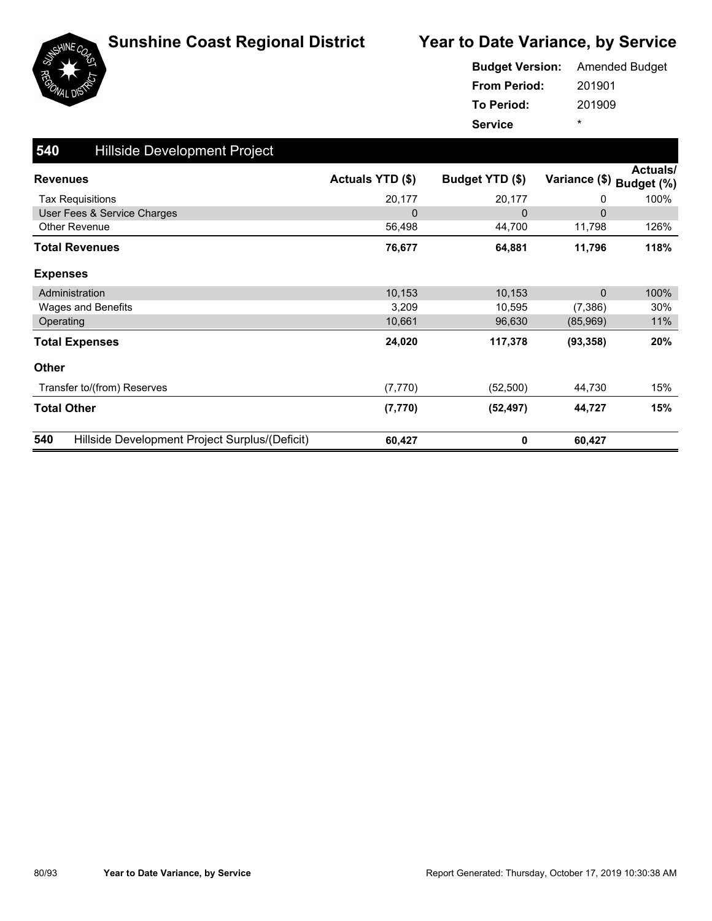# Sunshine Coast Regional District

## Year to Date Variance, by Service

**Budget Version:** Amended Budget
**From Period:** 201901
**To Period:** 201909
**Service** *

## 540 Hillside Development Project

| Revenues | Actuals YTD ($) | Budget YTD ($) | Variance ($) | Actuals/ Budget (%) |
|---|---|---|---|---|
| Tax Requisitions | 20,177 | 20,177 | 0 | 100% |
| User Fees & Service Charges | 0 | 0 | 0 | |
| Other Revenue | 56,498 | 44,700 | 11,798 | 126% |
| **Total Revenues** | **76,677** | **64,881** | **11,796** | **118%** |
| **Expenses** | | | | |
| Administration | 10,153 | 10,153 | 0 | 100% |
| Wages and Benefits | 3,209 | 10,595 | (7,386) | 30% |
| Operating | 10,661 | 96,630 | (85,969) | 11% |
| **Total Expenses** | **24,020** | **117,378** | **(93,358)** | **20%** |
| **Other** | | | | |
| Transfer to/(from) Reserves | (7,770) | (52,500) | 44,730 | 15% |
| **Total Other** | **(7,770)** | **(52,497)** | **44,727** | **15%** |
| **540 Hillside Development Project Surplus/(Deficit)** | **60,427** | **0** | **60,427** | |

Report Generated: Thursday, October 17, 2019 10:30:38 AM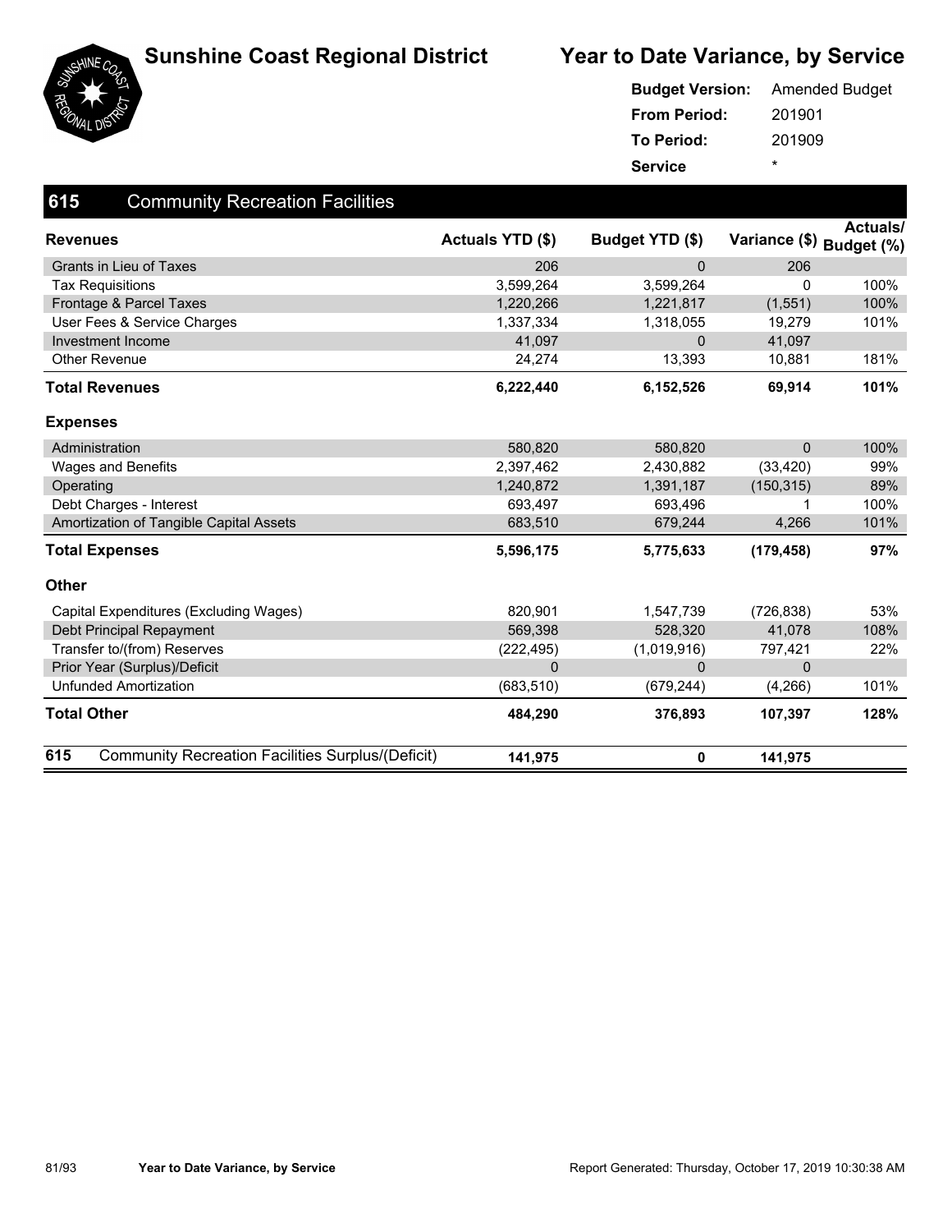# Sunshine Coast Regional District

## Year to Date Variance, by Service

**Budget Version:** Amended Budget
**From Period:** 201901
**To Period:** 201909
**Service** *

## 615 Community Recreation Facilities

| Revenues | Actuals YTD ($) | Budget YTD ($) | Variance ($) | Actuals/ Budget (%) |
|---|---|---|---|---|
| Grants in Lieu of Taxes | 206 | 0 | 206 | |
| Tax Requisitions | 3,599,264 | 3,599,264 | 0 | 100% |
| Frontage & Parcel Taxes | 1,220,266 | 1,221,817 | (1,551) | 100% |
| User Fees & Service Charges | 1,337,334 | 1,318,055 | 19,279 | 101% |
| Investment Income | 41,097 | 0 | 41,097 | |
| Other Revenue | 24,274 | 13,393 | 10,881 | 181% |
| **Total Revenues** | **6,222,440** | **6,152,526** | **69,914** | **101%** |
| **Expenses** | | | | |
| Administration | 580,820 | 580,820 | 0 | 100% |
| Wages and Benefits | 2,397,462 | 2,430,882 | (33,420) | 99% |
| Operating | 1,240,872 | 1,391,187 | (150,315) | 89% |
| Debt Charges - Interest | 693,497 | 693,496 | 1 | 100% |
| Amortization of Tangible Capital Assets | 683,510 | 679,244 | 4,266 | 101% |
| **Total Expenses** | **5,596,175** | **5,775,633** | **(179,458)** | **97%** |
| **Other** | | | | |
| Capital Expenditures (Excluding Wages) | 820,901 | 1,547,739 | (726,838) | 53% |
| Debt Principal Repayment | 569,398 | 528,320 | 41,078 | 108% |
| Transfer to/(from) Reserves | (222,495) | (1,019,916) | 797,421 | 22% |
| Prior Year (Surplus)/Deficit | 0 | 0 | 0 | |
| Unfunded Amortization | (683,510) | (679,244) | (4,266) | 101% |
| **Total Other** | **484,290** | **376,893** | **107,397** | **128%** |
| **615 Community Recreation Facilities Surplus/(Deficit)** | **141,975** | **0** | **141,975** | |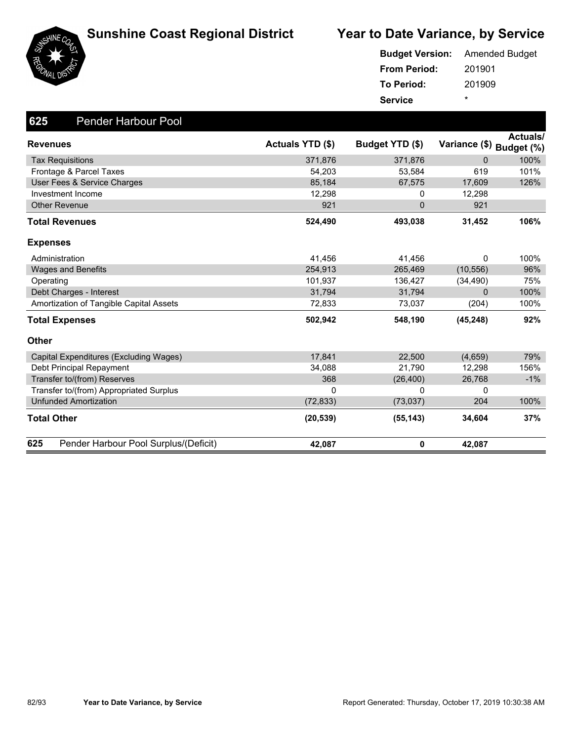# Sunshine Coast Regional District

## Year to Date Variance, by Service

**Budget Version:** Amended Budget
**From Period:** 201901
**To Period:** 201909
**Service** *

### 625 Pender Harbour Pool

| Revenues | Actuals YTD ($) | Budget YTD ($) | Variance ($) | Actuals/ Budget (%) |
|---|---|---|---|---|
| Tax Requisitions | 371,876 | 371,876 | 0 | 100% |
| Frontage & Parcel Taxes | 54,203 | 53,584 | 619 | 101% |
| User Fees & Service Charges | 85,184 | 67,575 | 17,609 | 126% |
| Investment Income | 12,298 | 0 | 12,298 | |
| Other Revenue | 921 | 0 | 921 | |
| **Total Revenues** | **524,490** | **493,038** | **31,452** | **106%** |
| **Expenses** | | | | |
| Administration | 41,456 | 41,456 | 0 | 100% |
| Wages and Benefits | 254,913 | 265,469 | (10,556) | 96% |
| Operating | 101,937 | 136,427 | (34,490) | 75% |
| Debt Charges - Interest | 31,794 | 31,794 | 0 | 100% |
| Amortization of Tangible Capital Assets | 72,833 | 73,037 | (204) | 100% |
| **Total Expenses** | **502,942** | **548,190** | **(45,248)** | **92%** |
| **Other** | | | | |
| Capital Expenditures (Excluding Wages) | 17,841 | 22,500 | (4,659) | 79% |
| Debt Principal Repayment | 34,088 | 21,790 | 12,298 | 156% |
| Transfer to/(from) Reserves | 368 | (26,400) | 26,768 | -1% |
| Transfer to/(from) Appropriated Surplus | 0 | 0 | 0 | |
| Unfunded Amortization | (72,833) | (73,037) | 204 | 100% |
| **Total Other** | **(20,539)** | **(55,143)** | **34,604** | **37%** |
| **625 Pender Harbour Pool Surplus/(Deficit)** | **42,087** | **0** | **42,087** | |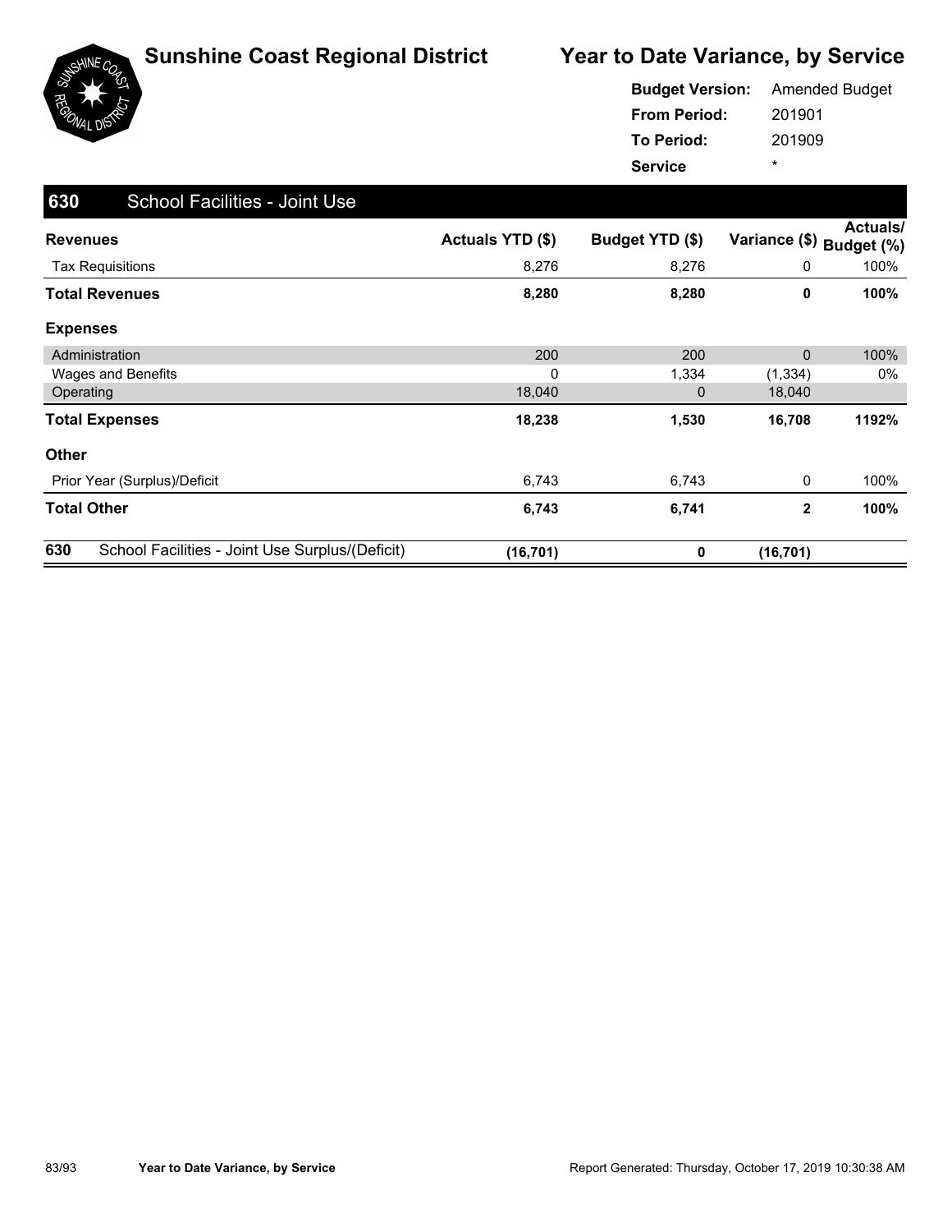# Sunshine Coast Regional District

## Year to Date Variance, by Service

**Budget Version:** Amended Budget
**From Period:** 201901
**To Period:** 201909
**Service** *

### 630 School Facilities - Joint Use

| Revenues | Actuals YTD ($) | Budget YTD ($) | Variance ($) | Actuals/ Budget (%) |
|---|---|---|---|---|
| Tax Requisitions | 8,276 | 8,276 | 0 | 100% |
| **Total Revenues** | **8,280** | **8,280** | **0** | **100%** |
| **Expenses** | | | | |
| Administration | 200 | 200 | 0 | 100% |
| Wages and Benefits | 0 | 1,334 | (1,334) | 0% |
| Operating | 18,040 | 0 | 18,040 | |
| **Total Expenses** | **18,238** | **1,530** | **16,708** | **1192%** |
| **Other** | | | | |
| Prior Year (Surplus)/Deficit | 6,743 | 6,743 | 0 | 100% |
| **Total Other** | **6,743** | **6,741** | **2** | **100%** |
| **630 School Facilities - Joint Use Surplus/(Deficit)** | **(16,701)** | **0** | **(16,701)** | |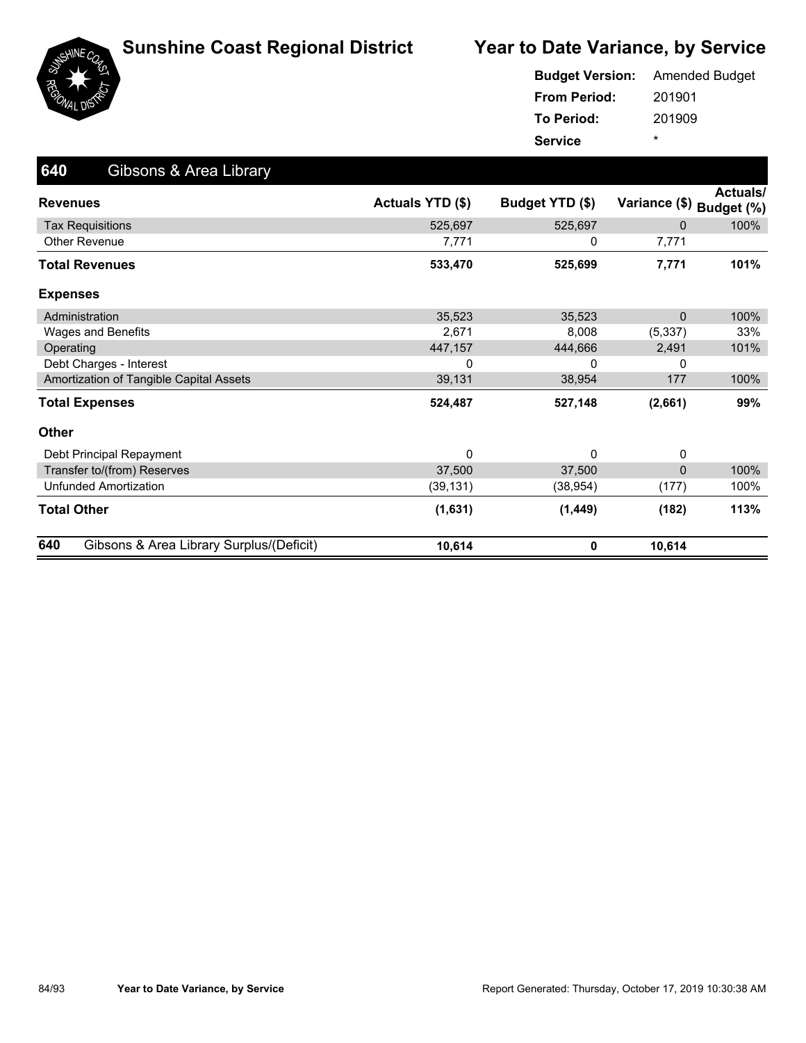# Sunshine Coast Regional District

## Year to Date Variance, by Service

**Budget Version:** Amended Budget
**From Period:** 201901
**To Period:** 201909
**Service** *

### 640 Gibsons & Area Library

| Revenues | Actuals YTD ($) | Budget YTD ($) | Variance ($) | Actuals/ Budget (%) |
|---|---|---|---|---|
| Tax Requisitions | 525,697 | 525,697 | 0 | 100% |
| Other Revenue | 7,771 | 0 | 7,771 | |
| **Total Revenues** | **533,470** | **525,699** | **7,771** | **101%** |
| **Expenses** | | | | |
| Administration | 35,523 | 35,523 | 0 | 100% |
| Wages and Benefits | 2,671 | 8,008 | (5,337) | 33% |
| Operating | 447,157 | 444,666 | 2,491 | 101% |
| Debt Charges - Interest | 0 | 0 | 0 | |
| Amortization of Tangible Capital Assets | 39,131 | 38,954 | 177 | 100% |
| **Total Expenses** | **524,487** | **527,148** | **(2,661)** | **99%** |
| **Other** | | | | |
| Debt Principal Repayment | 0 | 0 | 0 | |
| Transfer to/(from) Reserves | 37,500 | 37,500 | 0 | 100% |
| Unfunded Amortization | (39,131) | (38,954) | (177) | 100% |
| **Total Other** | **(1,631)** | **(1,449)** | **(182)** | **113%** |
| **640 Gibsons & Area Library Surplus/(Deficit)** | **10,614** | **0** | **10,614** | |

Year to Date Variance, by Service

Report Generated: Thursday, October 17, 2019 10:30:38 AM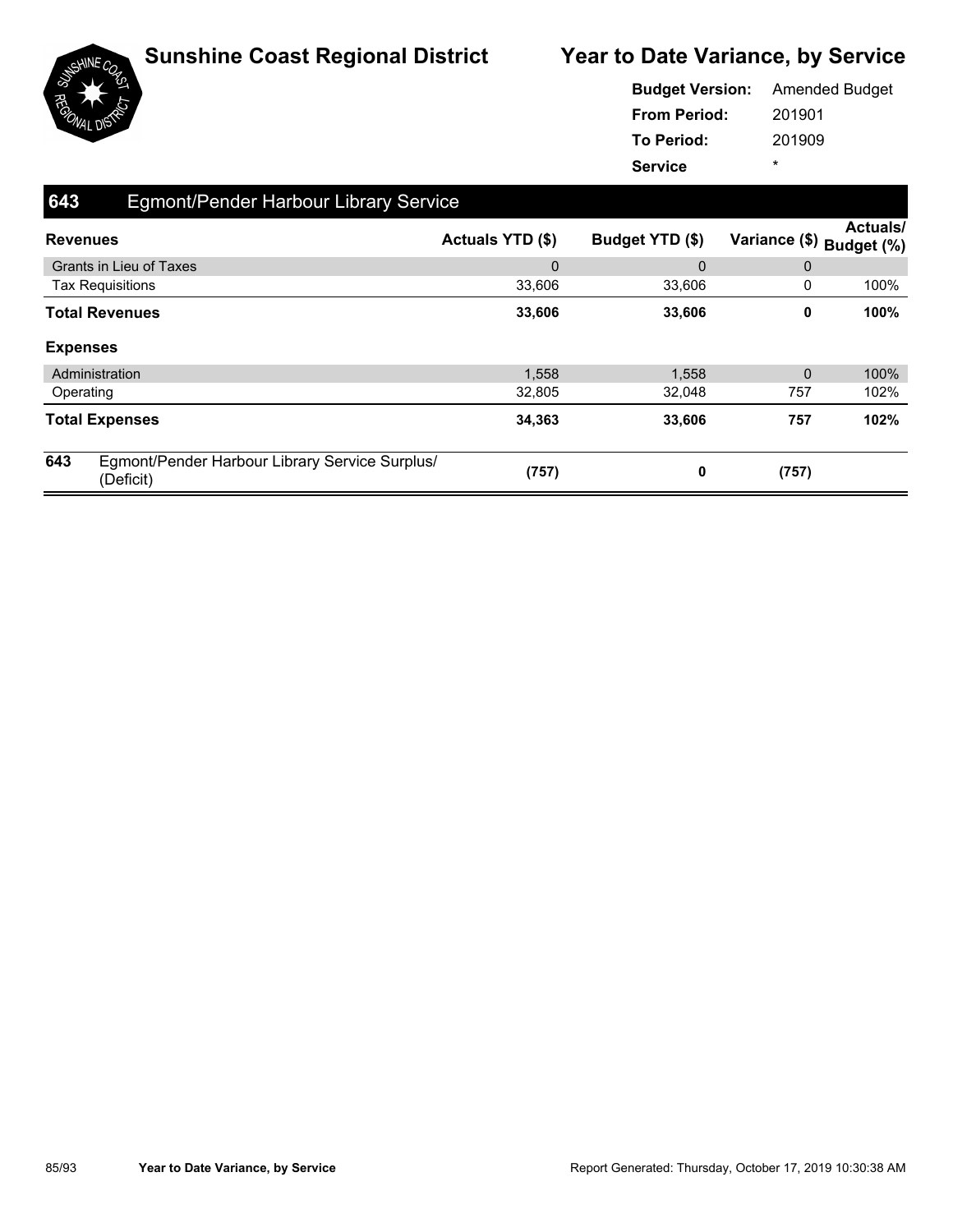# Sunshine Coast Regional District

## Year to Date Variance, by Service

**Budget Version:** Amended Budget
**From Period:** 201901
**To Period:** 201909
**Service** *

### 643 Egmont/Pender Harbour Library Service

| Revenues | Actuals YTD ($) | Budget YTD ($) | Variance ($) | Actuals/ Budget (%) |
|---|---|---|---|---|
| Grants in Lieu of Taxes | 0 | 0 | 0 | |
| Tax Requisitions | 33,606 | 33,606 | 0 | 100% |
| **Total Revenues** | **33,606** | **33,606** | **0** | **100%** |
| **Expenses** | | | | |
| Administration | 1,558 | 1,558 | 0 | 100% |
| Operating | 32,805 | 32,048 | 757 | 102% |
| **Total Expenses** | **34,363** | **33,606** | **757** | **102%** |
| **643** Egmont/Pender Harbour Library Service Surplus/ (Deficit) | **(757)** | **0** | **(757)** | |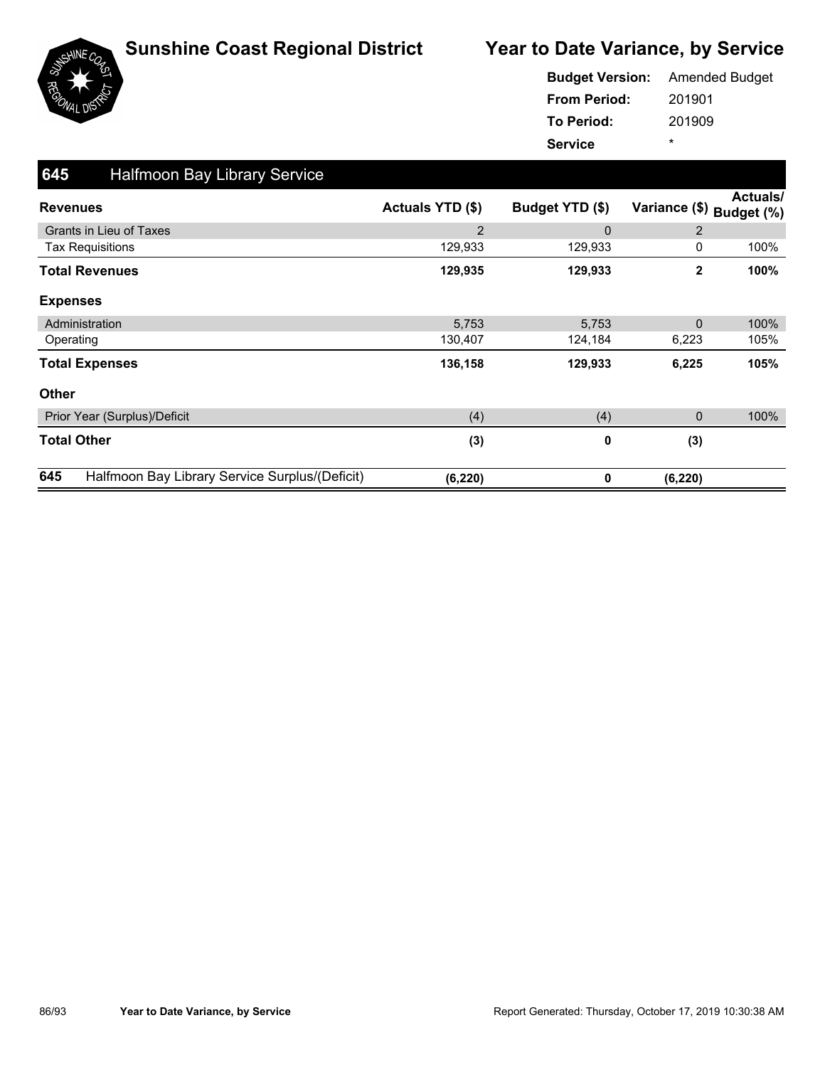# Sunshine Coast Regional District

# Year to Date Variance, by Service

**Budget Version:** Amended Budget
**From Period:** 201901
**To Period:** 201909
**Service** *

## 645 Halfmoon Bay Library Service

| Revenues | Actuals YTD ($) | Budget YTD ($) | Variance ($) | Actuals/ Budget (%) |
|---|---|---|---|---|
| Grants in Lieu of Taxes | 2 | 0 | 2 | |
| Tax Requisitions | 129,933 | 129,933 | 0 | 100% |
| **Total Revenues** | **129,935** | **129,933** | **2** | **100%** |
| **Expenses** | | | | |
| Administration | 5,753 | 5,753 | 0 | 100% |
| Operating | 130,407 | 124,184 | 6,223 | 105% |
| **Total Expenses** | **136,158** | **129,933** | **6,225** | **105%** |
| **Other** | | | | |
| Prior Year (Surplus)/Deficit | (4) | (4) | 0 | 100% |
| **Total Other** | **(3)** | **0** | **(3)** | |
| **645 Halfmoon Bay Library Service Surplus/(Deficit)** | **(6,220)** | **0** | **(6,220)** | |

Year to Date Variance, by Service

Report Generated: Thursday, October 17, 2019 10:30:38 AM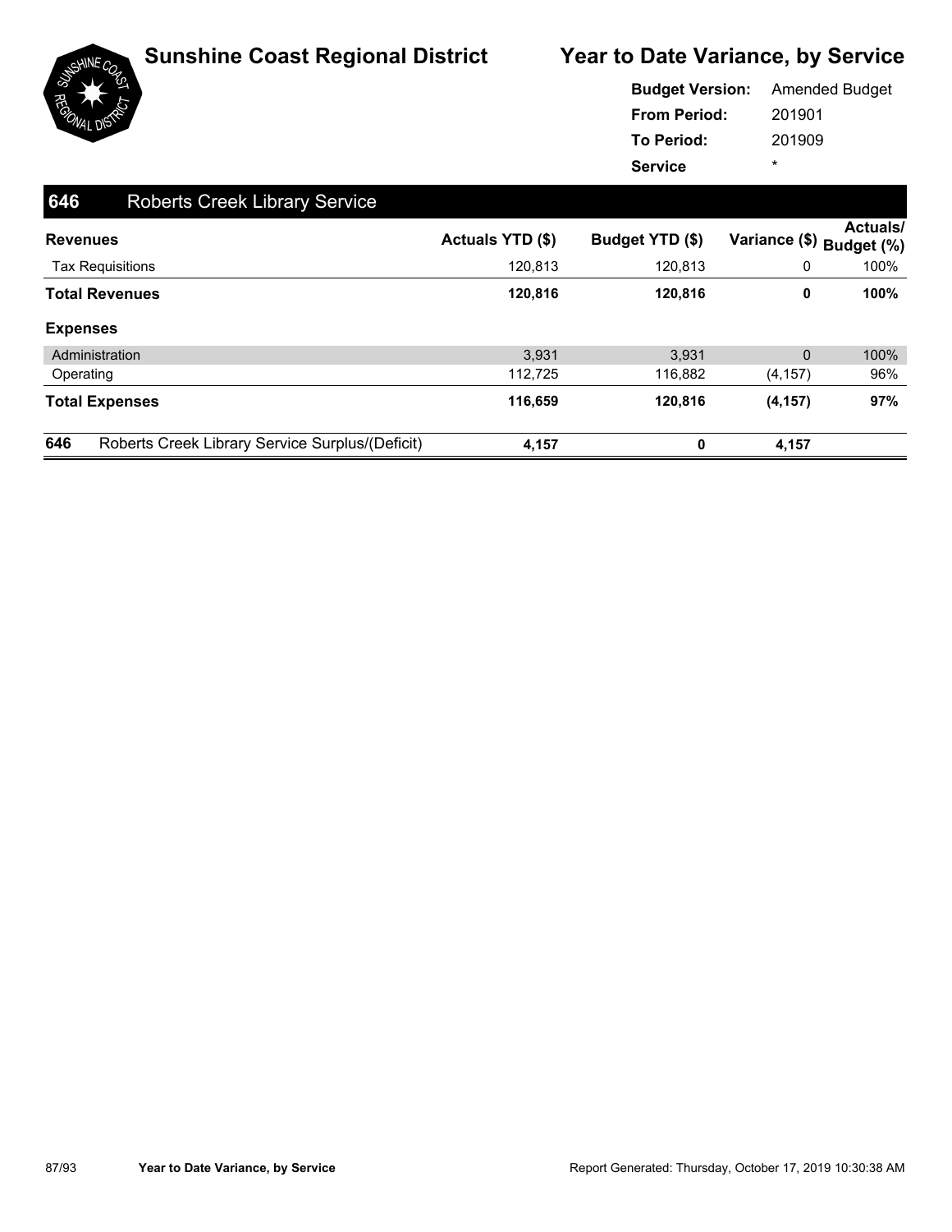# Sunshine Coast Regional District

## Year to Date Variance, by Service

**Budget Version:** Amended Budget
**From Period:** 201901
**To Period:** 201909
**Service** *

### 646 Roberts Creek Library Service

| Revenues | Actuals YTD ($) | Budget YTD ($) | Variance ($) | Actuals/ Budget (%) |
|---|---|---|---|---|
| Tax Requisitions | 120,813 | 120,813 | 0 | 100% |
| **Total Revenues** | **120,816** | **120,816** | **0** | **100%** |
| **Expenses** | | | | |
| Administration | 3,931 | 3,931 | 0 | 100% |
| Operating | 112,725 | 116,882 | (4,157) | 96% |
| **Total Expenses** | **116,659** | **120,816** | **(4,157)** | **97%** |
| **646 Roberts Creek Library Service Surplus/(Deficit)** | **4,157** | **0** | **4,157** | |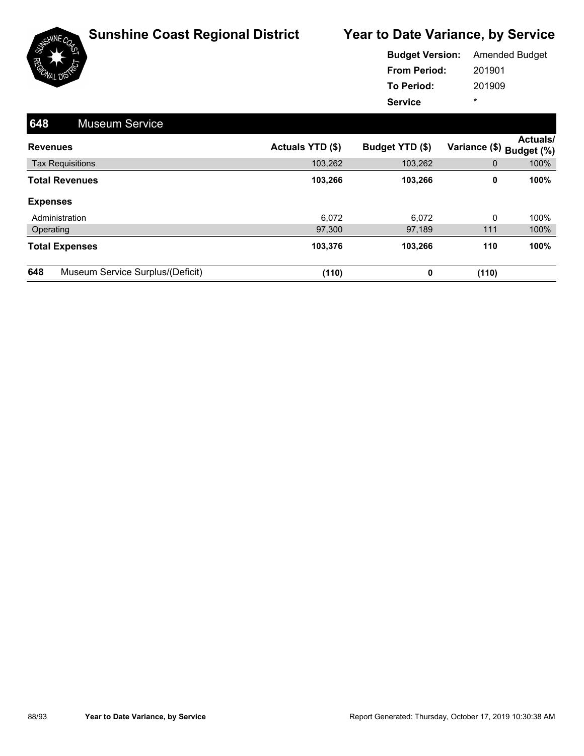# Sunshine Coast Regional District

## Year to Date Variance, by Service

**Budget Version:** Amended Budget
**From Period:** 201901
**To Period:** 201909
**Service** *

## 648 Museum Service

| Revenues | Actuals YTD ($) | Budget YTD ($) | Variance ($) | Actuals/ Budget (%) |
|---|---|---|---|---|
| Tax Requisitions | 103,262 | 103,262 | 0 | 100% |
| **Total Revenues** | **103,266** | **103,266** | **0** | **100%** |
| **Expenses** | | | | |
| Administration | 6,072 | 6,072 | 0 | 100% |
| Operating | 97,300 | 97,189 | 111 | 100% |
| **Total Expenses** | **103,376** | **103,266** | **110** | **100%** |
| **648** Museum Service Surplus/(Deficit) | **(110)** | **0** | **(110)** | |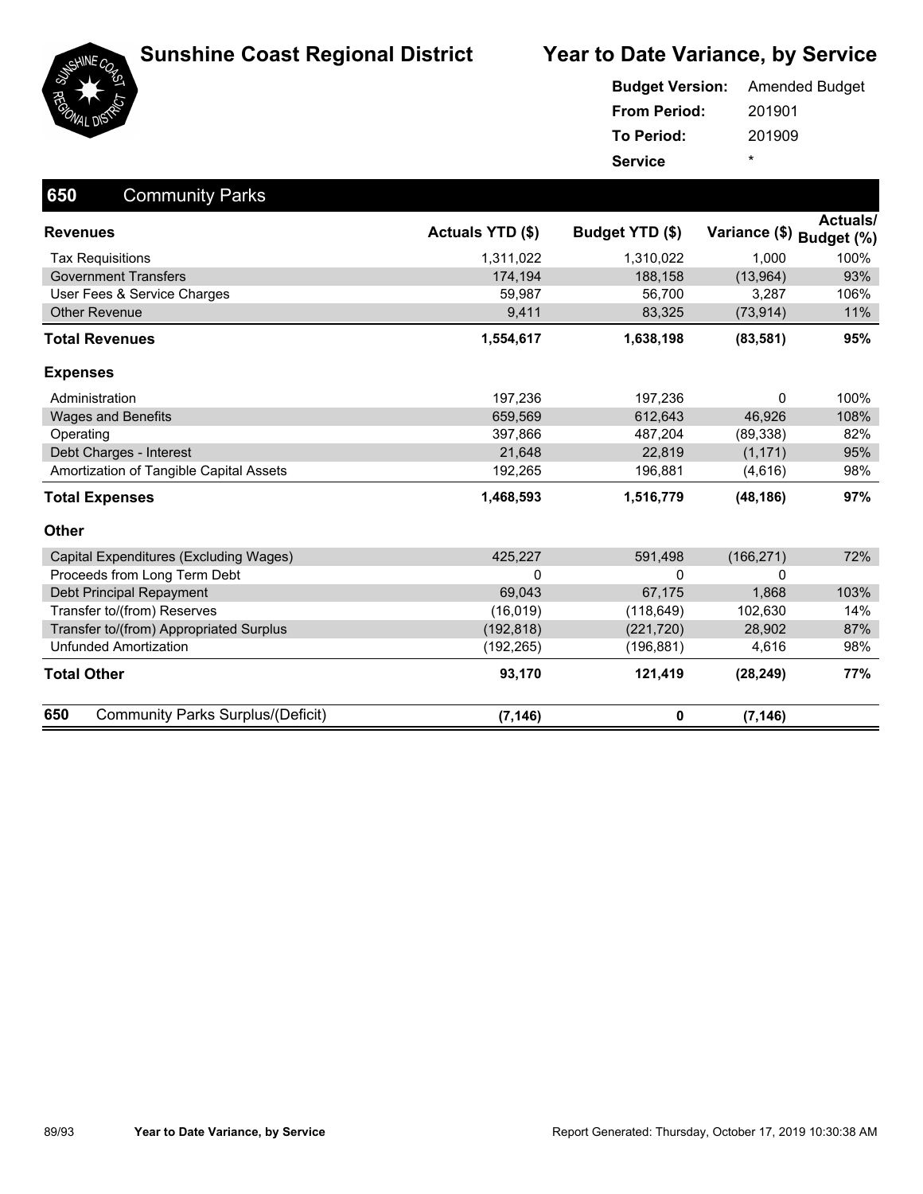# Sunshine Coast Regional District

## Year to Date Variance, by Service

**Budget Version:** Amended Budget
**From Period:** 201901
**To Period:** 201909
**Service** *

## 650 Community Parks

| Revenues | Actuals YTD ($) | Budget YTD ($) | Variance ($) | Actuals/ Budget (%) |
|---|---|---|---|---|
| Tax Requisitions | 1,311,022 | 1,310,022 | 1,000 | 100% |
| Government Transfers | 174,194 | 188,158 | (13,964) | 93% |
| User Fees & Service Charges | 59,987 | 56,700 | 3,287 | 106% |
| Other Revenue | 9,411 | 83,325 | (73,914) | 11% |
| **Total Revenues** | **1,554,617** | **1,638,198** | **(83,581)** | **95%** |
| **Expenses** | | | | |
| Administration | 197,236 | 197,236 | 0 | 100% |
| Wages and Benefits | 659,569 | 612,643 | 46,926 | 108% |
| Operating | 397,866 | 487,204 | (89,338) | 82% |
| Debt Charges - Interest | 21,648 | 22,819 | (1,171) | 95% |
| Amortization of Tangible Capital Assets | 192,265 | 196,881 | (4,616) | 98% |
| **Total Expenses** | **1,468,593** | **1,516,779** | **(48,186)** | **97%** |
| **Other** | | | | |
| Capital Expenditures (Excluding Wages) | 425,227 | 591,498 | (166,271) | 72% |
| Proceeds from Long Term Debt | 0 | 0 | 0 | |
| Debt Principal Repayment | 69,043 | 67,175 | 1,868 | 103% |
| Transfer to/(from) Reserves | (16,019) | (118,649) | 102,630 | 14% |
| Transfer to/(from) Appropriated Surplus | (192,818) | (221,720) | 28,902 | 87% |
| Unfunded Amortization | (192,265) | (196,881) | 4,616 | 98% |
| **Total Other** | **93,170** | **121,419** | **(28,249)** | **77%** |
| **650 Community Parks Surplus/(Deficit)** | **(7,146)** | **0** | **(7,146)** | |

Report Generated: Thursday, October 17, 2019 10:30:38 AM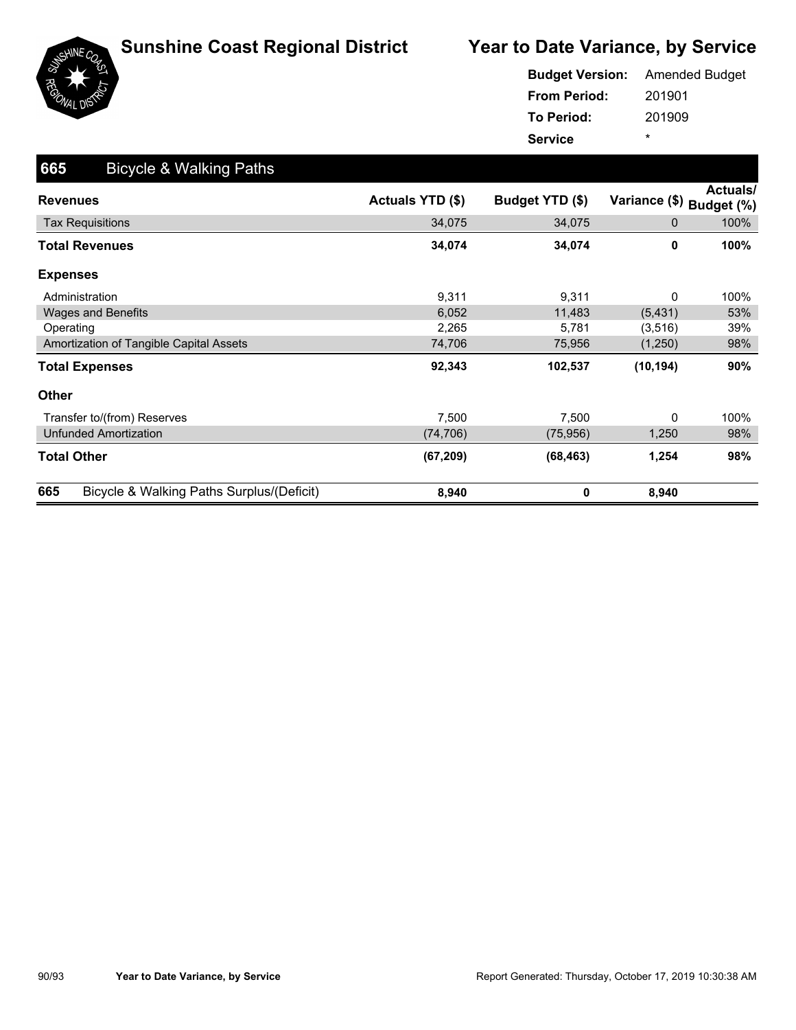# Sunshine Coast Regional District

## Year to Date Variance, by Service

**Budget Version:** Amended Budget
**From Period:** 201901
**To Period:** 201909
**Service** *

## 665 Bicycle & Walking Paths

| Revenues | Actuals YTD ($) | Budget YTD ($) | Variance ($) | Actuals/ Budget (%) |
|---|---|---|---|---|
| Tax Requisitions | 34,075 | 34,075 | 0 | 100% |
| **Total Revenues** | **34,074** | **34,074** | **0** | **100%** |
| **Expenses** | | | | |
| Administration | 9,311 | 9,311 | 0 | 100% |
| Wages and Benefits | 6,052 | 11,483 | (5,431) | 53% |
| Operating | 2,265 | 5,781 | (3,516) | 39% |
| Amortization of Tangible Capital Assets | 74,706 | 75,956 | (1,250) | 98% |
| **Total Expenses** | **92,343** | **102,537** | **(10,194)** | **90%** |
| **Other** | | | | |
| Transfer to/(from) Reserves | 7,500 | 7,500 | 0 | 100% |
| Unfunded Amortization | (74,706) | (75,956) | 1,250 | 98% |
| **Total Other** | **(67,209)** | **(68,463)** | **1,254** | **98%** |
| **665 Bicycle & Walking Paths Surplus/(Deficit)** | **8,940** | **0** | **8,940** | |

Report Generated: Thursday, October 17, 2019 10:30:38 AM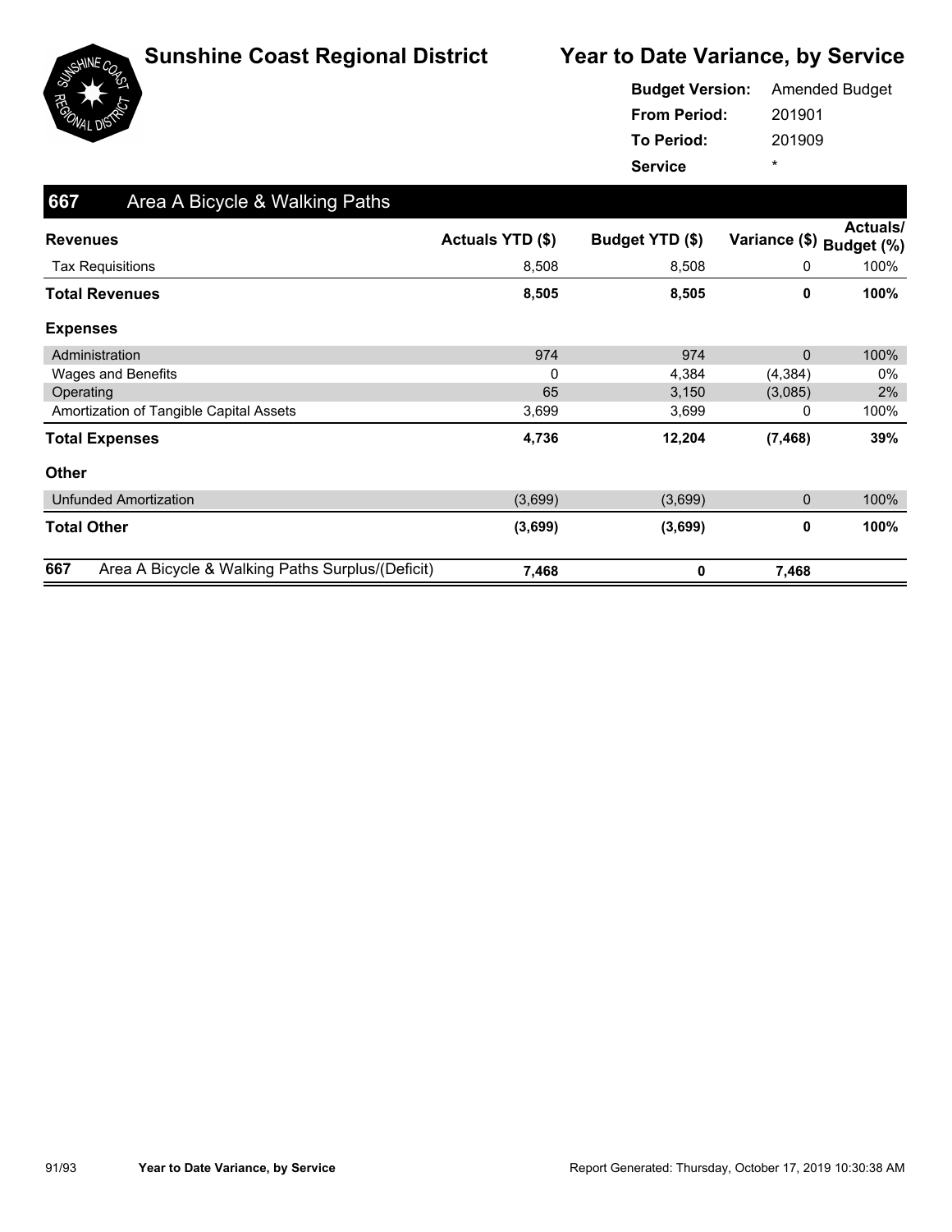# Sunshine Coast Regional District

## Year to Date Variance, by Service

**Budget Version:** Amended Budget
**From Period:** 201901
**To Period:** 201909
**Service** *

### 667 Area A Bicycle & Walking Paths

| Revenues | Actuals YTD ($) | Budget YTD ($) | Variance ($) | Actuals/ Budget (%) |
|---|---|---|---|---|
| Tax Requisitions | 8,508 | 8,508 | 0 | 100% |
| **Total Revenues** | **8,505** | **8,505** | **0** | **100%** |
| **Expenses** | | | | |
| Administration | 974 | 974 | 0 | 100% |
| Wages and Benefits | 0 | 4,384 | (4,384) | 0% |
| Operating | 65 | 3,150 | (3,085) | 2% |
| Amortization of Tangible Capital Assets | 3,699 | 3,699 | 0 | 100% |
| **Total Expenses** | **4,736** | **12,204** | **(7,468)** | **39%** |
| **Other** | | | | |
| Unfunded Amortization | (3,699) | (3,699) | 0 | 100% |
| **Total Other** | **(3,699)** | **(3,699)** | **0** | **100%** |
| **667 Area A Bicycle & Walking Paths Surplus/(Deficit)** | **7,468** | **0** | **7,468** | |

Report Generated: Thursday, October 17, 2019 10:30:38 AM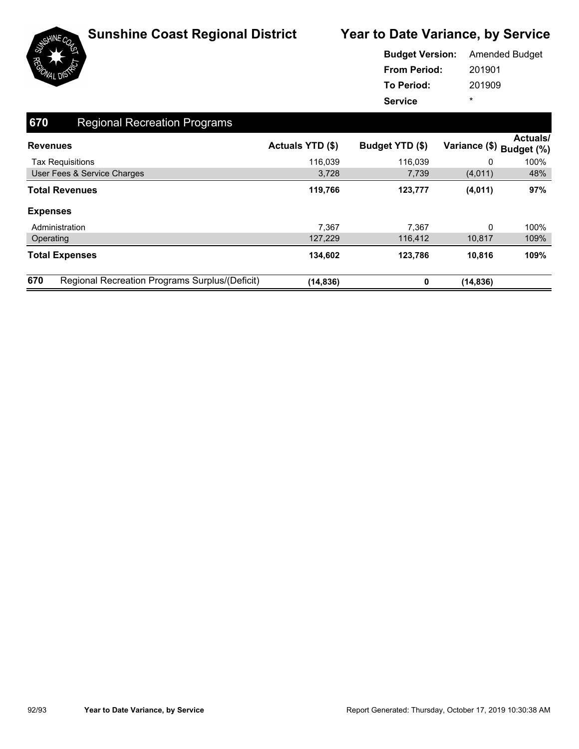# Sunshine Coast Regional District

## Year to Date Variance, by Service

**Budget Version:** Amended Budget
**From Period:** 201901
**To Period:** 201909
**Service** *

## 670 Regional Recreation Programs

| Revenues | Actuals YTD ($) | Budget YTD ($) | Variance ($) | Actuals/ Budget (%) |
|---|---|---|---|---|
| Tax Requisitions | 116,039 | 116,039 | 0 | 100% |
| User Fees & Service Charges | 3,728 | 7,739 | (4,011) | 48% |
| **Total Revenues** | **119,766** | **123,777** | **(4,011)** | **97%** |
| **Expenses** | | | | |
| Administration | 7,367 | 7,367 | 0 | 100% |
| Operating | 127,229 | 116,412 | 10,817 | 109% |
| **Total Expenses** | **134,602** | **123,786** | **10,816** | **109%** |
| **670** Regional Recreation Programs Surplus/(Deficit) | **(14,836)** | **0** | **(14,836)** | |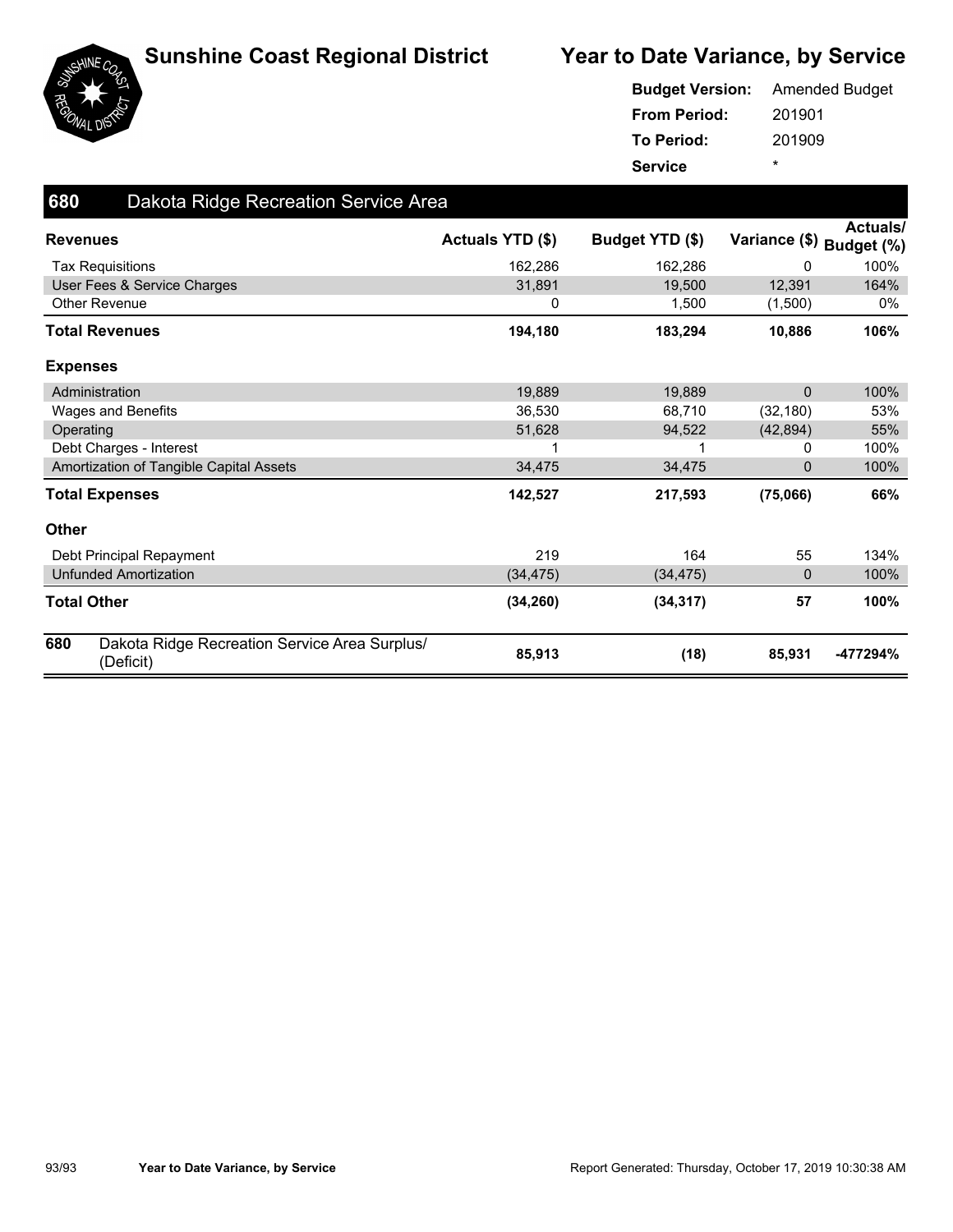# Sunshine Coast Regional District

## Year to Date Variance, by Service

**Budget Version:** Amended Budget
**From Period:** 201901
**To Period:** 201909
**Service** *

### 680 Dakota Ridge Recreation Service Area

| Revenues | Actuals YTD ($) | Budget YTD ($) | Variance ($) | Actuals/ Budget (%) |
|---|---|---|---|---|
| Tax Requisitions | 162,286 | 162,286 | 0 | 100% |
| User Fees & Service Charges | 31,891 | 19,500 | 12,391 | 164% |
| Other Revenue | 0 | 1,500 | (1,500) | 0% |
| **Total Revenues** | **194,180** | **183,294** | **10,886** | **106%** |
| **Expenses** | | | | |
| Administration | 19,889 | 19,889 | 0 | 100% |
| Wages and Benefits | 36,530 | 68,710 | (32,180) | 53% |
| Operating | 51,628 | 94,522 | (42,894) | 55% |
| Debt Charges - Interest | 1 | 1 | 0 | 100% |
| Amortization of Tangible Capital Assets | 34,475 | 34,475 | 0 | 100% |
| **Total Expenses** | **142,527** | **217,593** | **(75,066)** | **66%** |
| **Other** | | | | |
| Debt Principal Repayment | 219 | 164 | 55 | 134% |
| Unfunded Amortization | (34,475) | (34,475) | 0 | 100% |
| **Total Other** | **(34,260)** | **(34,317)** | **57** | **100%** |
| **680 Dakota Ridge Recreation Service Area Surplus/ (Deficit)** | **85,913** | **(18)** | **85,931** | **-477294%** |

Year to Date Variance, by Service — Report Generated: Thursday, October 17, 2019 10:30:38 AM